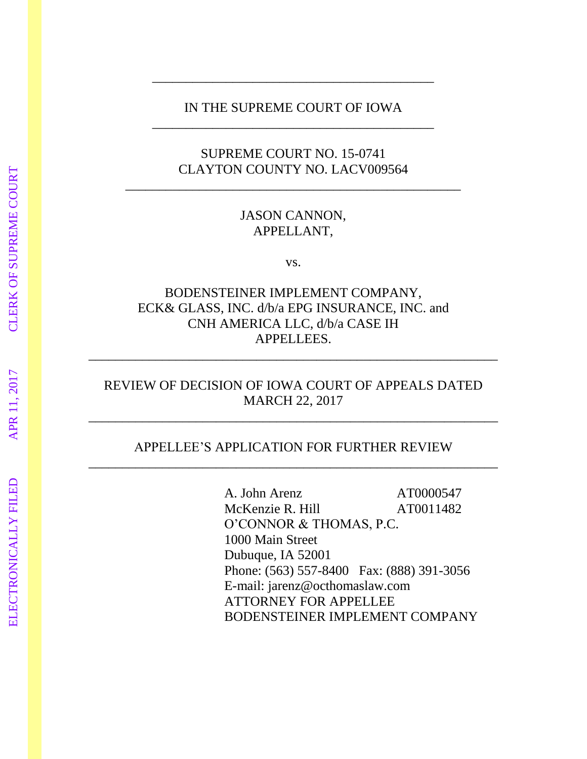IN THE SUPREME COURT OF IOWA

---

SUPREME COURT NO. 15-0741
CLAYTON COUNTY NO. LACV009564

---

JASON CANNON,
APPELLANT,

vs.

BODENSTEINER IMPLEMENT COMPANY,
ECK& GLASS, INC. d/b/a EPG INSURANCE, INC. and
CNH AMERICA LLC, d/b/a CASE IH
APPELLEES.

---

REVIEW OF DECISION OF IOWA COURT OF APPEALS DATED
MARCH 22, 2017

---

APPELLEE'S APPLICATION FOR FURTHER REVIEW

---

A. John Arenz AT0000547
McKenzie R. Hill AT0011482
O'CONNOR & THOMAS, P.C.
1000 Main Street
Dubuque, IA 52001
Phone: (563) 557-8400 Fax: (888) 391-3056
E-mail: jarenz@octhomaslaw.com
ATTORNEY FOR APPELLEE
BODENSTEINER IMPLEMENT COMPANY

ELECTRONICALLY FILED APR 11, 2017 CLERK OF SUPREME COURT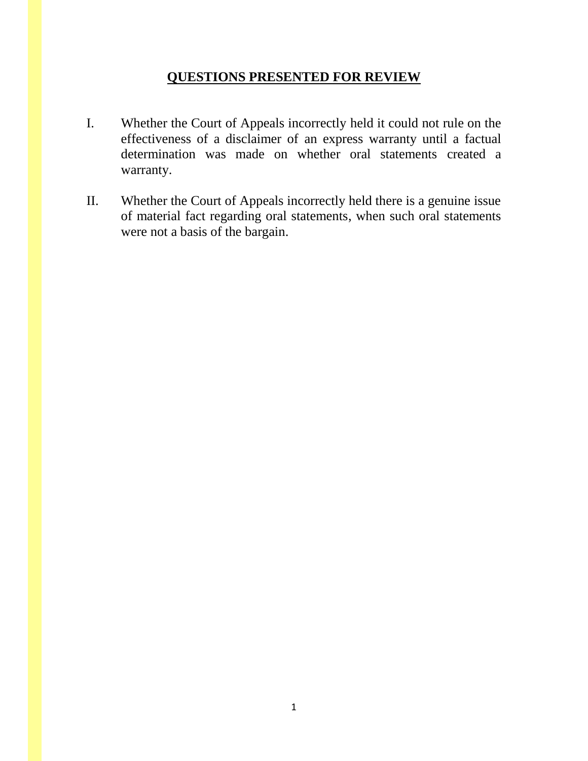## QUESTIONS PRESENTED FOR REVIEW

I. Whether the Court of Appeals incorrectly held it could not rule on the effectiveness of a disclaimer of an express warranty until a factual determination was made on whether oral statements created a warranty.

II. Whether the Court of Appeals incorrectly held there is a genuine issue of material fact regarding oral statements, when such oral statements were not a basis of the bargain.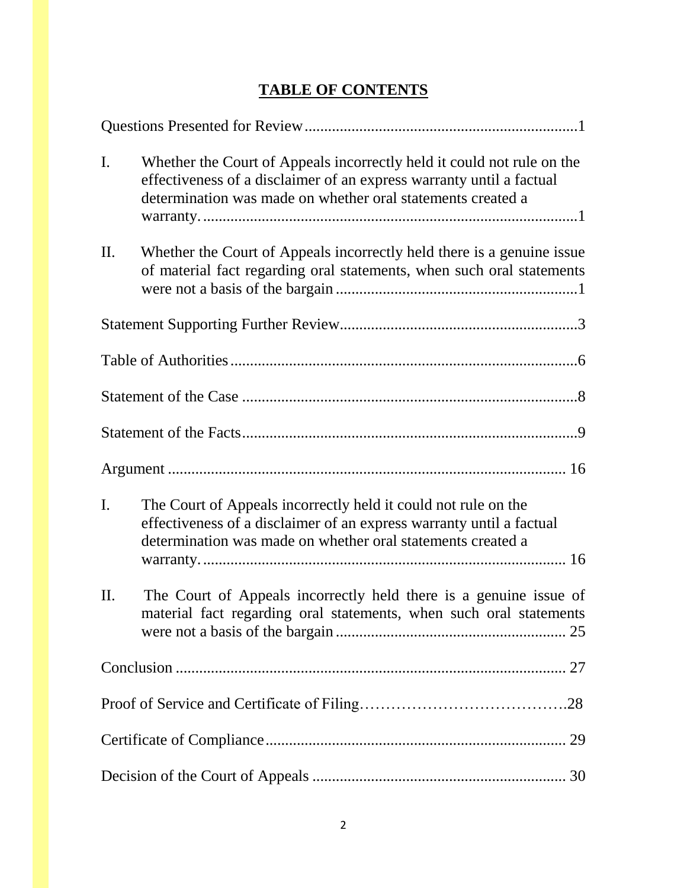# TABLE OF CONTENTS

Questions Presented for Review ..................................................................... 1

I. Whether the Court of Appeals incorrectly held it could not rule on the effectiveness of a disclaimer of an express warranty until a factual determination was made on whether oral statements created a warranty. ............................................................................................... 1

II. Whether the Court of Appeals incorrectly held there is a genuine issue of material fact regarding oral statements, when such oral statements were not a basis of the bargain ............................................................. 1

Statement Supporting Further Review ............................................................ 3

Table of Authorities ......................................................................................... 6

Statement of the Case ...................................................................................... 8

Statement of the Facts ...................................................................................... 9

Argument ...................................................................................................... 16

I. The Court of Appeals incorrectly held it could not rule on the effectiveness of a disclaimer of an express warranty until a factual determination was made on whether oral statements created a warranty. ............................................................................................ 16

II. The Court of Appeals incorrectly held there is a genuine issue of material fact regarding oral statements, when such oral statements were not a basis of the bargain ........................................................... 25

Conclusion .................................................................................................... 27

Proof of Service and Certificate of Filing……………………………….28

Certificate of Compliance ............................................................................ 29

Decision of the Court of Appeals ................................................................ 30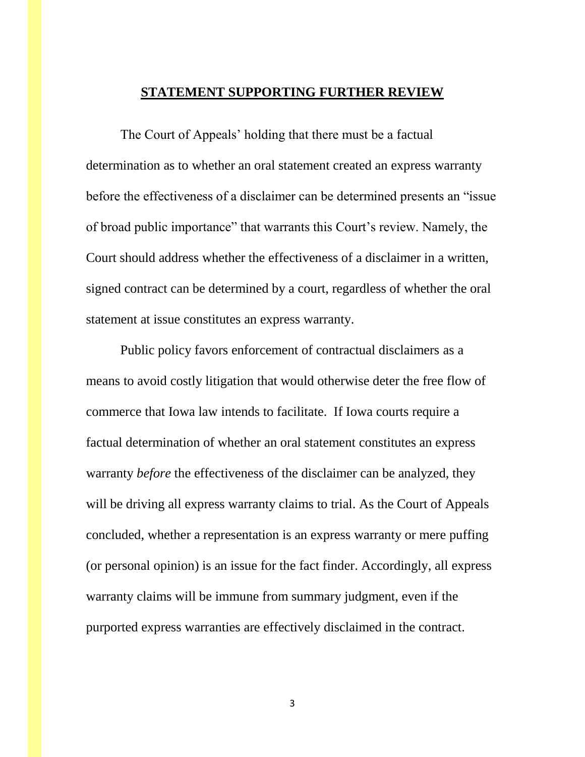## STATEMENT SUPPORTING FURTHER REVIEW

The Court of Appeals' holding that there must be a factual determination as to whether an oral statement created an express warranty before the effectiveness of a disclaimer can be determined presents an "issue of broad public importance" that warrants this Court's review. Namely, the Court should address whether the effectiveness of a disclaimer in a written, signed contract can be determined by a court, regardless of whether the oral statement at issue constitutes an express warranty.

Public policy favors enforcement of contractual disclaimers as a means to avoid costly litigation that would otherwise deter the free flow of commerce that Iowa law intends to facilitate. If Iowa courts require a factual determination of whether an oral statement constitutes an express warranty *before* the effectiveness of the disclaimer can be analyzed, they will be driving all express warranty claims to trial. As the Court of Appeals concluded, whether a representation is an express warranty or mere puffing (or personal opinion) is an issue for the fact finder. Accordingly, all express warranty claims will be immune from summary judgment, even if the purported express warranties are effectively disclaimed in the contract.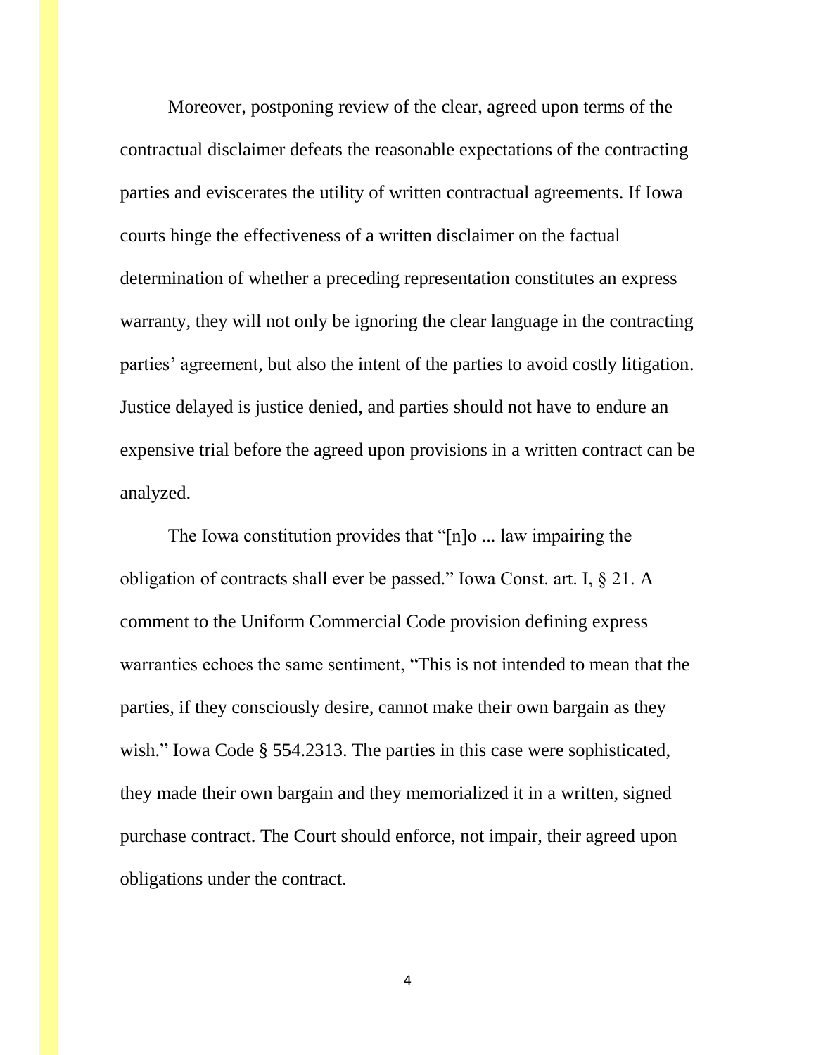Moreover, postponing review of the clear, agreed upon terms of the contractual disclaimer defeats the reasonable expectations of the contracting parties and eviscerates the utility of written contractual agreements. If Iowa courts hinge the effectiveness of a written disclaimer on the factual determination of whether a preceding representation constitutes an express warranty, they will not only be ignoring the clear language in the contracting parties' agreement, but also the intent of the parties to avoid costly litigation. Justice delayed is justice denied, and parties should not have to endure an expensive trial before the agreed upon provisions in a written contract can be analyzed.

The Iowa constitution provides that "[n]o ... law impairing the obligation of contracts shall ever be passed." Iowa Const. art. I, § 21. A comment to the Uniform Commercial Code provision defining express warranties echoes the same sentiment, "This is not intended to mean that the parties, if they consciously desire, cannot make their own bargain as they wish." Iowa Code § 554.2313. The parties in this case were sophisticated, they made their own bargain and they memorialized it in a written, signed purchase contract. The Court should enforce, not impair, their agreed upon obligations under the contract.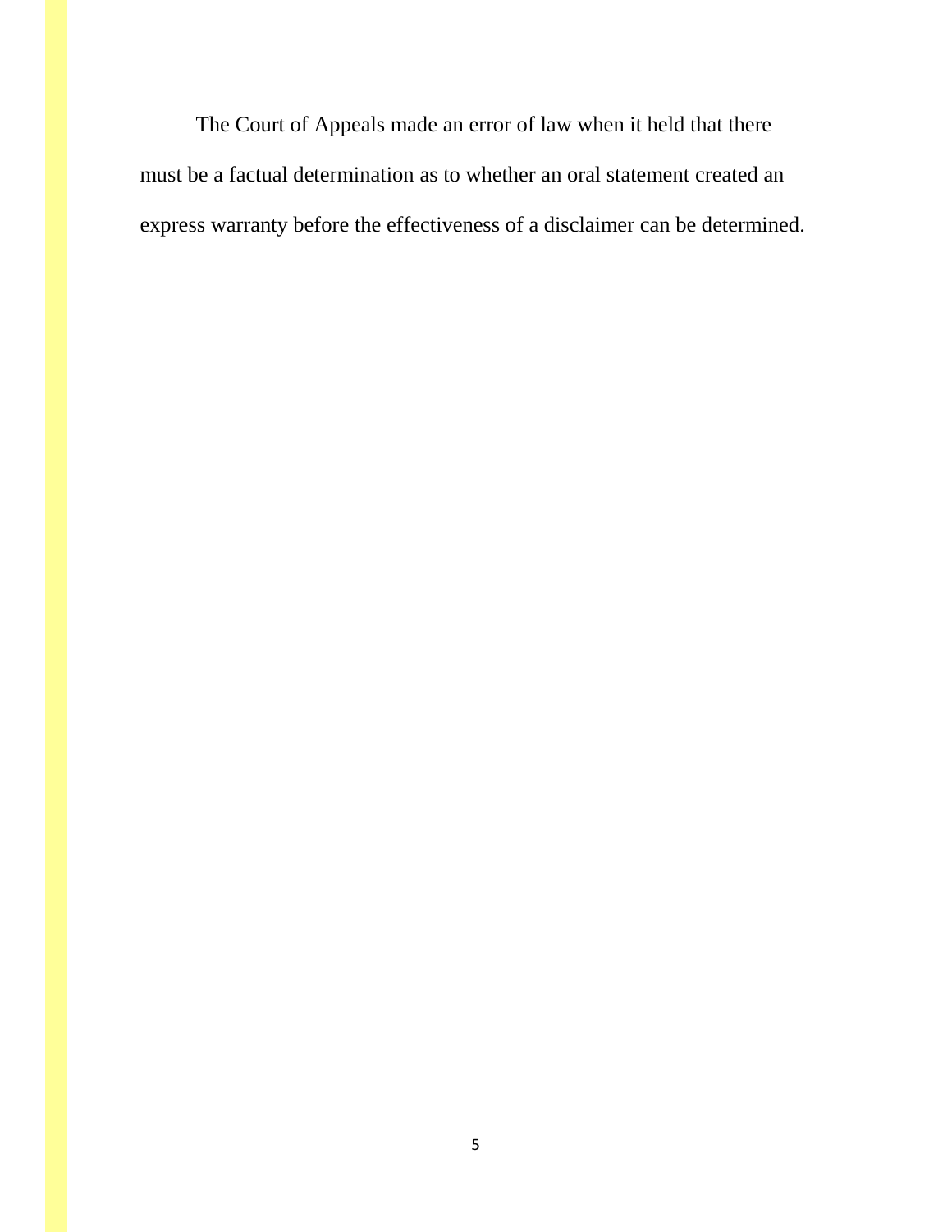The Court of Appeals made an error of law when it held that there must be a factual determination as to whether an oral statement created an express warranty before the effectiveness of a disclaimer can be determined.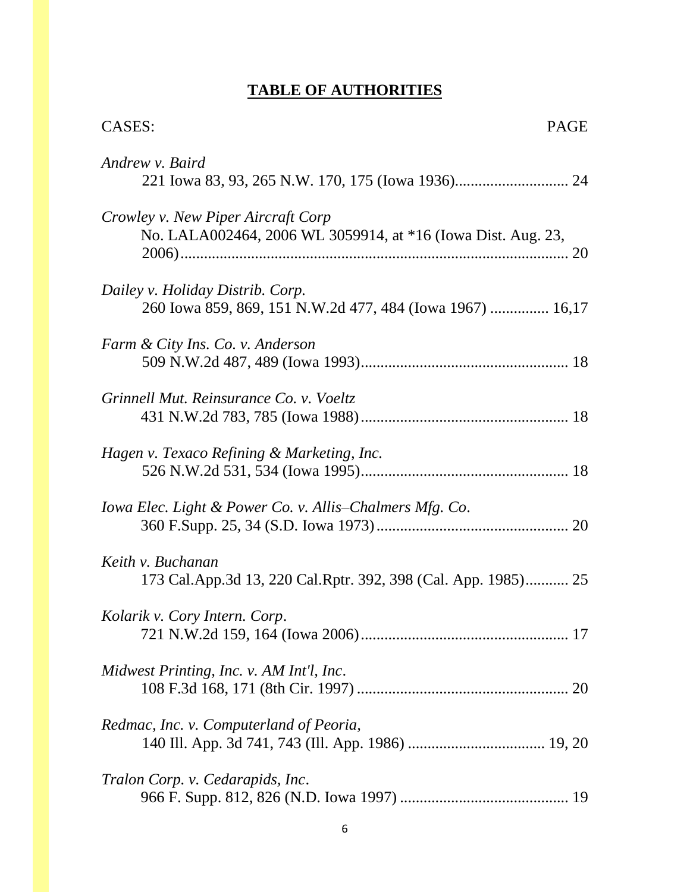## **TABLE OF AUTHORITIES**

CASES: PAGE

*Andrew v. Baird*
221 Iowa 83, 93, 265 N.W. 170, 175 (Iowa 1936)............................ 24

*Crowley v. New Piper Aircraft Corp*
No. LALA002464, 2006 WL 3059914, at *16 (Iowa Dist. Aug. 23, 2006).................................................................................................. 20

*Dailey v. Holiday Distrib. Corp.*
260 Iowa 859, 869, 151 N.W.2d 477, 484 (Iowa 1967) ............... 16,17

*Farm & City Ins. Co. v. Anderson*
509 N.W.2d 487, 489 (Iowa 1993).................................................... 18

*Grinnell Mut. Reinsurance Co. v. Voeltz*
431 N.W.2d 783, 785 (Iowa 1988).................................................... 18

*Hagen v. Texaco Refining & Marketing, Inc.*
526 N.W.2d 531, 534 (Iowa 1995).................................................... 18

*Iowa Elec. Light & Power Co. v. Allis–Chalmers Mfg. Co.*
360 F.Supp. 25, 34 (S.D. Iowa 1973)................................................ 20

*Keith v. Buchanan*
173 Cal.App.3d 13, 220 Cal.Rptr. 392, 398 (Cal. App. 1985)........... 25

*Kolarik v. Cory Intern. Corp.*
721 N.W.2d 159, 164 (Iowa 2006).................................................... 17

*Midwest Printing, Inc. v. AM Int'l, Inc.*
108 F.3d 168, 171 (8th Cir. 1997)..................................................... 20

*Redmac, Inc. v. Computerland of Peoria,*
140 Ill. App. 3d 741, 743 (Ill. App. 1986) .................................. 19, 20

*Tralon Corp. v. Cedarapids, Inc.*
966 F. Supp. 812, 826 (N.D. Iowa 1997) ........................................... 19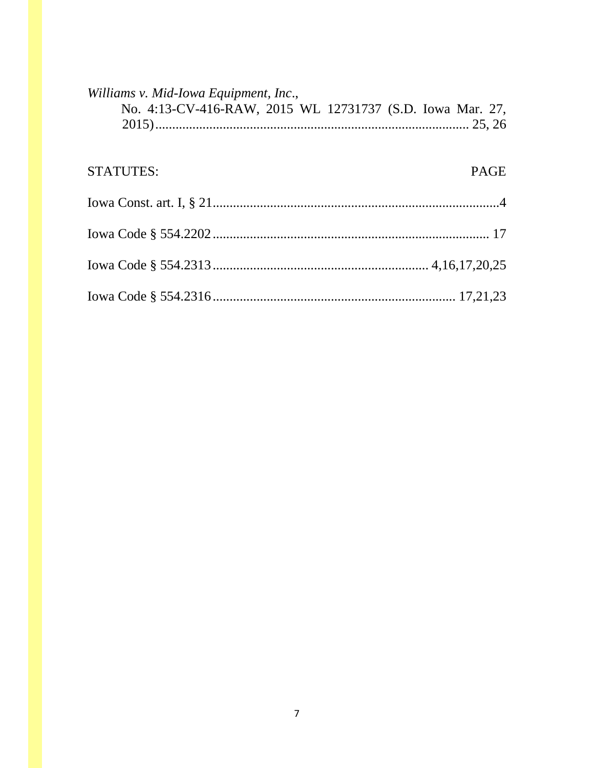*Williams v. Mid-Iowa Equipment, Inc.*,
No. 4:13-CV-416-RAW, 2015 WL 12731737 (S.D. Iowa Mar. 27, 2015)............................................................................................ 25, 26

STATUTES: PAGE

Iowa Const. art. I, § 21....................................................................................4

Iowa Code § 554.2202.................................................................................. 17

Iowa Code § 554.2313................................................................ 4,16,17,20,25

Iowa Code § 554.2316........................................................................ 17,21,23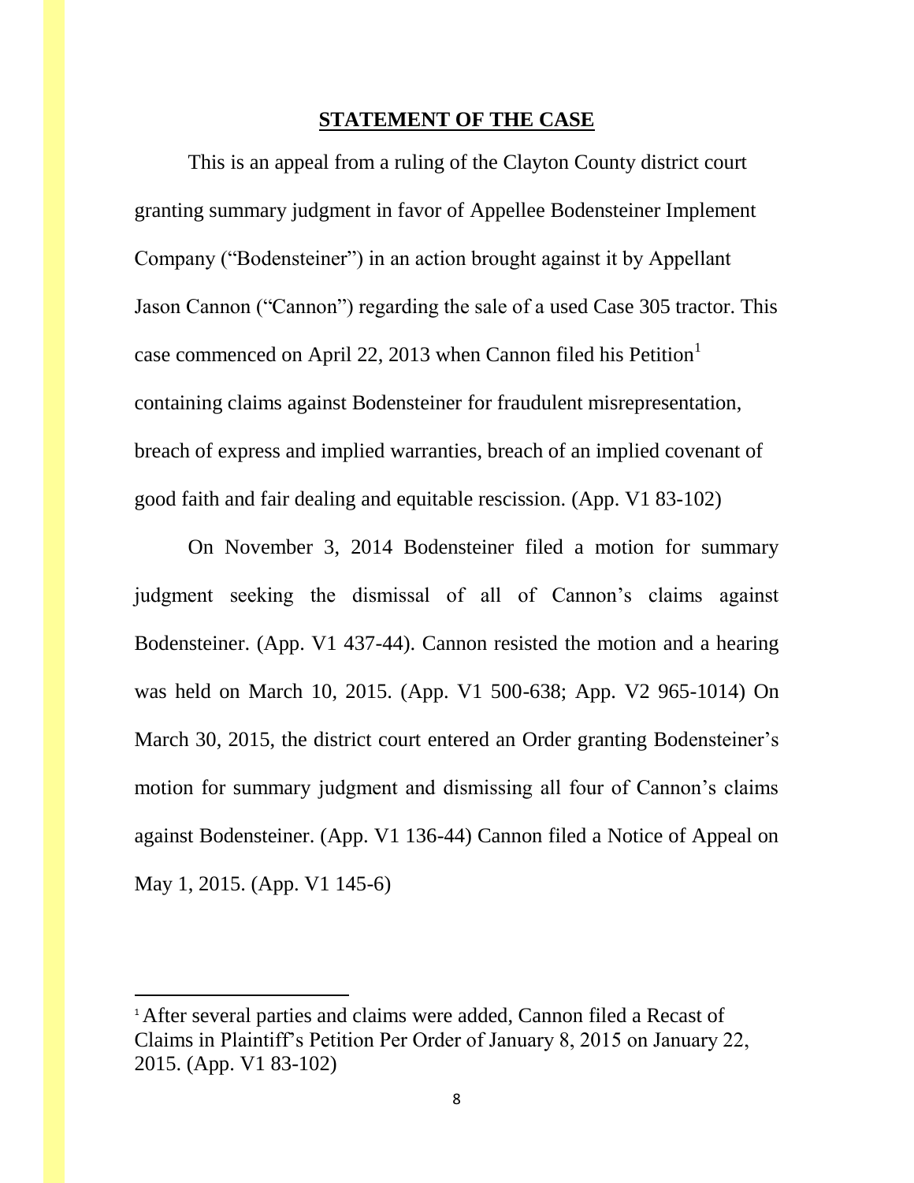## STATEMENT OF THE CASE

This is an appeal from a ruling of the Clayton County district court granting summary judgment in favor of Appellee Bodensteiner Implement Company ("Bodensteiner") in an action brought against it by Appellant Jason Cannon ("Cannon") regarding the sale of a used Case 305 tractor. This case commenced on April 22, 2013 when Cannon filed his Petition[1] containing claims against Bodensteiner for fraudulent misrepresentation, breach of express and implied warranties, breach of an implied covenant of good faith and fair dealing and equitable rescission. (App. V1 83-102)

On November 3, 2014 Bodensteiner filed a motion for summary judgment seeking the dismissal of all of Cannon's claims against Bodensteiner. (App. V1 437-44). Cannon resisted the motion and a hearing was held on March 10, 2015. (App. V1 500-638; App. V2 965-1014) On March 30, 2015, the district court entered an Order granting Bodensteiner's motion for summary judgment and dismissing all four of Cannon's claims against Bodensteiner. (App. V1 136-44) Cannon filed a Notice of Appeal on May 1, 2015. (App. V1 145-6)

---

[1] After several parties and claims were added, Cannon filed a Recast of Claims in Plaintiff's Petition Per Order of January 8, 2015 on January 22, 2015. (App. V1 83-102)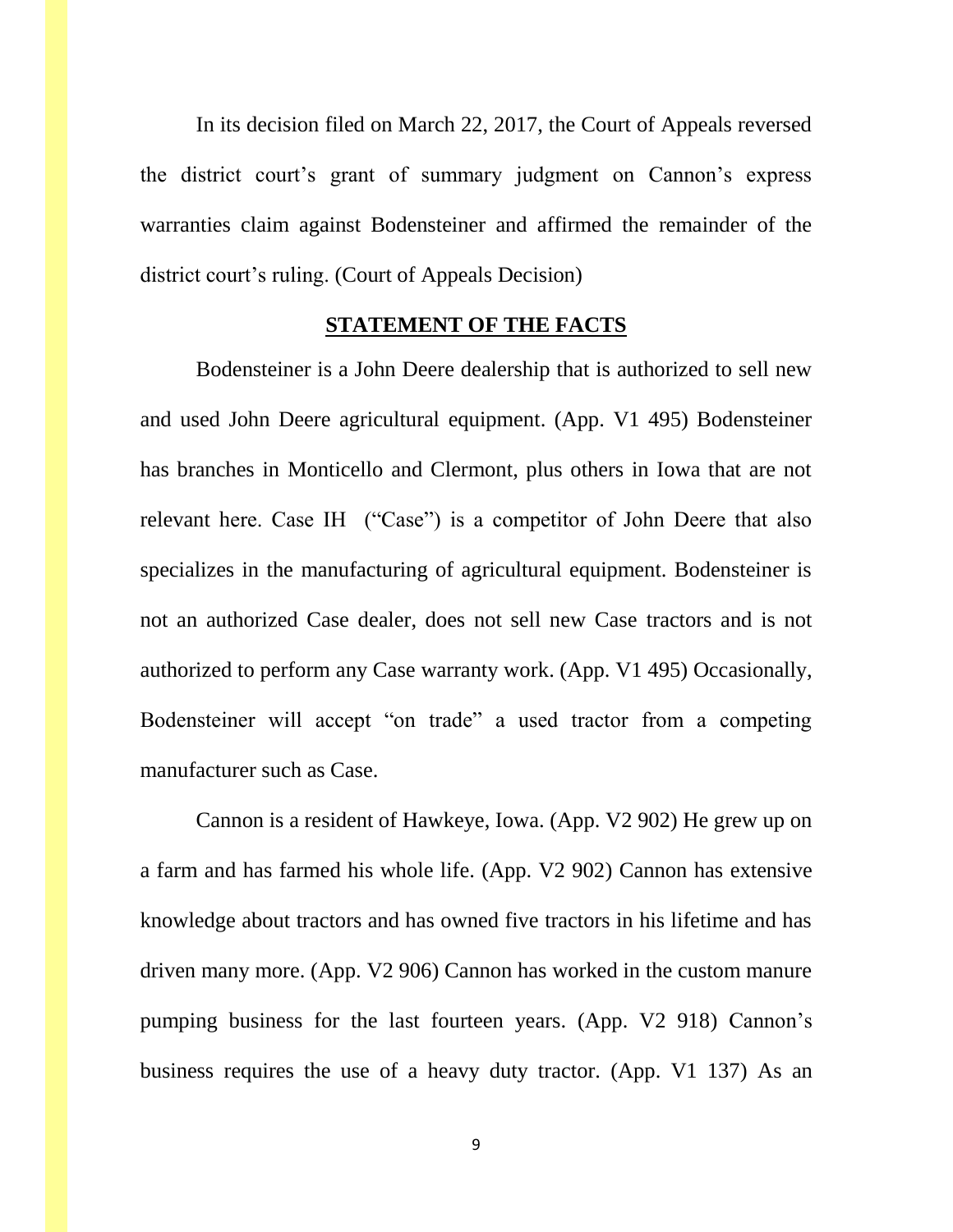In its decision filed on March 22, 2017, the Court of Appeals reversed the district court's grant of summary judgment on Cannon's express warranties claim against Bodensteiner and affirmed the remainder of the district court's ruling. (Court of Appeals Decision)

## STATEMENT OF THE FACTS

Bodensteiner is a John Deere dealership that is authorized to sell new and used John Deere agricultural equipment. (App. V1 495) Bodensteiner has branches in Monticello and Clermont, plus others in Iowa that are not relevant here. Case IH ("Case") is a competitor of John Deere that also specializes in the manufacturing of agricultural equipment. Bodensteiner is not an authorized Case dealer, does not sell new Case tractors and is not authorized to perform any Case warranty work. (App. V1 495) Occasionally, Bodensteiner will accept "on trade" a used tractor from a competing manufacturer such as Case.

Cannon is a resident of Hawkeye, Iowa. (App. V2 902) He grew up on a farm and has farmed his whole life. (App. V2 902) Cannon has extensive knowledge about tractors and has owned five tractors in his lifetime and has driven many more. (App. V2 906) Cannon has worked in the custom manure pumping business for the last fourteen years. (App. V2 918) Cannon's business requires the use of a heavy duty tractor. (App. V1 137) As an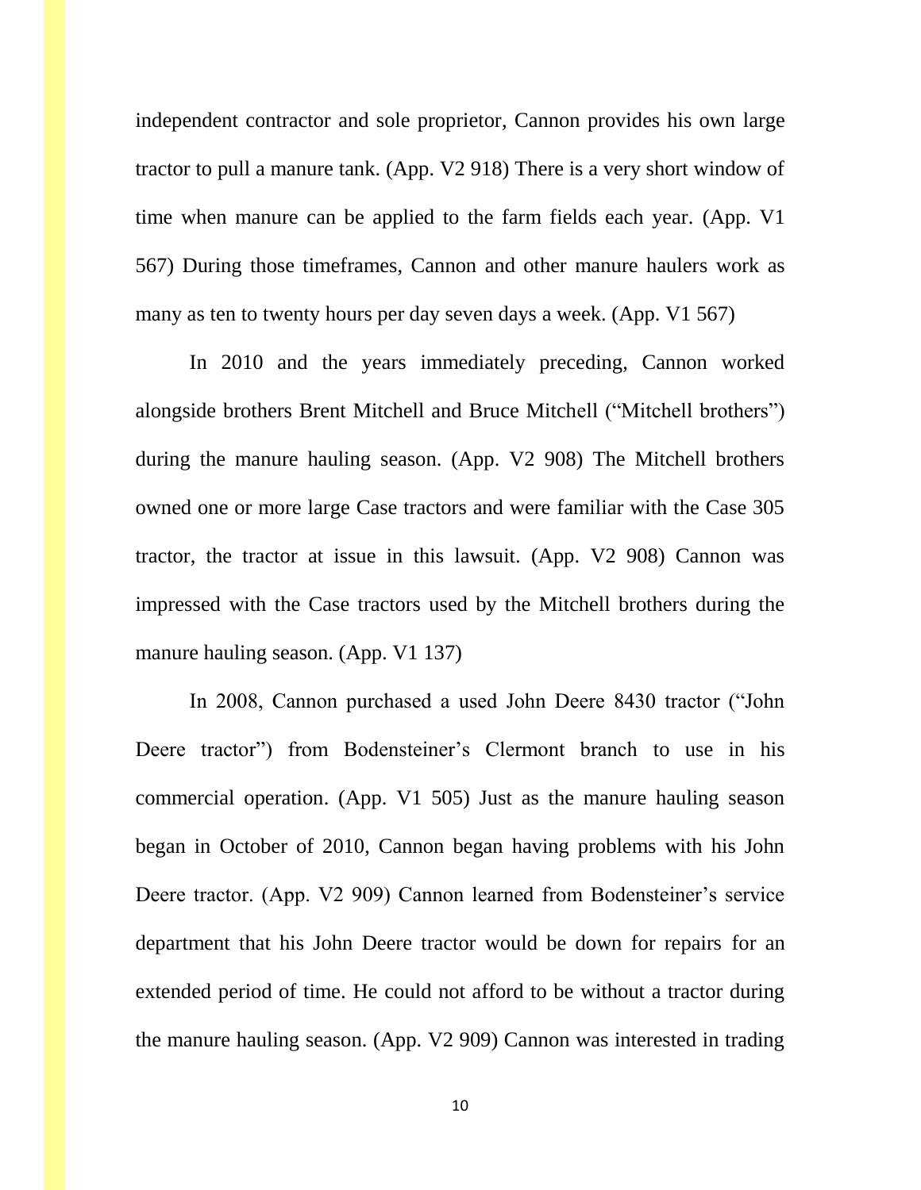independent contractor and sole proprietor, Cannon provides his own large tractor to pull a manure tank. (App. V2 918) There is a very short window of time when manure can be applied to the farm fields each year. (App. V1 567) During those timeframes, Cannon and other manure haulers work as many as ten to twenty hours per day seven days a week. (App. V1 567)

In 2010 and the years immediately preceding, Cannon worked alongside brothers Brent Mitchell and Bruce Mitchell ("Mitchell brothers") during the manure hauling season. (App. V2 908) The Mitchell brothers owned one or more large Case tractors and were familiar with the Case 305 tractor, the tractor at issue in this lawsuit. (App. V2 908) Cannon was impressed with the Case tractors used by the Mitchell brothers during the manure hauling season. (App. V1 137)

In 2008, Cannon purchased a used John Deere 8430 tractor ("John Deere tractor") from Bodensteiner's Clermont branch to use in his commercial operation. (App. V1 505) Just as the manure hauling season began in October of 2010, Cannon began having problems with his John Deere tractor. (App. V2 909) Cannon learned from Bodensteiner's service department that his John Deere tractor would be down for repairs for an extended period of time. He could not afford to be without a tractor during the manure hauling season. (App. V2 909) Cannon was interested in trading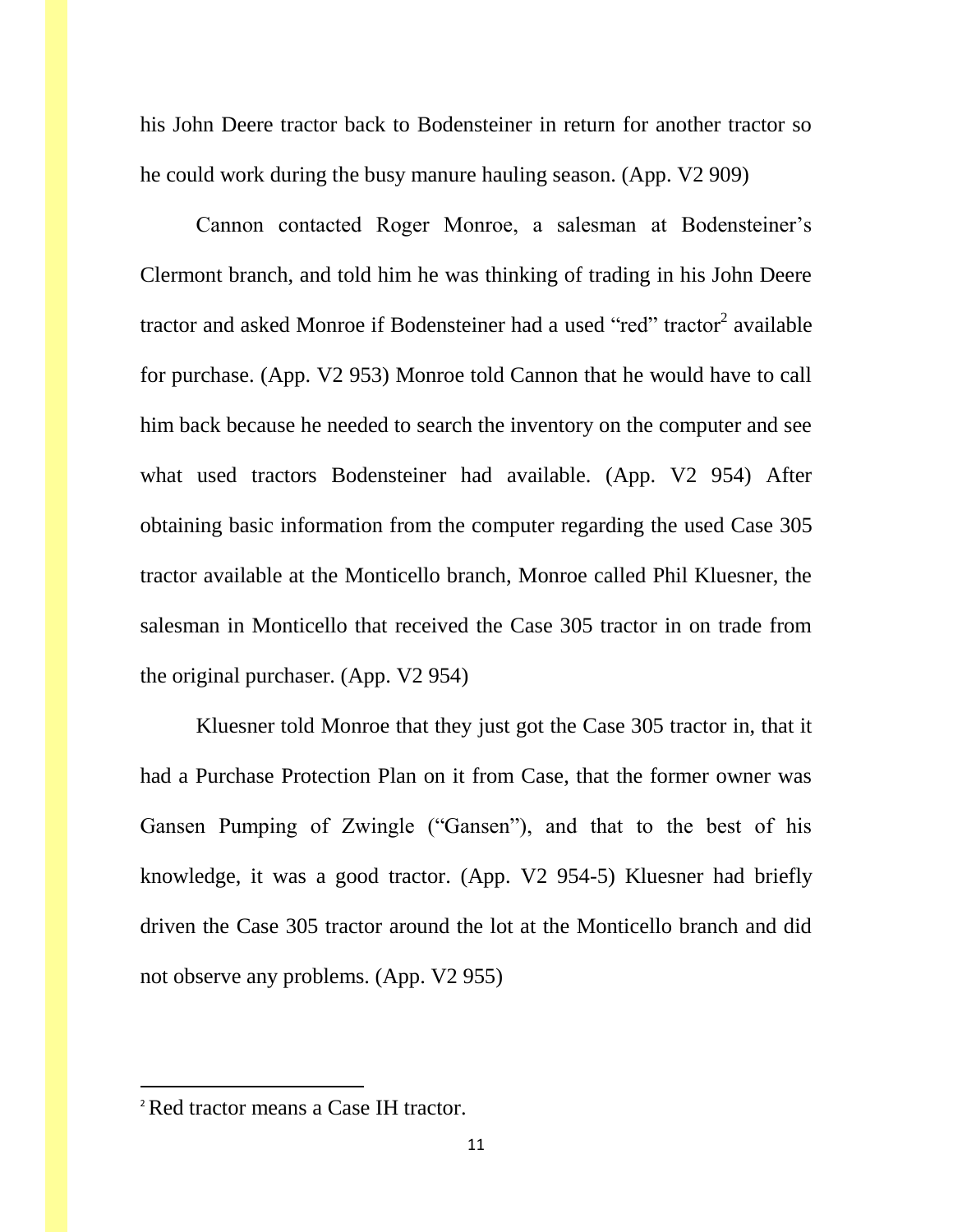his John Deere tractor back to Bodensteiner in return for another tractor so he could work during the busy manure hauling season. (App. V2 909)

Cannon contacted Roger Monroe, a salesman at Bodensteiner's Clermont branch, and told him he was thinking of trading in his John Deere tractor and asked Monroe if Bodensteiner had a used "red" tractor[2] available for purchase. (App. V2 953) Monroe told Cannon that he would have to call him back because he needed to search the inventory on the computer and see what used tractors Bodensteiner had available. (App. V2 954) After obtaining basic information from the computer regarding the used Case 305 tractor available at the Monticello branch, Monroe called Phil Kluesner, the salesman in Monticello that received the Case 305 tractor in on trade from the original purchaser. (App. V2 954)

Kluesner told Monroe that they just got the Case 305 tractor in, that it had a Purchase Protection Plan on it from Case, that the former owner was Gansen Pumping of Zwingle ("Gansen"), and that to the best of his knowledge, it was a good tractor. (App. V2 954-5) Kluesner had briefly driven the Case 305 tractor around the lot at the Monticello branch and did not observe any problems. (App. V2 955)

---

[2] Red tractor means a Case IH tractor.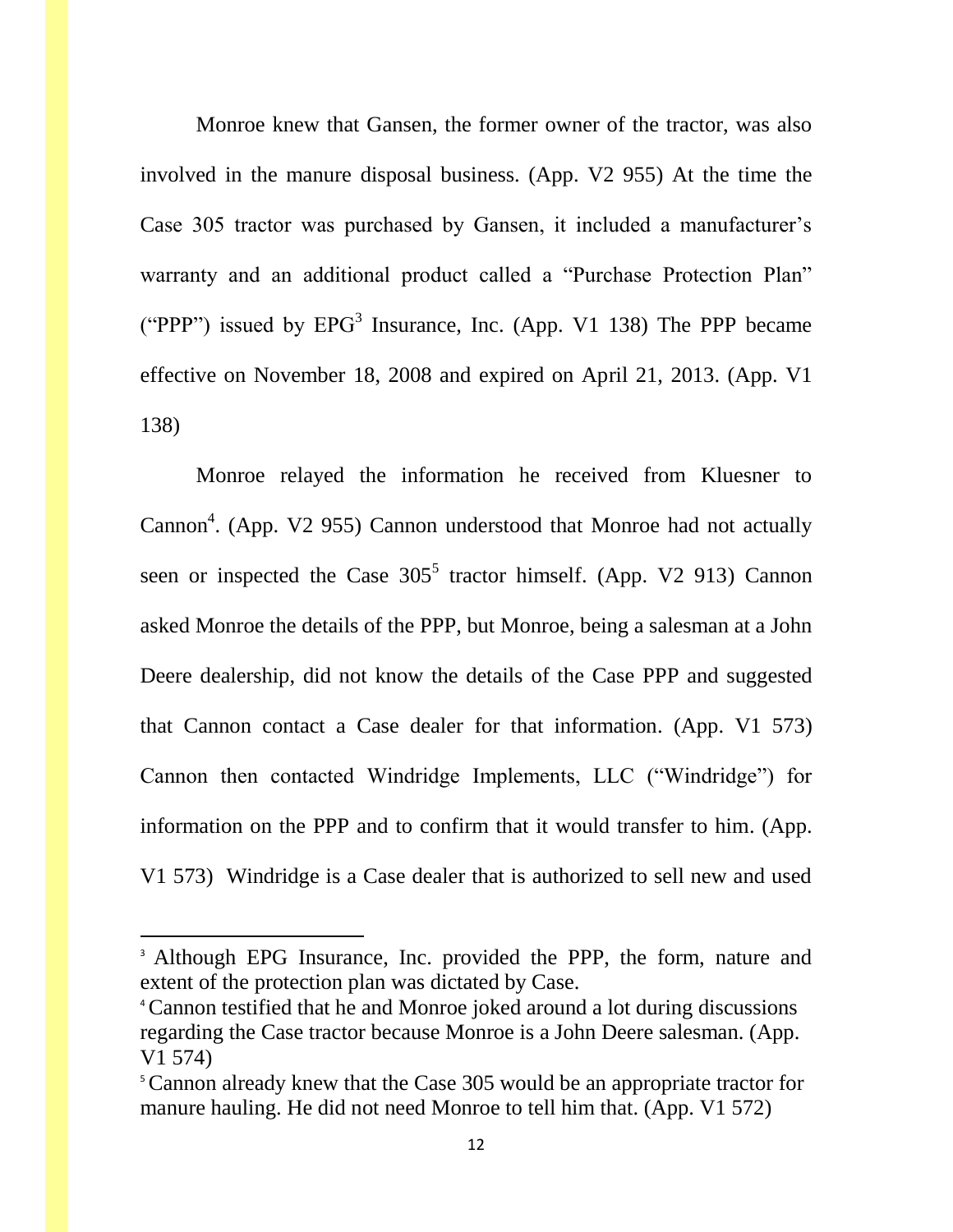Monroe knew that Gansen, the former owner of the tractor, was also involved in the manure disposal business. (App. V2 955) At the time the Case 305 tractor was purchased by Gansen, it included a manufacturer's warranty and an additional product called a "Purchase Protection Plan" ("PPP") issued by EPG[3] Insurance, Inc. (App. V1 138) The PPP became effective on November 18, 2008 and expired on April 21, 2013. (App. V1 138)

Monroe relayed the information he received from Kluesner to Cannon[4]. (App. V2 955) Cannon understood that Monroe had not actually seen or inspected the Case 305[5] tractor himself. (App. V2 913) Cannon asked Monroe the details of the PPP, but Monroe, being a salesman at a John Deere dealership, did not know the details of the Case PPP and suggested that Cannon contact a Case dealer for that information. (App. V1 573) Cannon then contacted Windridge Implements, LLC ("Windridge") for information on the PPP and to confirm that it would transfer to him. (App. V1 573) Windridge is a Case dealer that is authorized to sell new and used

---

[3] Although EPG Insurance, Inc. provided the PPP, the form, nature and extent of the protection plan was dictated by Case.

[4] Cannon testified that he and Monroe joked around a lot during discussions regarding the Case tractor because Monroe is a John Deere salesman. (App. V1 574)

[5] Cannon already knew that the Case 305 would be an appropriate tractor for manure hauling. He did not need Monroe to tell him that. (App. V1 572)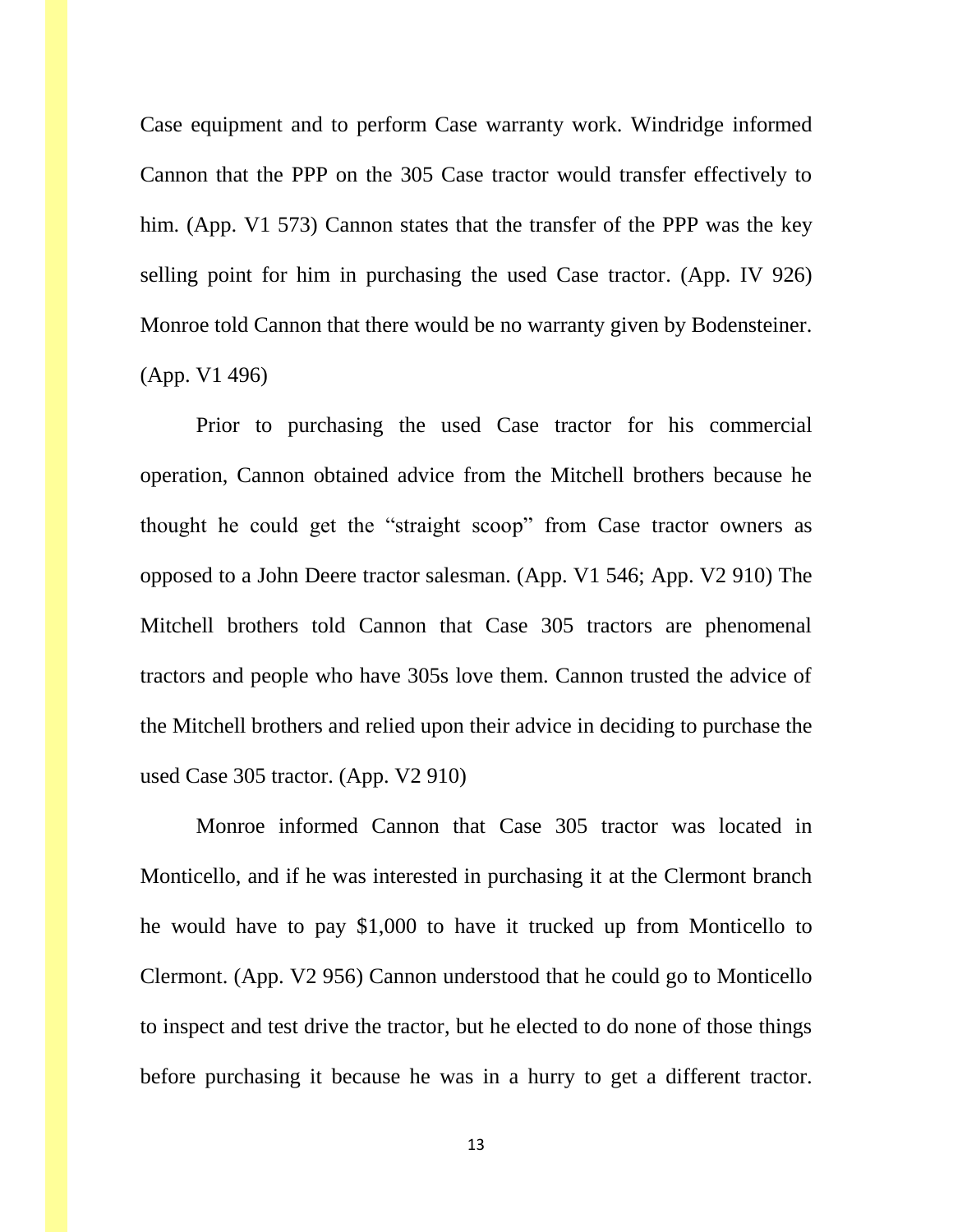Case equipment and to perform Case warranty work. Windridge informed Cannon that the PPP on the 305 Case tractor would transfer effectively to him. (App. V1 573) Cannon states that the transfer of the PPP was the key selling point for him in purchasing the used Case tractor. (App. IV 926) Monroe told Cannon that there would be no warranty given by Bodensteiner. (App. V1 496)

Prior to purchasing the used Case tractor for his commercial operation, Cannon obtained advice from the Mitchell brothers because he thought he could get the "straight scoop" from Case tractor owners as opposed to a John Deere tractor salesman. (App. V1 546; App. V2 910) The Mitchell brothers told Cannon that Case 305 tractors are phenomenal tractors and people who have 305s love them. Cannon trusted the advice of the Mitchell brothers and relied upon their advice in deciding to purchase the used Case 305 tractor. (App. V2 910)

Monroe informed Cannon that Case 305 tractor was located in Monticello, and if he was interested in purchasing it at the Clermont branch he would have to pay $1,000 to have it trucked up from Monticello to Clermont. (App. V2 956) Cannon understood that he could go to Monticello to inspect and test drive the tractor, but he elected to do none of those things before purchasing it because he was in a hurry to get a different tractor.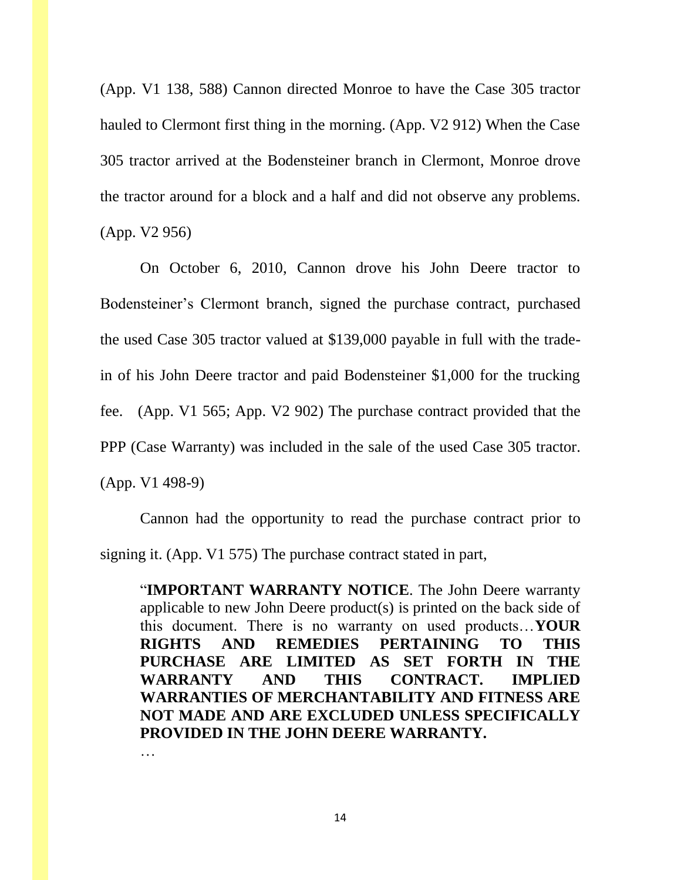(App. V1 138, 588) Cannon directed Monroe to have the Case 305 tractor hauled to Clermont first thing in the morning. (App. V2 912) When the Case 305 tractor arrived at the Bodensteiner branch in Clermont, Monroe drove the tractor around for a block and a half and did not observe any problems. (App. V2 956)

On October 6, 2010, Cannon drove his John Deere tractor to Bodensteiner's Clermont branch, signed the purchase contract, purchased the used Case 305 tractor valued at $139,000 payable in full with the trade-in of his John Deere tractor and paid Bodensteiner $1,000 for the trucking fee. (App. V1 565; App. V2 902) The purchase contract provided that the PPP (Case Warranty) was included in the sale of the used Case 305 tractor. (App. V1 498-9)

Cannon had the opportunity to read the purchase contract prior to signing it. (App. V1 575) The purchase contract stated in part,

> "**IMPORTANT WARRANTY NOTICE**. The John Deere warranty applicable to new John Deere product(s) is printed on the back side of this document. There is no warranty on used products…**YOUR RIGHTS AND REMEDIES PERTAINING TO THIS PURCHASE ARE LIMITED AS SET FORTH IN THE WARRANTY AND THIS CONTRACT. IMPLIED WARRANTIES OF MERCHANTABILITY AND FITNESS ARE NOT MADE AND ARE EXCLUDED UNLESS SPECIFICALLY PROVIDED IN THE JOHN DEERE WARRANTY.**
>
> …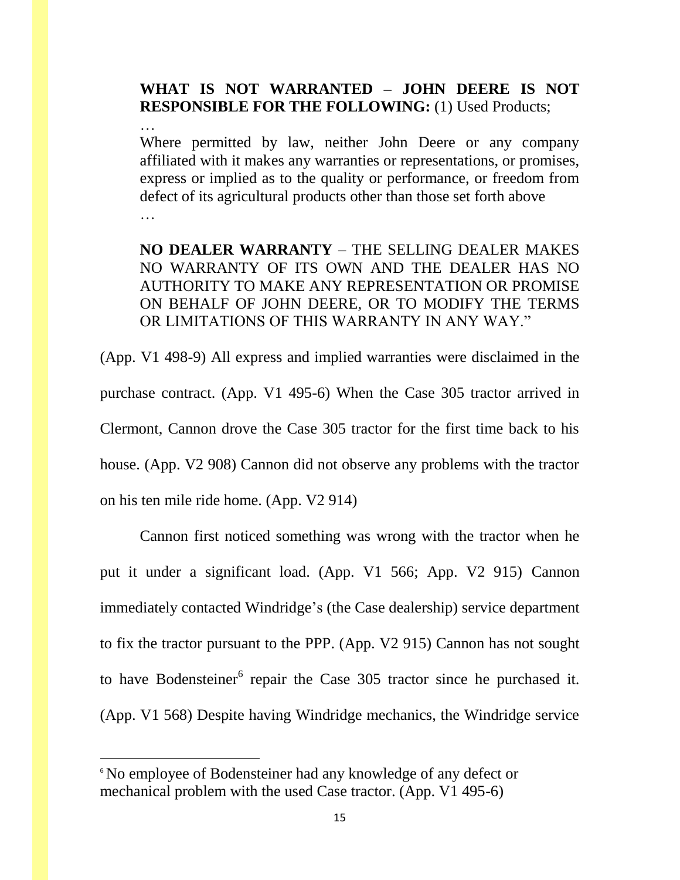> **WHAT IS NOT WARRANTED – JOHN DEERE IS NOT RESPONSIBLE FOR THE FOLLOWING:** (1) Used Products;
>
> …
>
> Where permitted by law, neither John Deere or any company affiliated with it makes any warranties or representations, or promises, express or implied as to the quality or performance, or freedom from defect of its agricultural products other than those set forth above
>
> …
>
> **NO DEALER WARRANTY** – THE SELLING DEALER MAKES NO WARRANTY OF ITS OWN AND THE DEALER HAS NO AUTHORITY TO MAKE ANY REPRESENTATION OR PROMISE ON BEHALF OF JOHN DEERE, OR TO MODIFY THE TERMS OR LIMITATIONS OF THIS WARRANTY IN ANY WAY."

(App. V1 498-9) All express and implied warranties were disclaimed in the purchase contract. (App. V1 495-6) When the Case 305 tractor arrived in Clermont, Cannon drove the Case 305 tractor for the first time back to his house. (App. V2 908) Cannon did not observe any problems with the tractor on his ten mile ride home. (App. V2 914)

Cannon first noticed something was wrong with the tractor when he put it under a significant load. (App. V1 566; App. V2 915) Cannon immediately contacted Windridge's (the Case dealership) service department to fix the tractor pursuant to the PPP. (App. V2 915) Cannon has not sought to have Bodensteiner[6] repair the Case 305 tractor since he purchased it. (App. V1 568) Despite having Windridge mechanics, the Windridge service

---

[6] No employee of Bodensteiner had any knowledge of any defect or mechanical problem with the used Case tractor. (App. V1 495-6)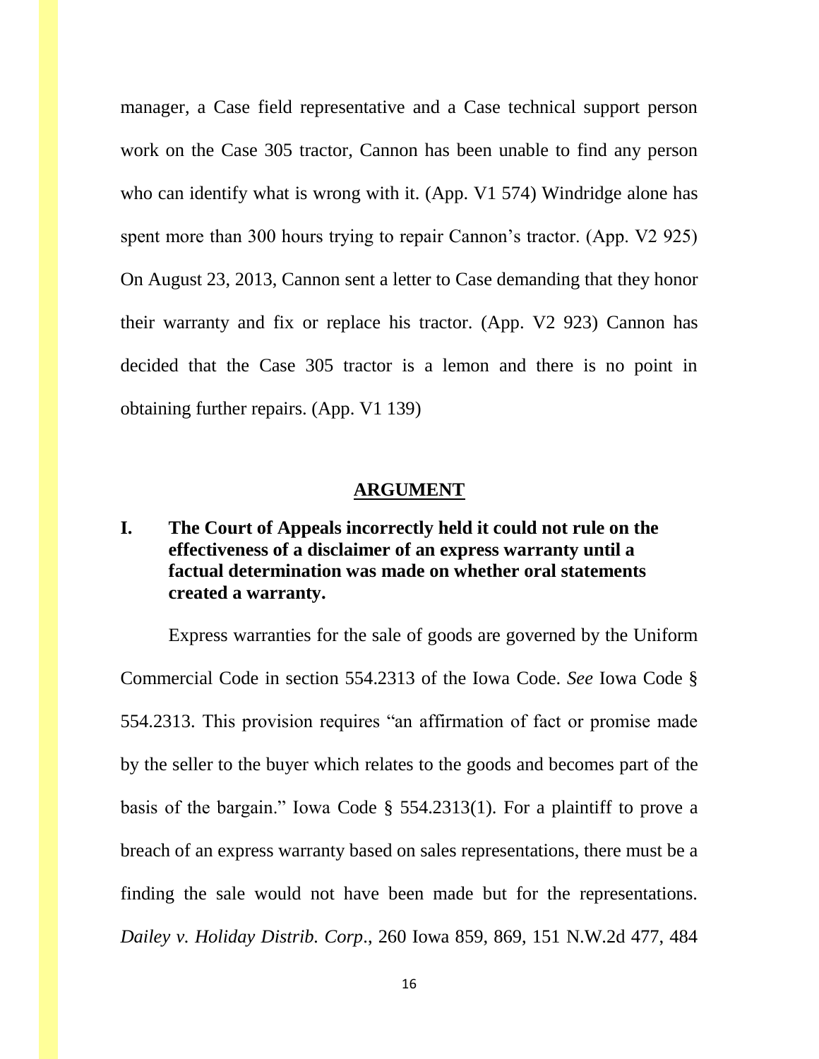manager, a Case field representative and a Case technical support person work on the Case 305 tractor, Cannon has been unable to find any person who can identify what is wrong with it. (App. V1 574) Windridge alone has spent more than 300 hours trying to repair Cannon's tractor. (App. V2 925) On August 23, 2013, Cannon sent a letter to Case demanding that they honor their warranty and fix or replace his tractor. (App. V2 923) Cannon has decided that the Case 305 tractor is a lemon and there is no point in obtaining further repairs. (App. V1 139)

## ARGUMENT

### I. The Court of Appeals incorrectly held it could not rule on the effectiveness of a disclaimer of an express warranty until a factual determination was made on whether oral statements created a warranty.

Express warranties for the sale of goods are governed by the Uniform Commercial Code in section 554.2313 of the Iowa Code. *See* Iowa Code § 554.2313. This provision requires "an affirmation of fact or promise made by the seller to the buyer which relates to the goods and becomes part of the basis of the bargain." Iowa Code § 554.2313(1). For a plaintiff to prove a breach of an express warranty based on sales representations, there must be a finding the sale would not have been made but for the representations. *Dailey v. Holiday Distrib. Corp.*, 260 Iowa 859, 869, 151 N.W.2d 477, 484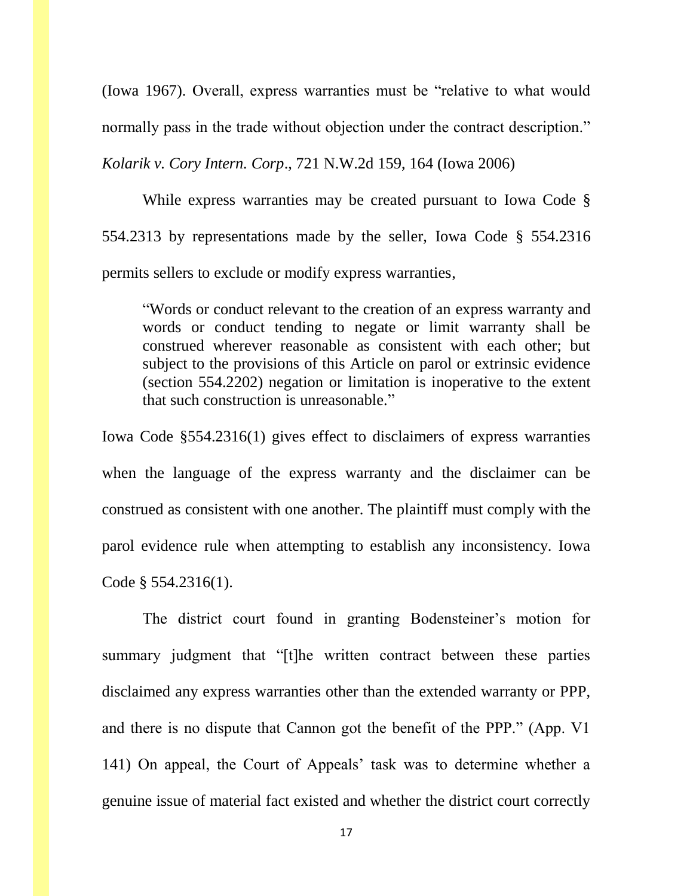(Iowa 1967). Overall, express warranties must be "relative to what would normally pass in the trade without objection under the contract description." *Kolarik v. Cory Intern. Corp*., 721 N.W.2d 159, 164 (Iowa 2006)

While express warranties may be created pursuant to Iowa Code § 554.2313 by representations made by the seller, Iowa Code § 554.2316 permits sellers to exclude or modify express warranties,

> "Words or conduct relevant to the creation of an express warranty and words or conduct tending to negate or limit warranty shall be construed wherever reasonable as consistent with each other; but subject to the provisions of this Article on parol or extrinsic evidence (section 554.2202) negation or limitation is inoperative to the extent that such construction is unreasonable."

Iowa Code §554.2316(1) gives effect to disclaimers of express warranties when the language of the express warranty and the disclaimer can be construed as consistent with one another. The plaintiff must comply with the parol evidence rule when attempting to establish any inconsistency. Iowa Code § 554.2316(1).

The district court found in granting Bodensteiner's motion for summary judgment that "[t]he written contract between these parties disclaimed any express warranties other than the extended warranty or PPP, and there is no dispute that Cannon got the benefit of the PPP." (App. V1 141) On appeal, the Court of Appeals' task was to determine whether a genuine issue of material fact existed and whether the district court correctly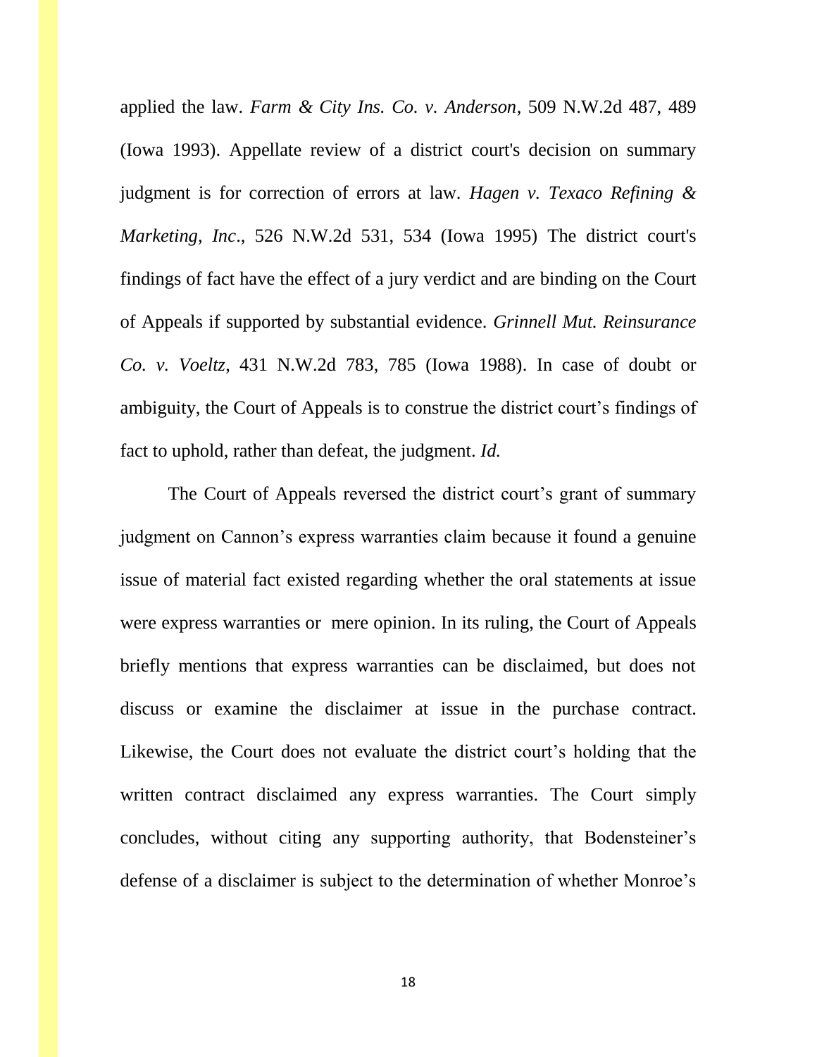applied the law. *Farm & City Ins. Co. v. Anderson*, 509 N.W.2d 487, 489 (Iowa 1993). Appellate review of a district court's decision on summary judgment is for correction of errors at law. *Hagen v. Texaco Refining & Marketing, Inc*., 526 N.W.2d 531, 534 (Iowa 1995) The district court's findings of fact have the effect of a jury verdict and are binding on the Court of Appeals if supported by substantial evidence. *Grinnell Mut. Reinsurance Co. v. Voeltz*, 431 N.W.2d 783, 785 (Iowa 1988). In case of doubt or ambiguity, the Court of Appeals is to construe the district court's findings of fact to uphold, rather than defeat, the judgment. *Id.*

The Court of Appeals reversed the district court's grant of summary judgment on Cannon's express warranties claim because it found a genuine issue of material fact existed regarding whether the oral statements at issue were express warranties or mere opinion. In its ruling, the Court of Appeals briefly mentions that express warranties can be disclaimed, but does not discuss or examine the disclaimer at issue in the purchase contract. Likewise, the Court does not evaluate the district court's holding that the written contract disclaimed any express warranties. The Court simply concludes, without citing any supporting authority, that Bodensteiner's defense of a disclaimer is subject to the determination of whether Monroe's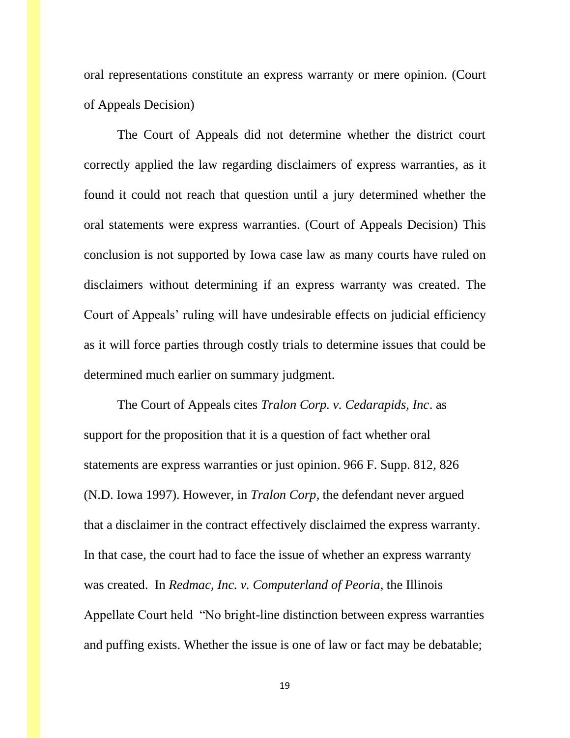oral representations constitute an express warranty or mere opinion. (Court of Appeals Decision)

The Court of Appeals did not determine whether the district court correctly applied the law regarding disclaimers of express warranties, as it found it could not reach that question until a jury determined whether the oral statements were express warranties. (Court of Appeals Decision) This conclusion is not supported by Iowa case law as many courts have ruled on disclaimers without determining if an express warranty was created. The Court of Appeals' ruling will have undesirable effects on judicial efficiency as it will force parties through costly trials to determine issues that could be determined much earlier on summary judgment.

The Court of Appeals cites *Tralon Corp. v. Cedarapids, Inc*. as support for the proposition that it is a question of fact whether oral statements are express warranties or just opinion. 966 F. Supp. 812, 826 (N.D. Iowa 1997). However, in *Tralon Corp*, the defendant never argued that a disclaimer in the contract effectively disclaimed the express warranty. In that case, the court had to face the issue of whether an express warranty was created. In *Redmac, Inc. v. Computerland of Peoria*, the Illinois Appellate Court held "No bright-line distinction between express warranties and puffing exists. Whether the issue is one of law or fact may be debatable;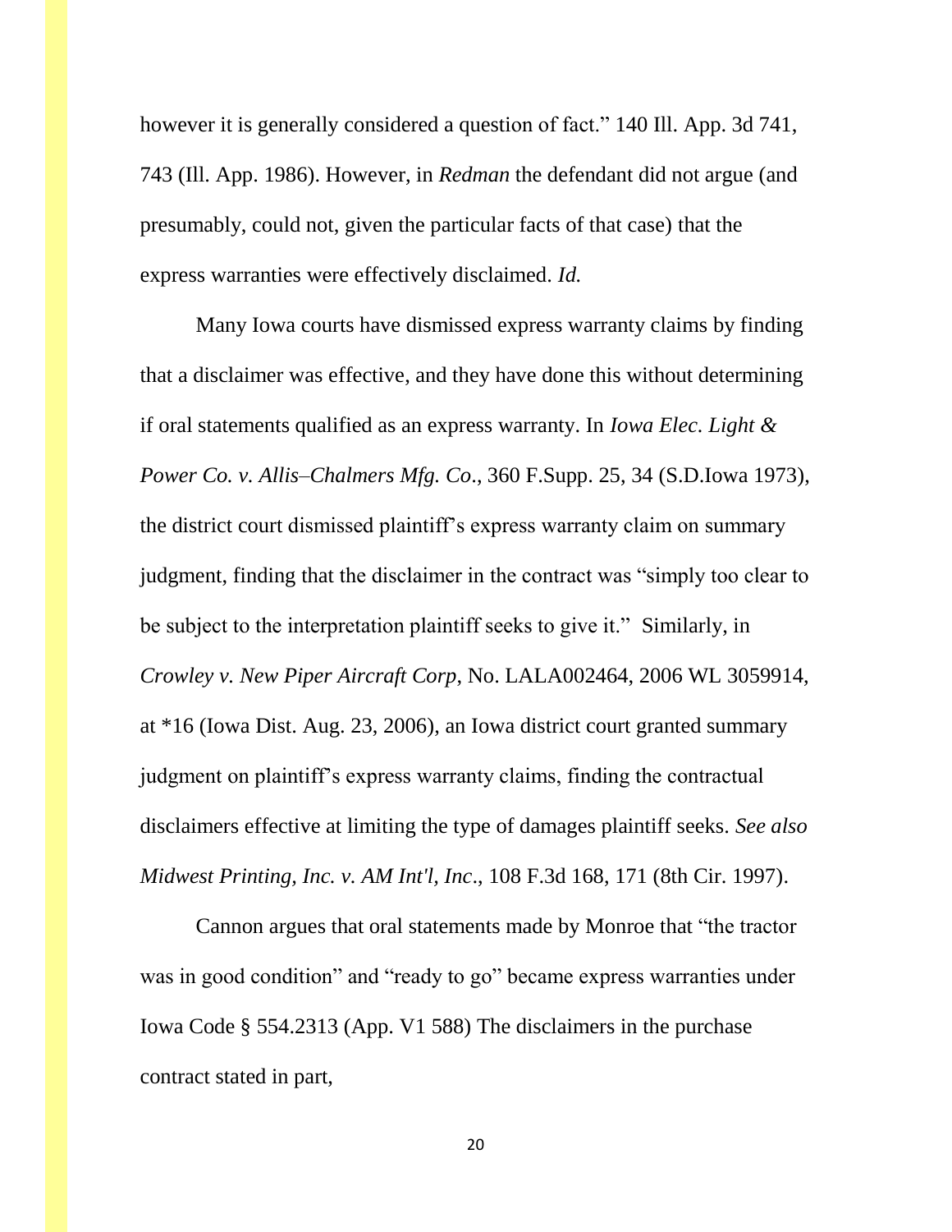however it is generally considered a question of fact." 140 Ill. App. 3d 741, 743 (Ill. App. 1986). However, in *Redman* the defendant did not argue (and presumably, could not, given the particular facts of that case) that the express warranties were effectively disclaimed. *Id.*

Many Iowa courts have dismissed express warranty claims by finding that a disclaimer was effective, and they have done this without determining if oral statements qualified as an express warranty. In *Iowa Elec. Light & Power Co. v. Allis–Chalmers Mfg. Co.*, 360 F.Supp. 25, 34 (S.D.Iowa 1973), the district court dismissed plaintiff's express warranty claim on summary judgment, finding that the disclaimer in the contract was "simply too clear to be subject to the interpretation plaintiff seeks to give it." Similarly, in *Crowley v. New Piper Aircraft Corp*, No. LALA002464, 2006 WL 3059914, at *16 (Iowa Dist. Aug. 23, 2006), an Iowa district court granted summary judgment on plaintiff's express warranty claims, finding the contractual disclaimers effective at limiting the type of damages plaintiff seeks. *See also Midwest Printing, Inc. v. AM Int'l, Inc*., 108 F.3d 168, 171 (8th Cir. 1997).

Cannon argues that oral statements made by Monroe that "the tractor was in good condition" and "ready to go" became express warranties under Iowa Code § 554.2313 (App. V1 588) The disclaimers in the purchase contract stated in part,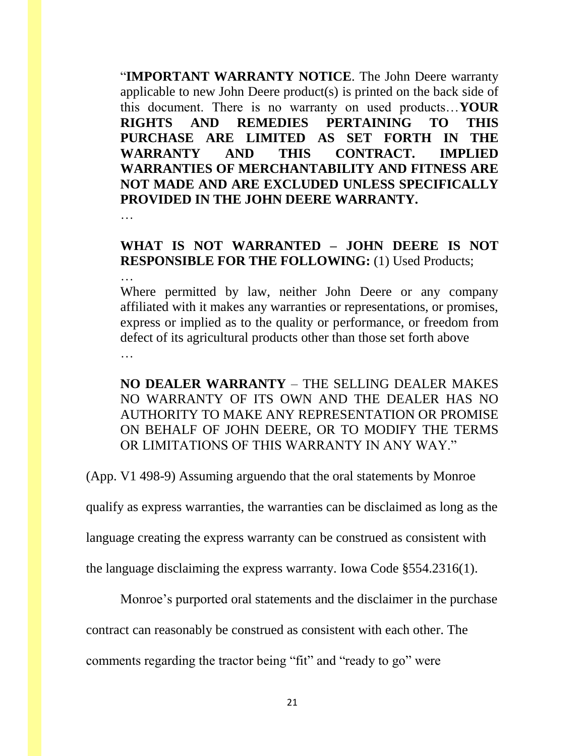> "**IMPORTANT WARRANTY NOTICE**. The John Deere warranty applicable to new John Deere product(s) is printed on the back side of this document. There is no warranty on used products…**YOUR RIGHTS AND REMEDIES PERTAINING TO THIS PURCHASE ARE LIMITED AS SET FORTH IN THE WARRANTY AND THIS CONTRACT. IMPLIED WARRANTIES OF MERCHANTABILITY AND FITNESS ARE NOT MADE AND ARE EXCLUDED UNLESS SPECIFICALLY PROVIDED IN THE JOHN DEERE WARRANTY.**
>
> …
>
> **WHAT IS NOT WARRANTED – JOHN DEERE IS NOT RESPONSIBLE FOR THE FOLLOWING:** (1) Used Products;
>
> …
>
> Where permitted by law, neither John Deere or any company affiliated with it makes any warranties or representations, or promises, express or implied as to the quality or performance, or freedom from defect of its agricultural products other than those set forth above
>
> …
>
> **NO DEALER WARRANTY** – THE SELLING DEALER MAKES NO WARRANTY OF ITS OWN AND THE DEALER HAS NO AUTHORITY TO MAKE ANY REPRESENTATION OR PROMISE ON BEHALF OF JOHN DEERE, OR TO MODIFY THE TERMS OR LIMITATIONS OF THIS WARRANTY IN ANY WAY."

(App. V1 498-9) Assuming arguendo that the oral statements by Monroe qualify as express warranties, the warranties can be disclaimed as long as the language creating the express warranty can be construed as consistent with the language disclaiming the express warranty. Iowa Code §554.2316(1).

Monroe's purported oral statements and the disclaimer in the purchase contract can reasonably be construed as consistent with each other. The comments regarding the tractor being "fit" and "ready to go" were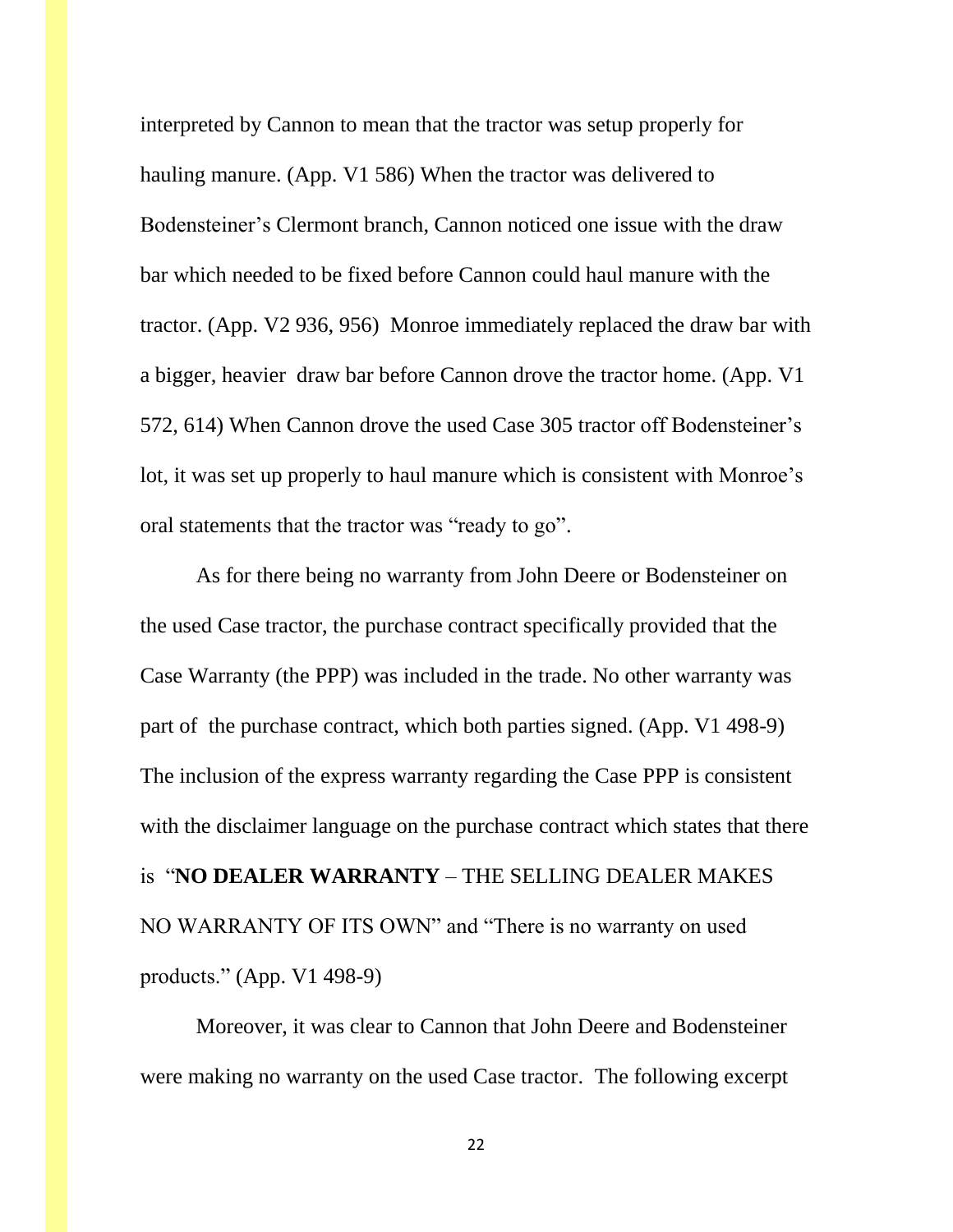interpreted by Cannon to mean that the tractor was setup properly for hauling manure. (App. V1 586) When the tractor was delivered to Bodensteiner's Clermont branch, Cannon noticed one issue with the draw bar which needed to be fixed before Cannon could haul manure with the tractor. (App. V2 936, 956) Monroe immediately replaced the draw bar with a bigger, heavier draw bar before Cannon drove the tractor home. (App. V1 572, 614) When Cannon drove the used Case 305 tractor off Bodensteiner's lot, it was set up properly to haul manure which is consistent with Monroe's oral statements that the tractor was "ready to go".

As for there being no warranty from John Deere or Bodensteiner on the used Case tractor, the purchase contract specifically provided that the Case Warranty (the PPP) was included in the trade. No other warranty was part of the purchase contract, which both parties signed. (App. V1 498-9) The inclusion of the express warranty regarding the Case PPP is consistent with the disclaimer language on the purchase contract which states that there is "**NO DEALER WARRANTY** – THE SELLING DEALER MAKES NO WARRANTY OF ITS OWN" and "There is no warranty on used products." (App. V1 498-9)

Moreover, it was clear to Cannon that John Deere and Bodensteiner were making no warranty on the used Case tractor. The following excerpt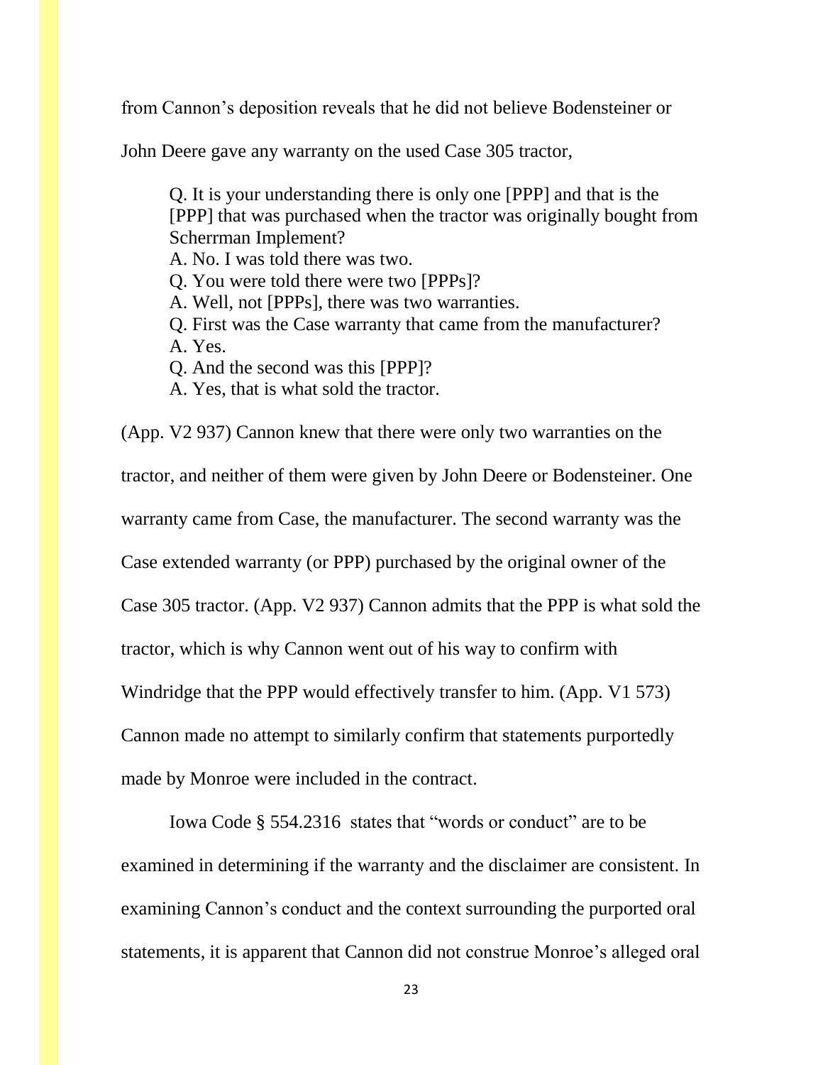from Cannon's deposition reveals that he did not believe Bodensteiner or John Deere gave any warranty on the used Case 305 tractor,

> Q. It is your understanding there is only one [PPP] and that is the [PPP] that was purchased when the tractor was originally bought from Scherrman Implement?
> A. No. I was told there was two.
> Q. You were told there were two [PPPs]?
> A. Well, not [PPPs], there was two warranties.
> Q. First was the Case warranty that came from the manufacturer?
> A. Yes.
> Q. And the second was this [PPP]?
> A. Yes, that is what sold the tractor.

(App. V2 937) Cannon knew that there were only two warranties on the tractor, and neither of them were given by John Deere or Bodensteiner. One warranty came from Case, the manufacturer. The second warranty was the Case extended warranty (or PPP) purchased by the original owner of the Case 305 tractor. (App. V2 937) Cannon admits that the PPP is what sold the tractor, which is why Cannon went out of his way to confirm with Windridge that the PPP would effectively transfer to him. (App. V1 573) Cannon made no attempt to similarly confirm that statements purportedly made by Monroe were included in the contract.

Iowa Code § 554.2316 states that "words or conduct" are to be examined in determining if the warranty and the disclaimer are consistent. In examining Cannon's conduct and the context surrounding the purported oral statements, it is apparent that Cannon did not construe Monroe's alleged oral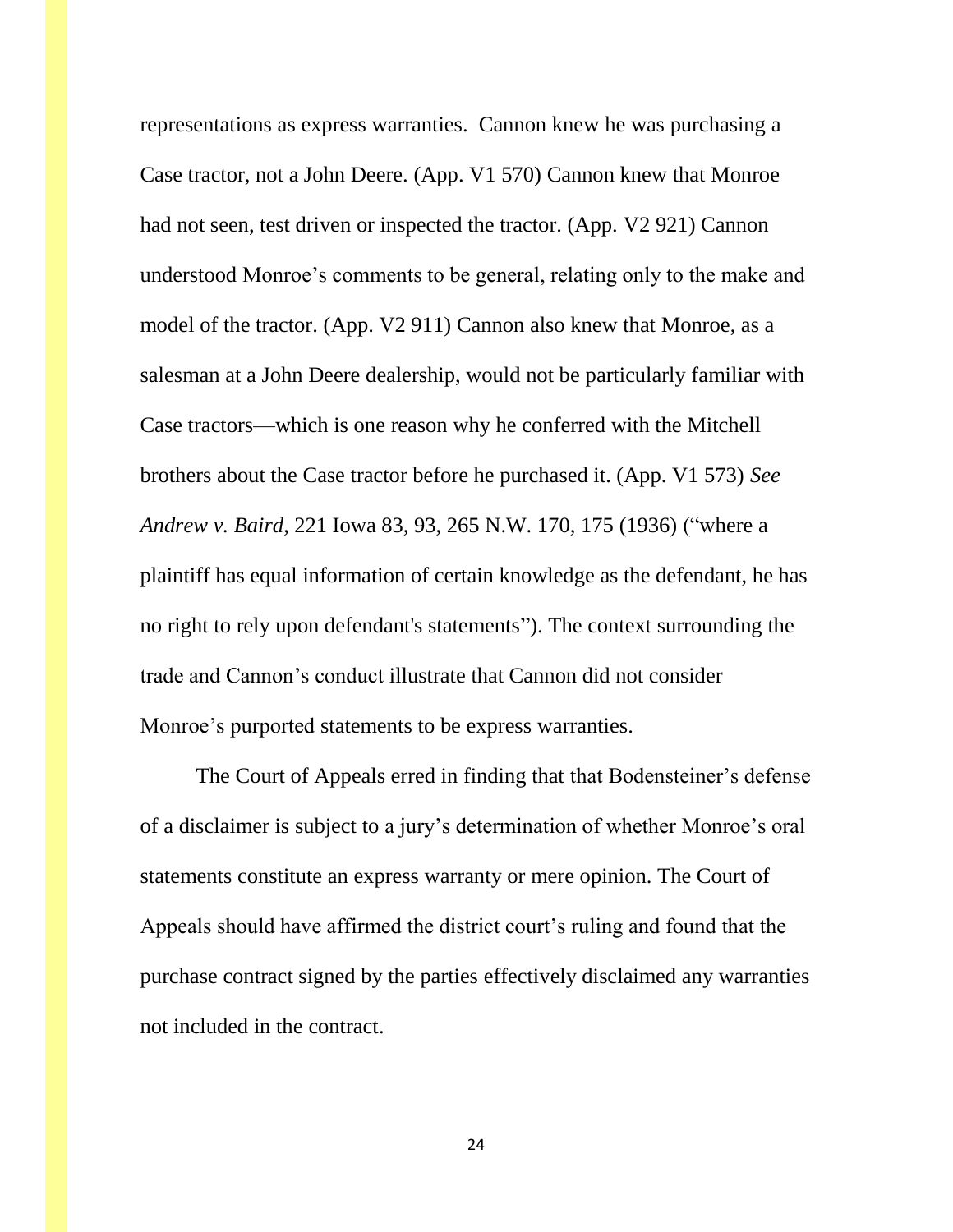representations as express warranties. Cannon knew he was purchasing a Case tractor, not a John Deere. (App. V1 570) Cannon knew that Monroe had not seen, test driven or inspected the tractor. (App. V2 921) Cannon understood Monroe's comments to be general, relating only to the make and model of the tractor. (App. V2 911) Cannon also knew that Monroe, as a salesman at a John Deere dealership, would not be particularly familiar with Case tractors—which is one reason why he conferred with the Mitchell brothers about the Case tractor before he purchased it. (App. V1 573) *See Andrew v. Baird*, 221 Iowa 83, 93, 265 N.W. 170, 175 (1936) ("where a plaintiff has equal information of certain knowledge as the defendant, he has no right to rely upon defendant's statements"). The context surrounding the trade and Cannon's conduct illustrate that Cannon did not consider Monroe's purported statements to be express warranties.

The Court of Appeals erred in finding that that Bodensteiner's defense of a disclaimer is subject to a jury's determination of whether Monroe's oral statements constitute an express warranty or mere opinion. The Court of Appeals should have affirmed the district court's ruling and found that the purchase contract signed by the parties effectively disclaimed any warranties not included in the contract.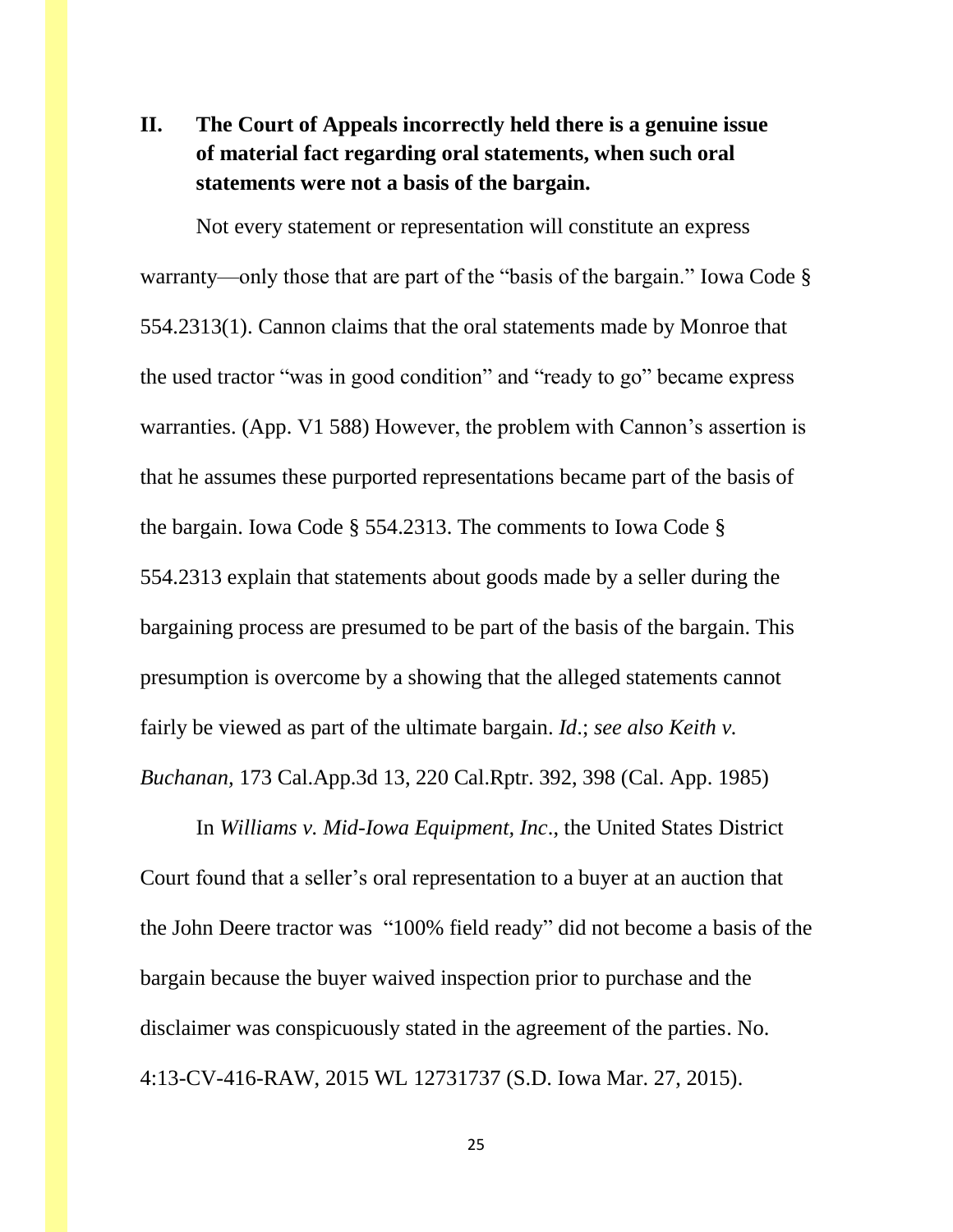## II. The Court of Appeals incorrectly held there is a genuine issue of material fact regarding oral statements, when such oral statements were not a basis of the bargain.

Not every statement or representation will constitute an express warranty—only those that are part of the "basis of the bargain." Iowa Code § 554.2313(1). Cannon claims that the oral statements made by Monroe that the used tractor "was in good condition" and "ready to go" became express warranties. (App. V1 588) However, the problem with Cannon's assertion is that he assumes these purported representations became part of the basis of the bargain. Iowa Code § 554.2313. The comments to Iowa Code § 554.2313 explain that statements about goods made by a seller during the bargaining process are presumed to be part of the basis of the bargain. This presumption is overcome by a showing that the alleged statements cannot fairly be viewed as part of the ultimate bargain. *Id*.; *see also Keith v. Buchanan*, 173 Cal.App.3d 13, 220 Cal.Rptr. 392, 398 (Cal. App. 1985)

In *Williams v. Mid-Iowa Equipment, Inc*., the United States District Court found that a seller's oral representation to a buyer at an auction that the John Deere tractor was "100% field ready" did not become a basis of the bargain because the buyer waived inspection prior to purchase and the disclaimer was conspicuously stated in the agreement of the parties. No. 4:13-CV-416-RAW, 2015 WL 12731737 (S.D. Iowa Mar. 27, 2015).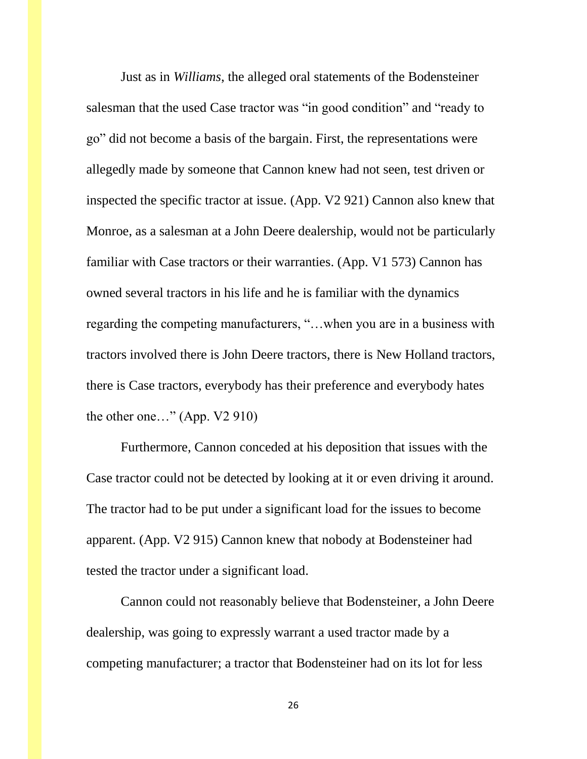Just as in *Williams*, the alleged oral statements of the Bodensteiner salesman that the used Case tractor was "in good condition" and "ready to go" did not become a basis of the bargain. First, the representations were allegedly made by someone that Cannon knew had not seen, test driven or inspected the specific tractor at issue. (App. V2 921) Cannon also knew that Monroe, as a salesman at a John Deere dealership, would not be particularly familiar with Case tractors or their warranties. (App. V1 573) Cannon has owned several tractors in his life and he is familiar with the dynamics regarding the competing manufacturers, "…when you are in a business with tractors involved there is John Deere tractors, there is New Holland tractors, there is Case tractors, everybody has their preference and everybody hates the other one…" (App. V2 910)

Furthermore, Cannon conceded at his deposition that issues with the Case tractor could not be detected by looking at it or even driving it around. The tractor had to be put under a significant load for the issues to become apparent. (App. V2 915) Cannon knew that nobody at Bodensteiner had tested the tractor under a significant load.

Cannon could not reasonably believe that Bodensteiner, a John Deere dealership, was going to expressly warrant a used tractor made by a competing manufacturer; a tractor that Bodensteiner had on its lot for less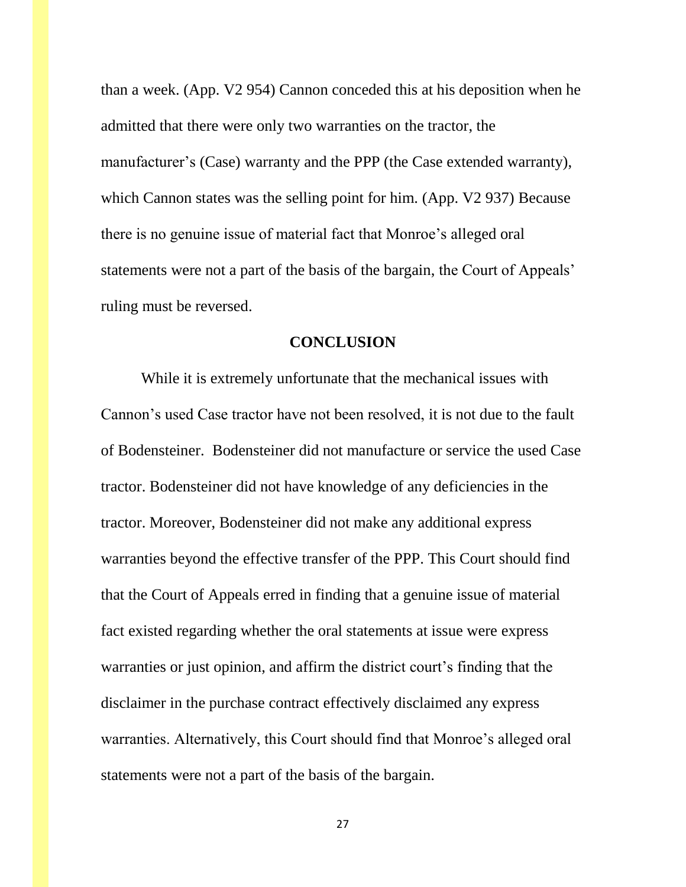than a week. (App. V2 954) Cannon conceded this at his deposition when he admitted that there were only two warranties on the tractor, the manufacturer's (Case) warranty and the PPP (the Case extended warranty), which Cannon states was the selling point for him. (App. V2 937) Because there is no genuine issue of material fact that Monroe's alleged oral statements were not a part of the basis of the bargain, the Court of Appeals' ruling must be reversed.

## CONCLUSION

While it is extremely unfortunate that the mechanical issues with Cannon's used Case tractor have not been resolved, it is not due to the fault of Bodensteiner. Bodensteiner did not manufacture or service the used Case tractor. Bodensteiner did not have knowledge of any deficiencies in the tractor. Moreover, Bodensteiner did not make any additional express warranties beyond the effective transfer of the PPP. This Court should find that the Court of Appeals erred in finding that a genuine issue of material fact existed regarding whether the oral statements at issue were express warranties or just opinion, and affirm the district court's finding that the disclaimer in the purchase contract effectively disclaimed any express warranties. Alternatively, this Court should find that Monroe's alleged oral statements were not a part of the basis of the bargain.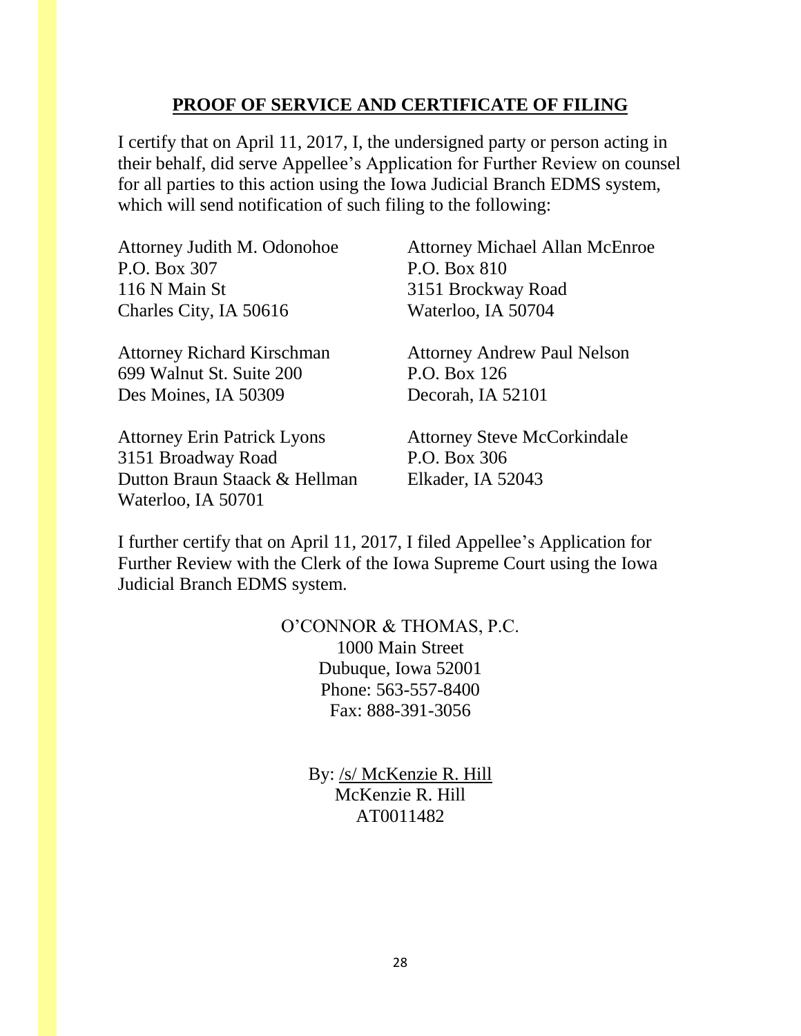## PROOF OF SERVICE AND CERTIFICATE OF FILING

I certify that on April 11, 2017, I, the undersigned party or person acting in their behalf, did serve Appellee's Application for Further Review on counsel for all parties to this action using the Iowa Judicial Branch EDMS system, which will send notification of such filing to the following:

Attorney Judith M. Odonohoe
P.O. Box 307
116 N Main St
Charles City, IA 50616

Attorney Michael Allan McEnroe
P.O. Box 810
3151 Brockway Road
Waterloo, IA 50704

Attorney Richard Kirschman
699 Walnut St. Suite 200
Des Moines, IA 50309

Attorney Andrew Paul Nelson
P.O. Box 126
Decorah, IA 52101

Attorney Erin Patrick Lyons
3151 Broadway Road
Dutton Braun Staack & Hellman
Waterloo, IA 50701

Attorney Steve McCorkindale
P.O. Box 306
Elkader, IA 52043

I further certify that on April 11, 2017, I filed Appellee's Application for Further Review with the Clerk of the Iowa Supreme Court using the Iowa Judicial Branch EDMS system.

O'CONNOR & THOMAS, P.C.
1000 Main Street
Dubuque, Iowa 52001
Phone: 563-557-8400
Fax: 888-391-3056

By: /s/ McKenzie R. Hill
McKenzie R. Hill
AT0011482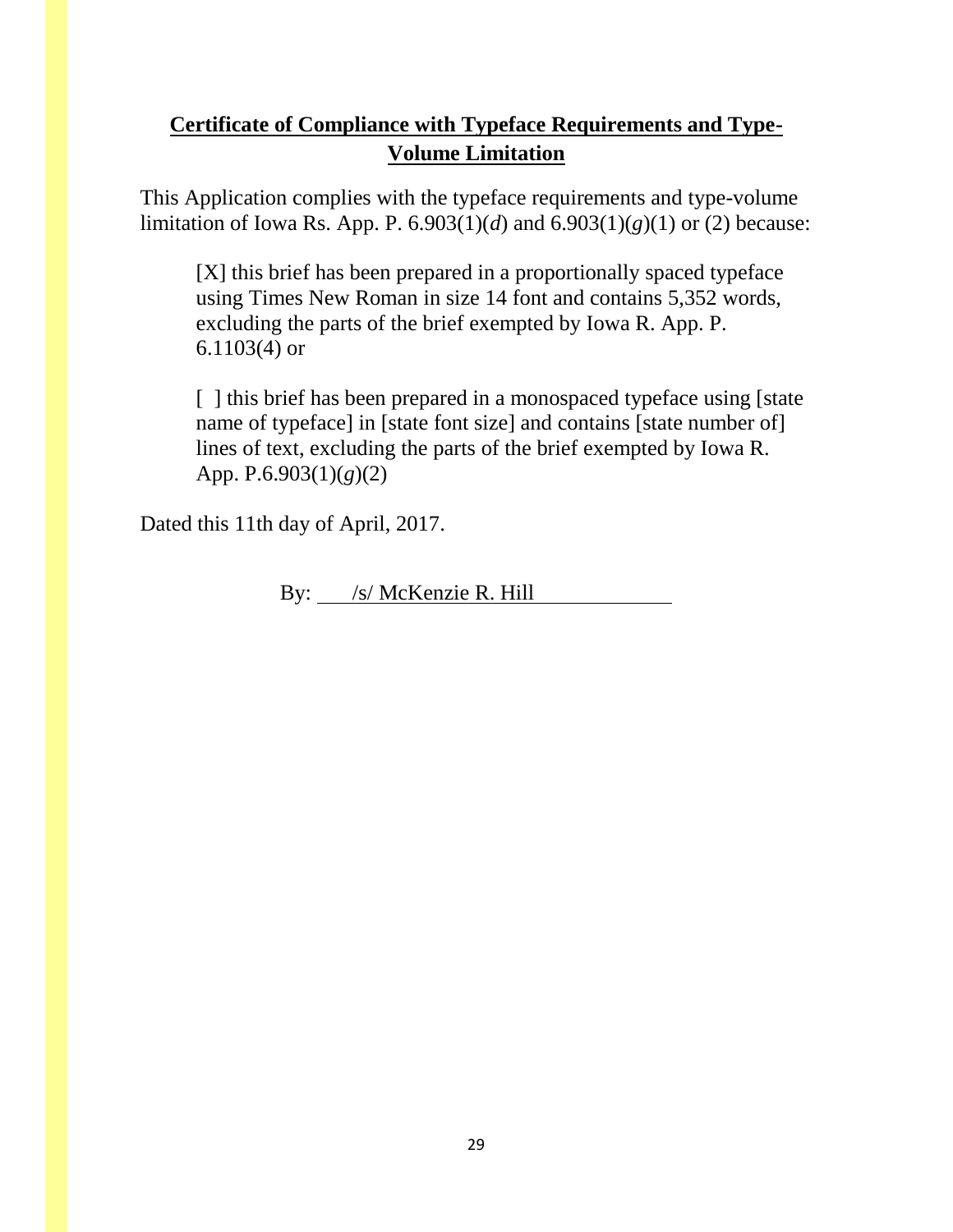## **Certificate of Compliance with Typeface Requirements and Type-Volume Limitation**

This Application complies with the typeface requirements and type-volume limitation of Iowa Rs. App. P. 6.903(1)(*d*) and 6.903(1)(*g*)(1) or (2) because:

> [X] this brief has been prepared in a proportionally spaced typeface using Times New Roman in size 14 font and contains 5,352 words, excluding the parts of the brief exempted by Iowa R. App. P. 6.1103(4) or
>
> [ ] this brief has been prepared in a monospaced typeface using [state name of typeface] in [state font size] and contains [state number of] lines of text, excluding the parts of the brief exempted by Iowa R. App. P.6.903(1)(*g*)(2)

Dated this 11th day of April, 2017.

By: /s/ McKenzie R. Hill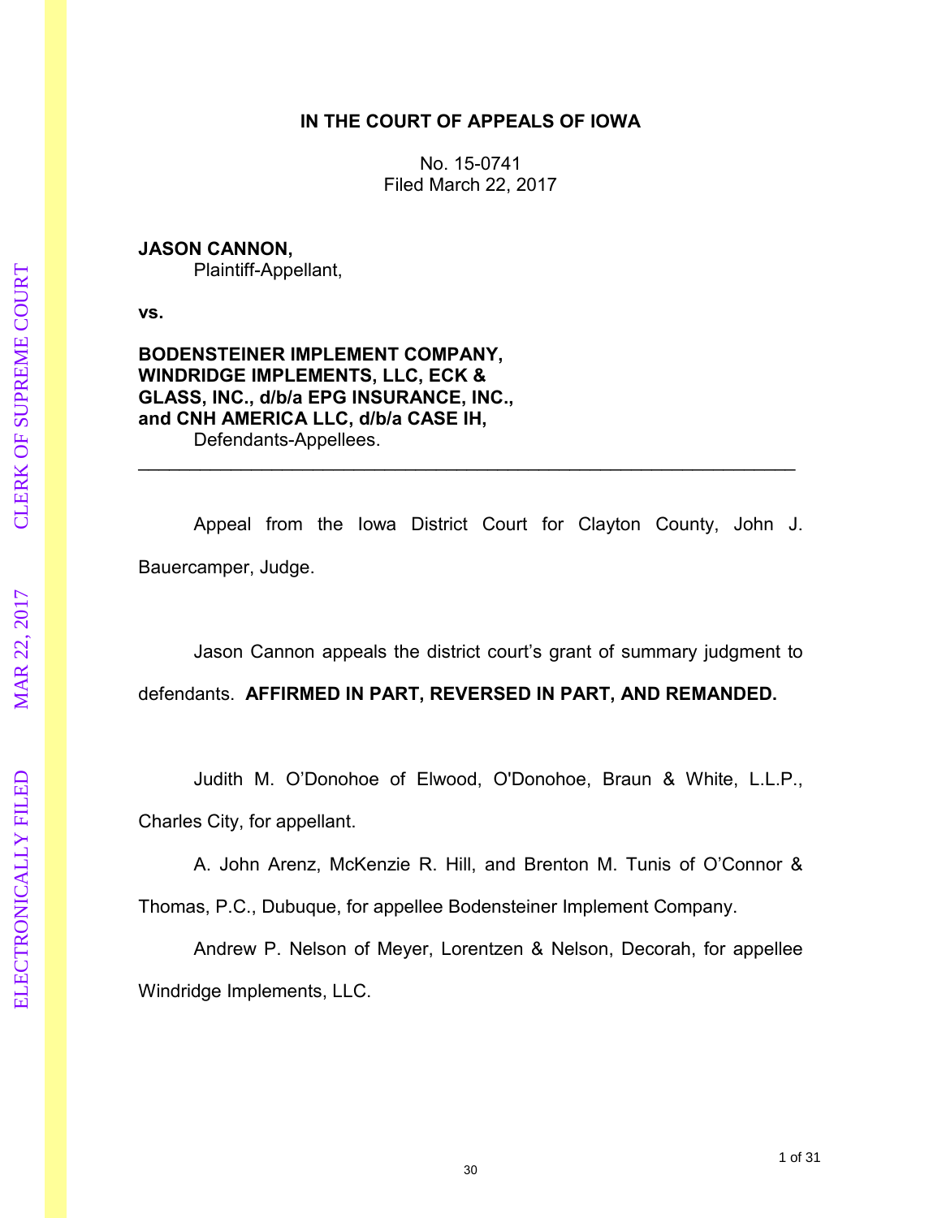**IN THE COURT OF APPEALS OF IOWA**

No. 15-0741
Filed March 22, 2017

**JASON CANNON,**
Plaintiff-Appellant,

**vs.**

**BODENSTEINER IMPLEMENT COMPANY, WINDRIDGE IMPLEMENTS, LLC, ECK & GLASS, INC., d/b/a EPG INSURANCE, INC., and CNH AMERICA LLC, d/b/a CASE IH,**
Defendants-Appellees.

---

Appeal from the Iowa District Court for Clayton County, John J. Bauercamper, Judge.

Jason Cannon appeals the district court's grant of summary judgment to defendants. **AFFIRMED IN PART, REVERSED IN PART, AND REMANDED.**

Judith M. O'Donohoe of Elwood, O'Donohoe, Braun & White, L.L.P., Charles City, for appellant.

A. John Arenz, McKenzie R. Hill, and Brenton M. Tunis of O'Connor & Thomas, P.C., Dubuque, for appellee Bodensteiner Implement Company.

Andrew P. Nelson of Meyer, Lorentzen & Nelson, Decorah, for appellee Windridge Implements, LLC.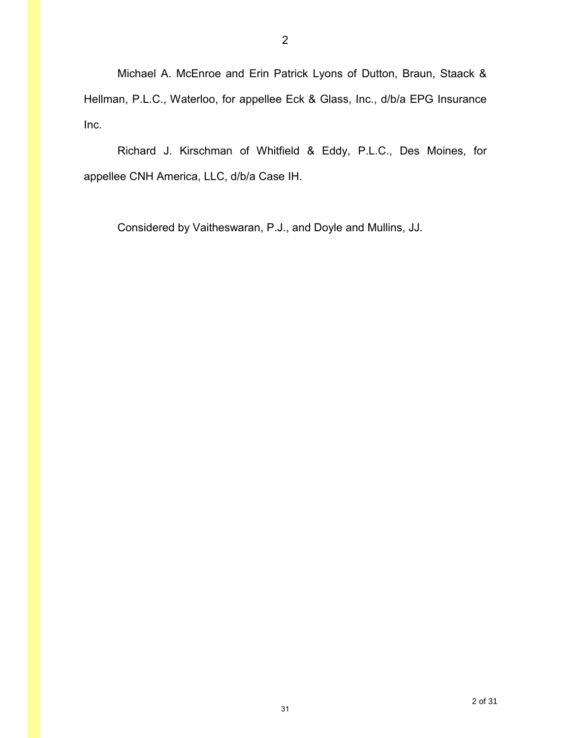Michael A. McEnroe and Erin Patrick Lyons of Dutton, Braun, Staack & Hellman, P.L.C., Waterloo, for appellee Eck & Glass, Inc., d/b/a EPG Insurance Inc.

Richard J. Kirschman of Whitfield & Eddy, P.L.C., Des Moines, for appellee CNH America, LLC, d/b/a Case IH.

Considered by Vaitheswaran, P.J., and Doyle and Mullins, JJ.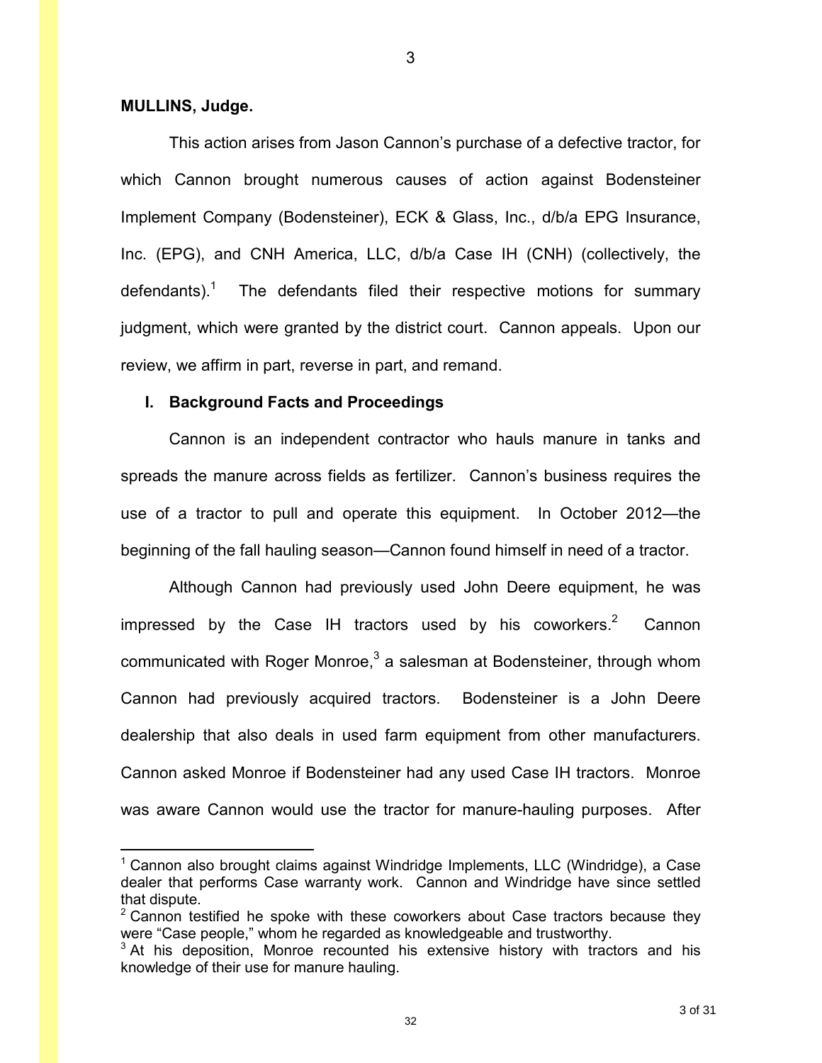**MULLINS, Judge.**

This action arises from Jason Cannon's purchase of a defective tractor, for which Cannon brought numerous causes of action against Bodensteiner Implement Company (Bodensteiner), ECK & Glass, Inc., d/b/a EPG Insurance, Inc. (EPG), and CNH America, LLC, d/b/a Case IH (CNH) (collectively, the defendants).[1] The defendants filed their respective motions for summary judgment, which were granted by the district court. Cannon appeals. Upon our review, we affirm in part, reverse in part, and remand.

## I. Background Facts and Proceedings

Cannon is an independent contractor who hauls manure in tanks and spreads the manure across fields as fertilizer. Cannon's business requires the use of a tractor to pull and operate this equipment. In October 2012—the beginning of the fall hauling season—Cannon found himself in need of a tractor.

Although Cannon had previously used John Deere equipment, he was impressed by the Case IH tractors used by his coworkers.[2] Cannon communicated with Roger Monroe,[3] a salesman at Bodensteiner, through whom Cannon had previously acquired tractors. Bodensteiner is a John Deere dealership that also deals in used farm equipment from other manufacturers. Cannon asked Monroe if Bodensteiner had any used Case IH tractors. Monroe was aware Cannon would use the tractor for manure-hauling purposes. After

---

[1] Cannon also brought claims against Windridge Implements, LLC (Windridge), a Case dealer that performs Case warranty work. Cannon and Windridge have since settled that dispute.

[2] Cannon testified he spoke with these coworkers about Case tractors because they were "Case people," whom he regarded as knowledgeable and trustworthy.

[3] At his deposition, Monroe recounted his extensive history with tractors and his knowledge of their use for manure hauling.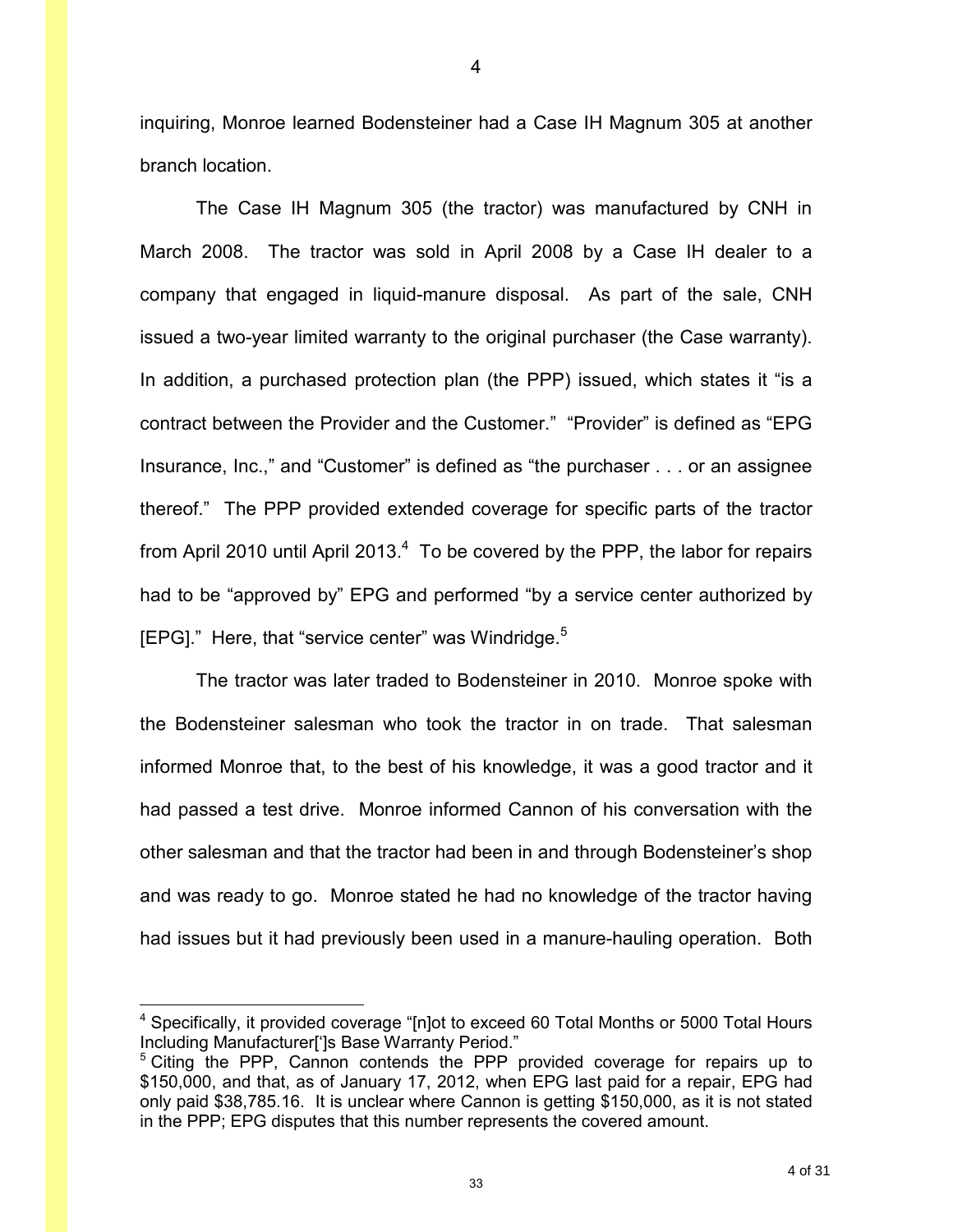inquiring, Monroe learned Bodensteiner had a Case IH Magnum 305 at another branch location.

The Case IH Magnum 305 (the tractor) was manufactured by CNH in March 2008. The tractor was sold in April 2008 by a Case IH dealer to a company that engaged in liquid-manure disposal. As part of the sale, CNH issued a two-year limited warranty to the original purchaser (the Case warranty). In addition, a purchased protection plan (the PPP) issued, which states it "is a contract between the Provider and the Customer." "Provider" is defined as "EPG Insurance, Inc.," and "Customer" is defined as "the purchaser . . . or an assignee thereof." The PPP provided extended coverage for specific parts of the tractor from April 2010 until April 2013.[4] To be covered by the PPP, the labor for repairs had to be "approved by" EPG and performed "by a service center authorized by [EPG]." Here, that "service center" was Windridge.[5]

The tractor was later traded to Bodensteiner in 2010. Monroe spoke with the Bodensteiner salesman who took the tractor in on trade. That salesman informed Monroe that, to the best of his knowledge, it was a good tractor and it had passed a test drive. Monroe informed Cannon of his conversation with the other salesman and that the tractor had been in and through Bodensteiner's shop and was ready to go. Monroe stated he had no knowledge of the tractor having had issues but it had previously been used in a manure-hauling operation. Both

---

[4] Specifically, it provided coverage "[n]ot to exceed 60 Total Months or 5000 Total Hours Including Manufacturer[']s Base Warranty Period."

[5] Citing the PPP, Cannon contends the PPP provided coverage for repairs up to $150,000, and that, as of January 17, 2012, when EPG last paid for a repair, EPG had only paid $38,785.16. It is unclear where Cannon is getting $150,000, as it is not stated in the PPP; EPG disputes that this number represents the covered amount.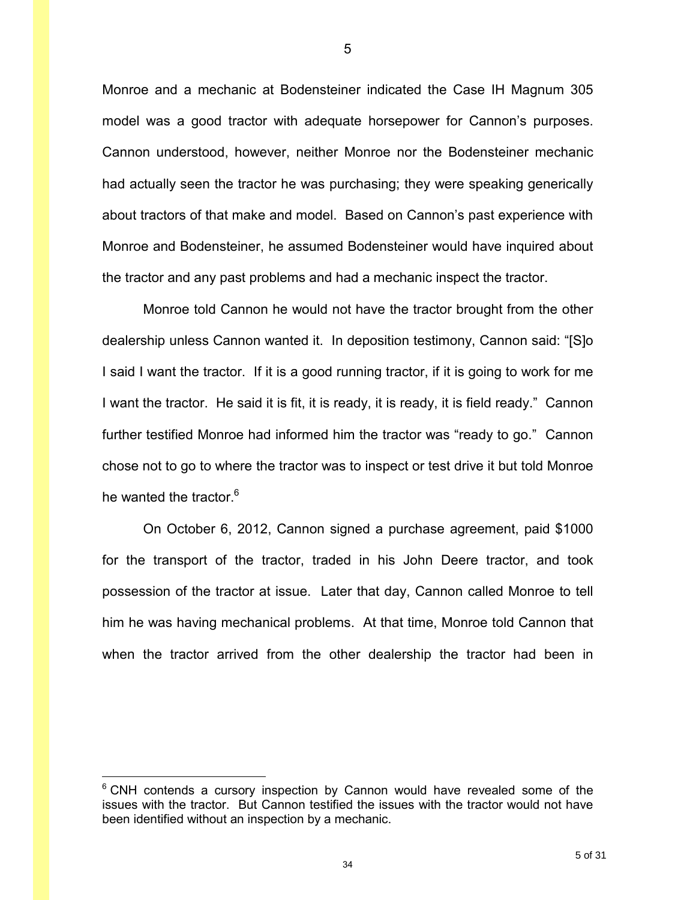Monroe and a mechanic at Bodensteiner indicated the Case IH Magnum 305 model was a good tractor with adequate horsepower for Cannon's purposes. Cannon understood, however, neither Monroe nor the Bodensteiner mechanic had actually seen the tractor he was purchasing; they were speaking generically about tractors of that make and model. Based on Cannon's past experience with Monroe and Bodensteiner, he assumed Bodensteiner would have inquired about the tractor and any past problems and had a mechanic inspect the tractor.

Monroe told Cannon he would not have the tractor brought from the other dealership unless Cannon wanted it. In deposition testimony, Cannon said: "[S]o I said I want the tractor. If it is a good running tractor, if it is going to work for me I want the tractor. He said it is fit, it is ready, it is ready, it is field ready." Cannon further testified Monroe had informed him the tractor was "ready to go." Cannon chose not to go to where the tractor was to inspect or test drive it but told Monroe he wanted the tractor.[6]

On October 6, 2012, Cannon signed a purchase agreement, paid $1000 for the transport of the tractor, traded in his John Deere tractor, and took possession of the tractor at issue. Later that day, Cannon called Monroe to tell him he was having mechanical problems. At that time, Monroe told Cannon that when the tractor arrived from the other dealership the tractor had been in

[6] CNH contends a cursory inspection by Cannon would have revealed some of the issues with the tractor. But Cannon testified the issues with the tractor would not have been identified without an inspection by a mechanic.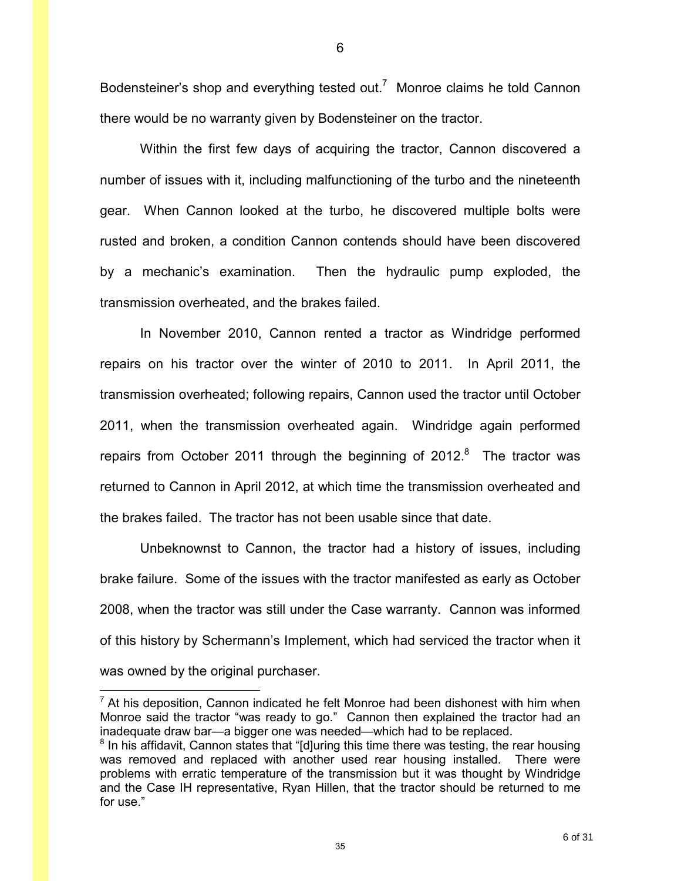Bodensteiner's shop and everything tested out.[7] Monroe claims he told Cannon there would be no warranty given by Bodensteiner on the tractor.

Within the first few days of acquiring the tractor, Cannon discovered a number of issues with it, including malfunctioning of the turbo and the nineteenth gear. When Cannon looked at the turbo, he discovered multiple bolts were rusted and broken, a condition Cannon contends should have been discovered by a mechanic's examination. Then the hydraulic pump exploded, the transmission overheated, and the brakes failed.

In November 2010, Cannon rented a tractor as Windridge performed repairs on his tractor over the winter of 2010 to 2011. In April 2011, the transmission overheated; following repairs, Cannon used the tractor until October 2011, when the transmission overheated again. Windridge again performed repairs from October 2011 through the beginning of 2012.[8] The tractor was returned to Cannon in April 2012, at which time the transmission overheated and the brakes failed. The tractor has not been usable since that date.

Unbeknownst to Cannon, the tractor had a history of issues, including brake failure. Some of the issues with the tractor manifested as early as October 2008, when the tractor was still under the Case warranty. Cannon was informed of this history by Schermann's Implement, which had serviced the tractor when it was owned by the original purchaser.

---

[7] At his deposition, Cannon indicated he felt Monroe had been dishonest with him when Monroe said the tractor "was ready to go." Cannon then explained the tractor had an inadequate draw bar—a bigger one was needed—which had to be replaced.

[8] In his affidavit, Cannon states that "[d]uring this time there was testing, the rear housing was removed and replaced with another used rear housing installed. There were problems with erratic temperature of the transmission but it was thought by Windridge and the Case IH representative, Ryan Hillen, that the tractor should be returned to me for use."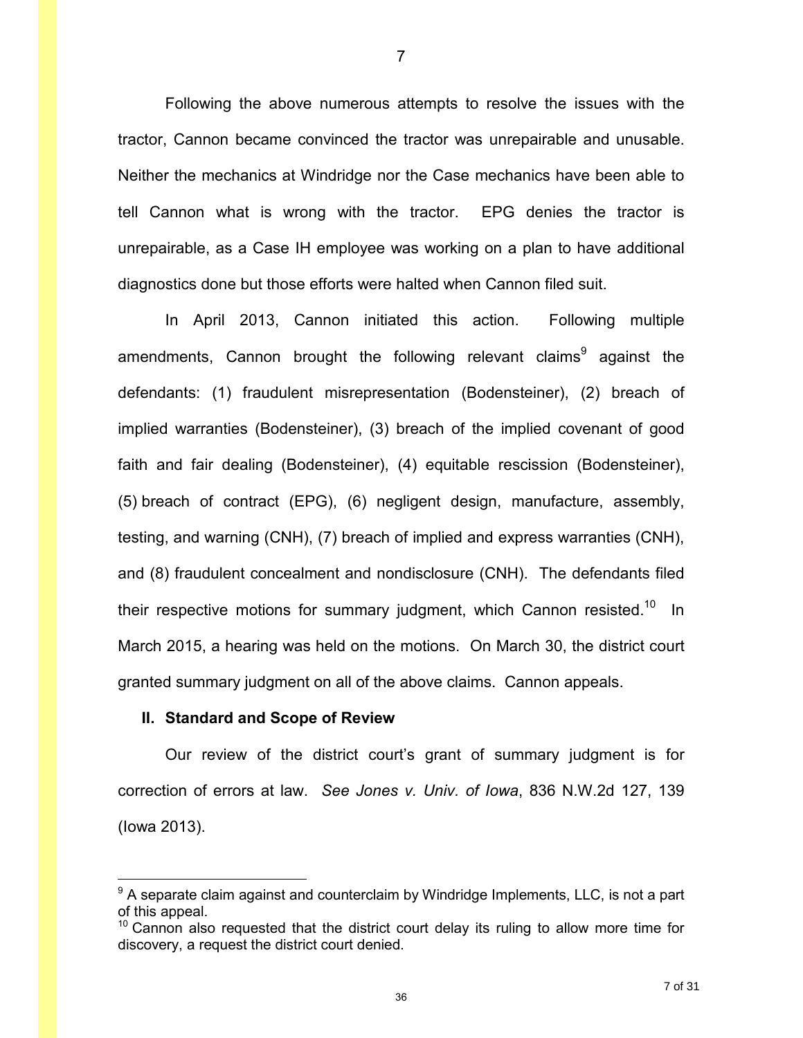Following the above numerous attempts to resolve the issues with the tractor, Cannon became convinced the tractor was unrepairable and unusable. Neither the mechanics at Windridge nor the Case mechanics have been able to tell Cannon what is wrong with the tractor. EPG denies the tractor is unrepairable, as a Case IH employee was working on a plan to have additional diagnostics done but those efforts were halted when Cannon filed suit.

In April 2013, Cannon initiated this action. Following multiple amendments, Cannon brought the following relevant claims[9] against the defendants: (1) fraudulent misrepresentation (Bodensteiner), (2) breach of implied warranties (Bodensteiner), (3) breach of the implied covenant of good faith and fair dealing (Bodensteiner), (4) equitable rescission (Bodensteiner), (5) breach of contract (EPG), (6) negligent design, manufacture, assembly, testing, and warning (CNH), (7) breach of implied and express warranties (CNH), and (8) fraudulent concealment and nondisclosure (CNH). The defendants filed their respective motions for summary judgment, which Cannon resisted.[10] In March 2015, a hearing was held on the motions. On March 30, the district court granted summary judgment on all of the above claims. Cannon appeals.

## II. Standard and Scope of Review

Our review of the district court's grant of summary judgment is for correction of errors at law. *See Jones v. Univ. of Iowa*, 836 N.W.2d 127, 139 (Iowa 2013).

---

[9] A separate claim against and counterclaim by Windridge Implements, LLC, is not a part of this appeal.

[10] Cannon also requested that the district court delay its ruling to allow more time for discovery, a request the district court denied.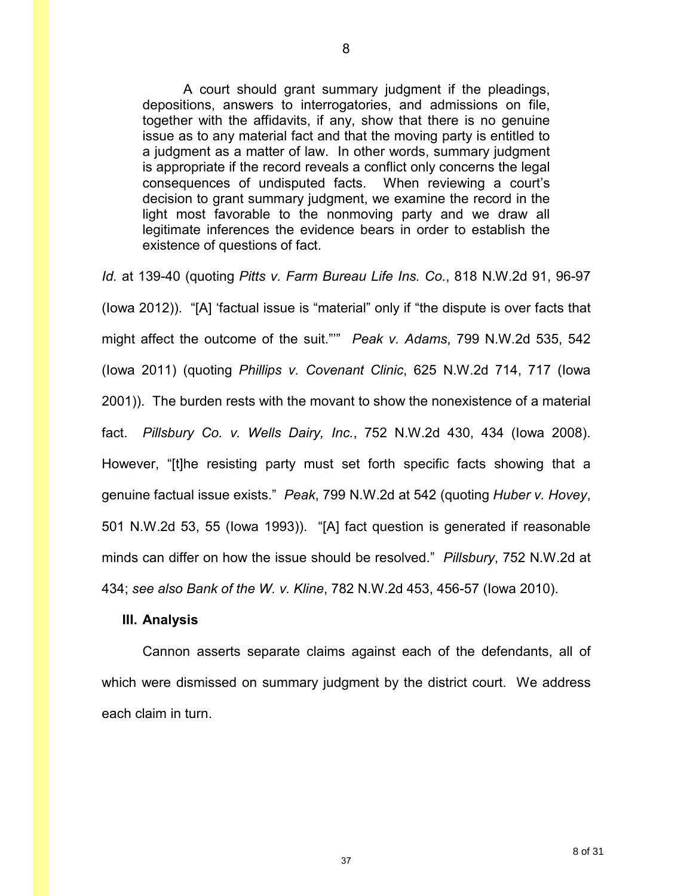> A court should grant summary judgment if the pleadings, depositions, answers to interrogatories, and admissions on file, together with the affidavits, if any, show that there is no genuine issue as to any material fact and that the moving party is entitled to a judgment as a matter of law. In other words, summary judgment is appropriate if the record reveals a conflict only concerns the legal consequences of undisputed facts. When reviewing a court's decision to grant summary judgment, we examine the record in the light most favorable to the nonmoving party and we draw all legitimate inferences the evidence bears in order to establish the existence of questions of fact.

*Id.* at 139-40 (quoting *Pitts v. Farm Bureau Life Ins. Co.*, 818 N.W.2d 91, 96-97 (Iowa 2012)). "[A] 'factual issue is "material" only if "the dispute is over facts that might affect the outcome of the suit."'" *Peak v. Adams*, 799 N.W.2d 535, 542 (Iowa 2011) (quoting *Phillips v. Covenant Clinic*, 625 N.W.2d 714, 717 (Iowa 2001)). The burden rests with the movant to show the nonexistence of a material fact. *Pillsbury Co. v. Wells Dairy, Inc.*, 752 N.W.2d 430, 434 (Iowa 2008). However, "[t]he resisting party must set forth specific facts showing that a genuine factual issue exists." *Peak*, 799 N.W.2d at 542 (quoting *Huber v. Hovey*, 501 N.W.2d 53, 55 (Iowa 1993)). "[A] fact question is generated if reasonable minds can differ on how the issue should be resolved." *Pillsbury*, 752 N.W.2d at 434; *see also Bank of the W. v. Kline*, 782 N.W.2d 453, 456-57 (Iowa 2010).

### III. Analysis

Cannon asserts separate claims against each of the defendants, all of which were dismissed on summary judgment by the district court. We address each claim in turn.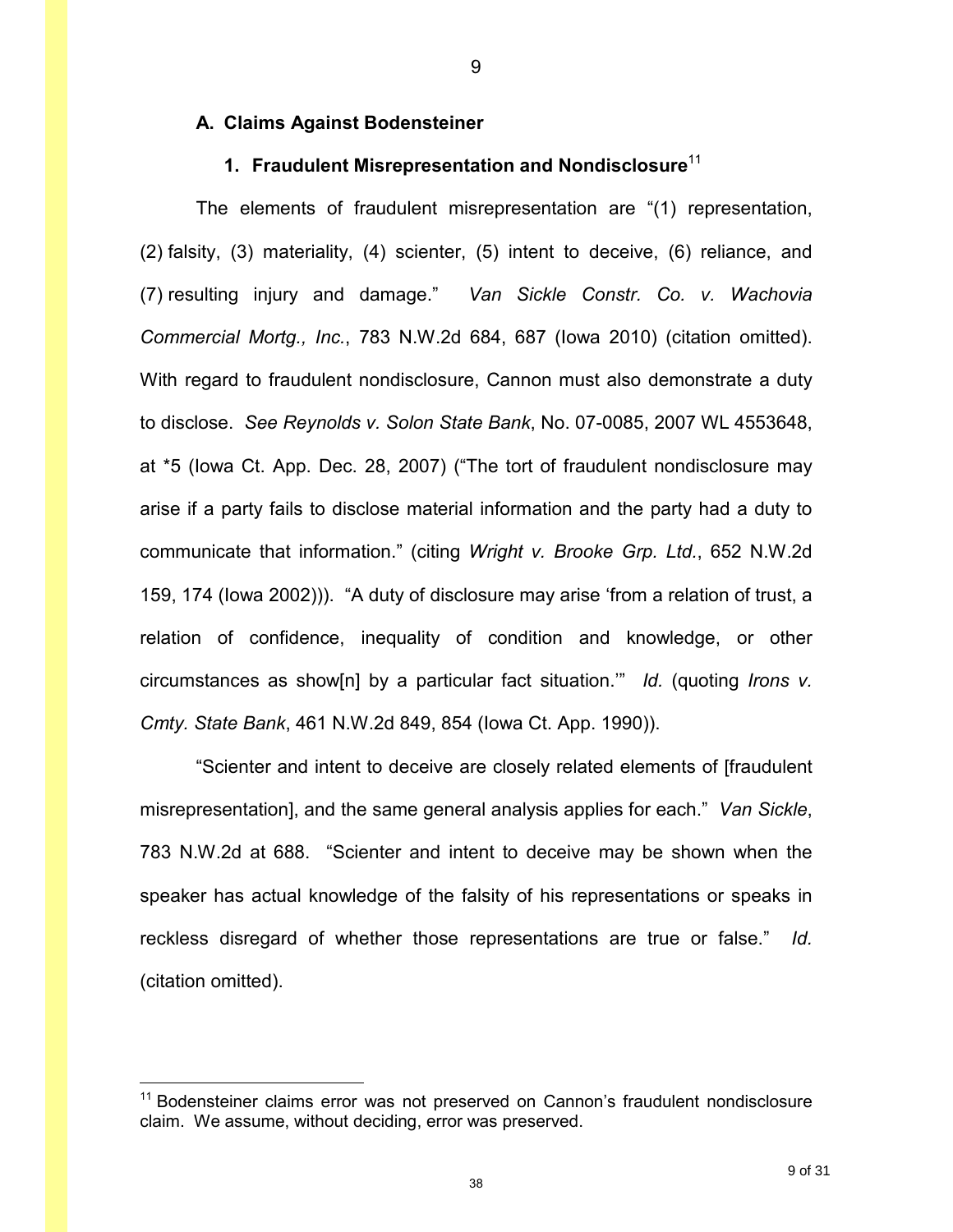### A. Claims Against Bodensteiner

#### 1. Fraudulent Misrepresentation and Nondisclosure[11]

The elements of fraudulent misrepresentation are "(1) representation, (2) falsity, (3) materiality, (4) scienter, (5) intent to deceive, (6) reliance, and (7) resulting injury and damage." *Van Sickle Constr. Co. v. Wachovia Commercial Mortg., Inc.*, 783 N.W.2d 684, 687 (Iowa 2010) (citation omitted). With regard to fraudulent nondisclosure, Cannon must also demonstrate a duty to disclose. *See Reynolds v. Solon State Bank*, No. 07-0085, 2007 WL 4553648, at *5 (Iowa Ct. App. Dec. 28, 2007) ("The tort of fraudulent nondisclosure may arise if a party fails to disclose material information and the party had a duty to communicate that information." (citing *Wright v. Brooke Grp. Ltd.*, 652 N.W.2d 159, 174 (Iowa 2002))). "A duty of disclosure may arise 'from a relation of trust, a relation of confidence, inequality of condition and knowledge, or other circumstances as show[n] by a particular fact situation.'" *Id.* (quoting *Irons v. Cmty. State Bank*, 461 N.W.2d 849, 854 (Iowa Ct. App. 1990)).

"Scienter and intent to deceive are closely related elements of [fraudulent misrepresentation], and the same general analysis applies for each." *Van Sickle*, 783 N.W.2d at 688. "Scienter and intent to deceive may be shown when the speaker has actual knowledge of the falsity of his representations or speaks in reckless disregard of whether those representations are true or false." *Id.* (citation omitted).

---

[11] Bodensteiner claims error was not preserved on Cannon's fraudulent nondisclosure claim. We assume, without deciding, error was preserved.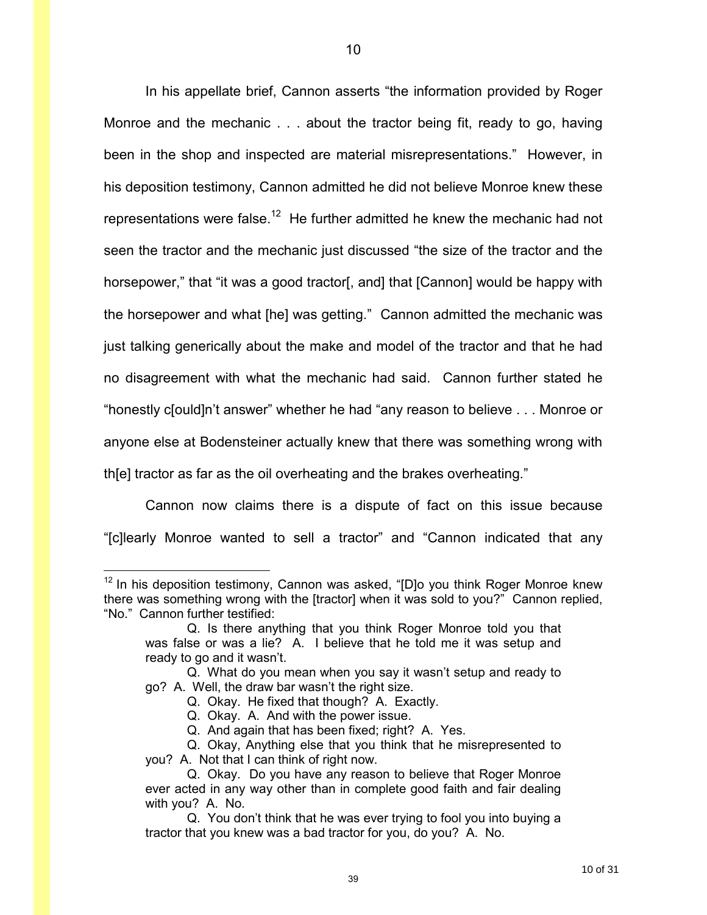In his appellate brief, Cannon asserts "the information provided by Roger Monroe and the mechanic . . . about the tractor being fit, ready to go, having been in the shop and inspected are material misrepresentations." However, in his deposition testimony, Cannon admitted he did not believe Monroe knew these representations were false.[12] He further admitted he knew the mechanic had not seen the tractor and the mechanic just discussed "the size of the tractor and the horsepower," that "it was a good tractor[, and] that [Cannon] would be happy with the horsepower and what [he] was getting." Cannon admitted the mechanic was just talking generically about the make and model of the tractor and that he had no disagreement with what the mechanic had said. Cannon further stated he "honestly c[ould]n't answer" whether he had "any reason to believe . . . Monroe or anyone else at Bodensteiner actually knew that there was something wrong with th[e] tractor as far as the oil overheating and the brakes overheating."

Cannon now claims there is a dispute of fact on this issue because "[c]learly Monroe wanted to sell a tractor" and "Cannon indicated that any

---

[12] In his deposition testimony, Cannon was asked, "[D]o you think Roger Monroe knew there was something wrong with the [tractor] when it was sold to you?" Cannon replied, "No." Cannon further testified:

> Q. Is there anything that you think Roger Monroe told you that was false or was a lie? A. I believe that he told me it was setup and ready to go and it wasn't.
>
> Q. What do you mean when you say it wasn't setup and ready to go? A. Well, the draw bar wasn't the right size.
>
> Q. Okay. He fixed that though? A. Exactly.
>
> Q. Okay. A. And with the power issue.
>
> Q. And again that has been fixed; right? A. Yes.
>
> Q. Okay, Anything else that you think that he misrepresented to you? A. Not that I can think of right now.
>
> Q. Okay. Do you have any reason to believe that Roger Monroe ever acted in any way other than in complete good faith and fair dealing with you? A. No.
>
> Q. You don't think that he was ever trying to fool you into buying a tractor that you knew was a bad tractor for you, do you? A. No.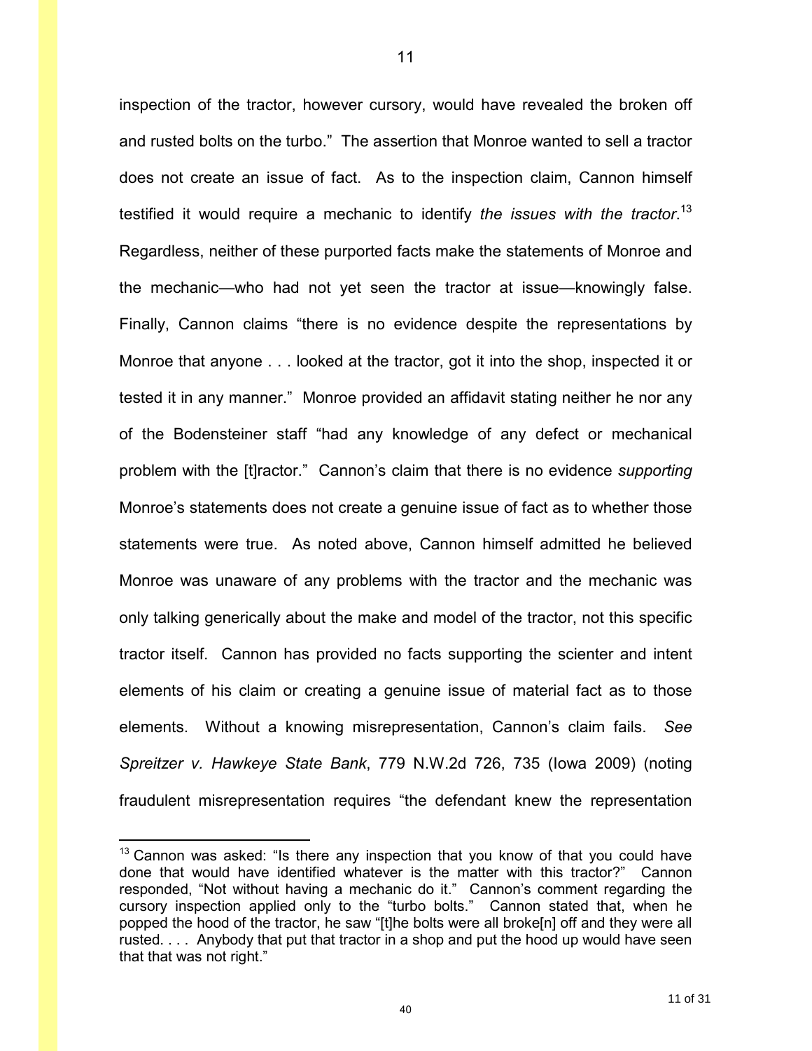inspection of the tractor, however cursory, would have revealed the broken off and rusted bolts on the turbo." The assertion that Monroe wanted to sell a tractor does not create an issue of fact. As to the inspection claim, Cannon himself testified it would require a mechanic to identify *the issues with the tractor*.[13] Regardless, neither of these purported facts make the statements of Monroe and the mechanic—who had not yet seen the tractor at issue—knowingly false. Finally, Cannon claims "there is no evidence despite the representations by Monroe that anyone . . . looked at the tractor, got it into the shop, inspected it or tested it in any manner." Monroe provided an affidavit stating neither he nor any of the Bodensteiner staff "had any knowledge of any defect or mechanical problem with the [t]ractor." Cannon's claim that there is no evidence *supporting* Monroe's statements does not create a genuine issue of fact as to whether those statements were true. As noted above, Cannon himself admitted he believed Monroe was unaware of any problems with the tractor and the mechanic was only talking generically about the make and model of the tractor, not this specific tractor itself. Cannon has provided no facts supporting the scienter and intent elements of his claim or creating a genuine issue of material fact as to those elements. Without a knowing misrepresentation, Cannon's claim fails. *See Spreitzer v. Hawkeye State Bank*, 779 N.W.2d 726, 735 (Iowa 2009) (noting fraudulent misrepresentation requires "the defendant knew the representation

[13] Cannon was asked: "Is there any inspection that you know of that you could have done that would have identified whatever is the matter with this tractor?" Cannon responded, "Not without having a mechanic do it." Cannon's comment regarding the cursory inspection applied only to the "turbo bolts." Cannon stated that, when he popped the hood of the tractor, he saw "[t]he bolts were all broke[n] off and they were all rusted. . . . Anybody that put that tractor in a shop and put the hood up would have seen that that was not right."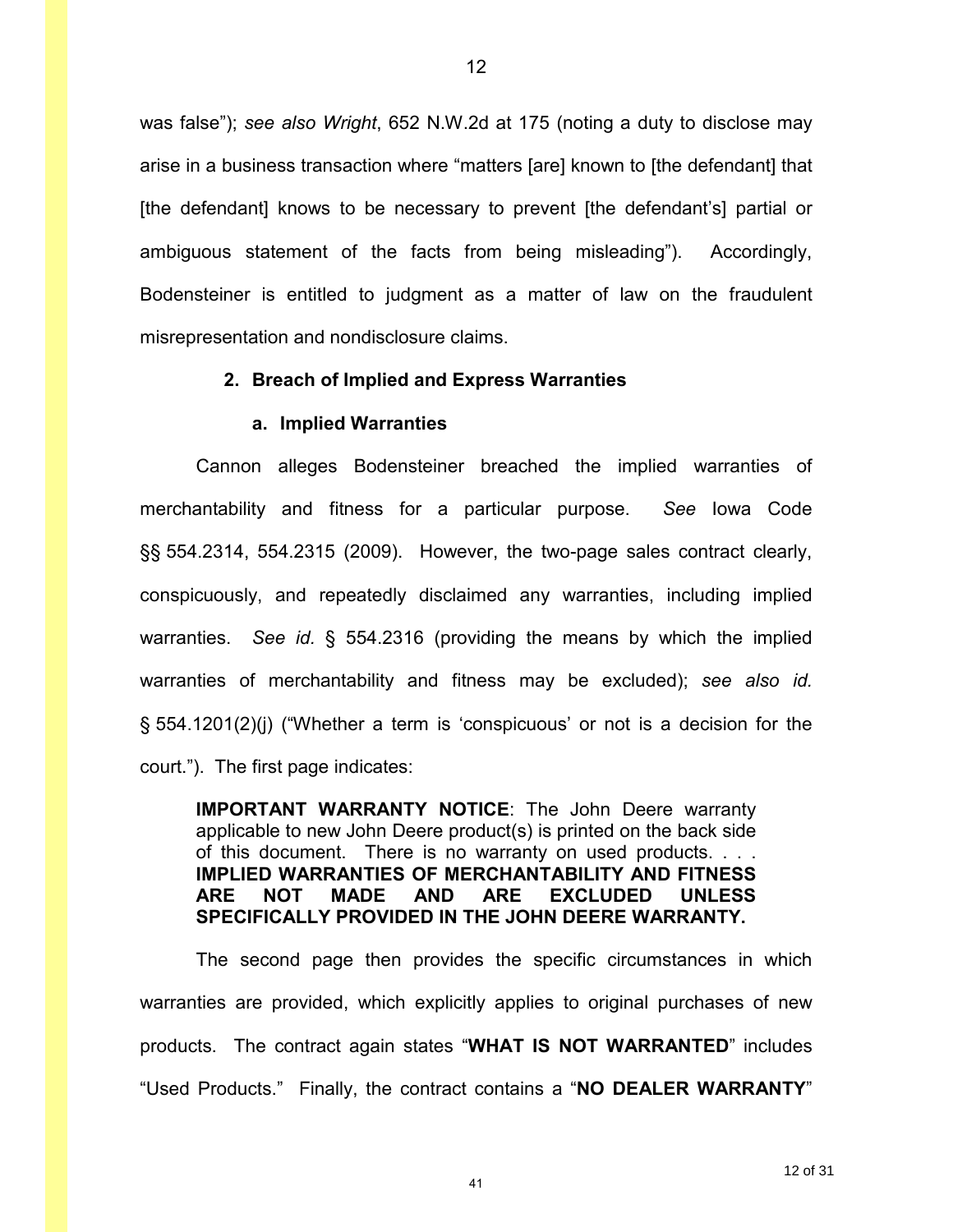was false"); *see also Wright*, 652 N.W.2d at 175 (noting a duty to disclose may arise in a business transaction where "matters [are] known to [the defendant] that [the defendant] knows to be necessary to prevent [the defendant's] partial or ambiguous statement of the facts from being misleading"). Accordingly, Bodensteiner is entitled to judgment as a matter of law on the fraudulent misrepresentation and nondisclosure claims.

### 2. Breach of Implied and Express Warranties

#### a. Implied Warranties

Cannon alleges Bodensteiner breached the implied warranties of merchantability and fitness for a particular purpose. *See* Iowa Code §§ 554.2314, 554.2315 (2009). However, the two-page sales contract clearly, conspicuously, and repeatedly disclaimed any warranties, including implied warranties. *See id.* § 554.2316 (providing the means by which the implied warranties of merchantability and fitness may be excluded); *see also id.* § 554.1201(2)(j) ("Whether a term is 'conspicuous' or not is a decision for the court."). The first page indicates:

> **IMPORTANT WARRANTY NOTICE**: The John Deere warranty applicable to new John Deere product(s) is printed on the back side of this document. There is no warranty on used products. . . . **IMPLIED WARRANTIES OF MERCHANTABILITY AND FITNESS ARE NOT MADE AND ARE EXCLUDED UNLESS SPECIFICALLY PROVIDED IN THE JOHN DEERE WARRANTY.**

The second page then provides the specific circumstances in which warranties are provided, which explicitly applies to original purchases of new products. The contract again states "**WHAT IS NOT WARRANTED**" includes "Used Products." Finally, the contract contains a "**NO DEALER WARRANTY**"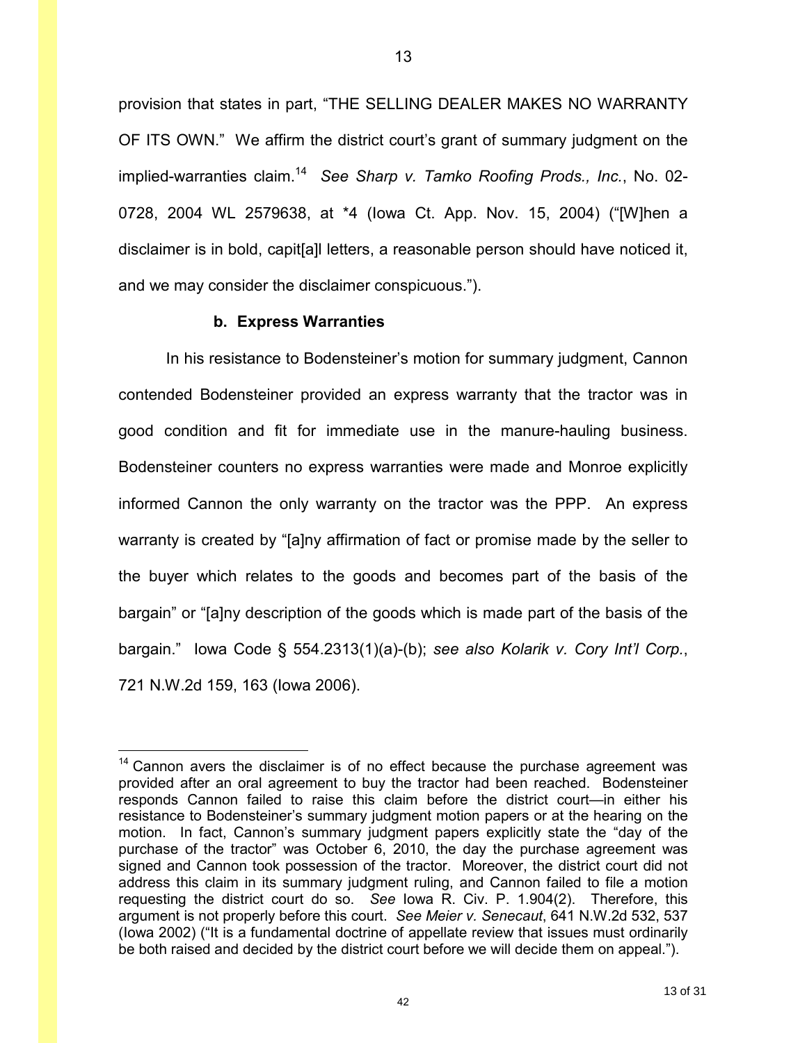provision that states in part, "THE SELLING DEALER MAKES NO WARRANTY OF ITS OWN." We affirm the district court's grant of summary judgment on the implied-warranties claim.[14] *See Sharp v. Tamko Roofing Prods., Inc.*, No. 02-0728, 2004 WL 2579638, at *4 (Iowa Ct. App. Nov. 15, 2004) ("[W]hen a disclaimer is in bold, capit[a]l letters, a reasonable person should have noticed it, and we may consider the disclaimer conspicuous.").

**b. Express Warranties**

In his resistance to Bodensteiner's motion for summary judgment, Cannon contended Bodensteiner provided an express warranty that the tractor was in good condition and fit for immediate use in the manure-hauling business. Bodensteiner counters no express warranties were made and Monroe explicitly informed Cannon the only warranty on the tractor was the PPP. An express warranty is created by "[a]ny affirmation of fact or promise made by the seller to the buyer which relates to the goods and becomes part of the basis of the bargain" or "[a]ny description of the goods which is made part of the basis of the bargain." Iowa Code § 554.2313(1)(a)-(b); *see also Kolarik v. Cory Int'l Corp.*, 721 N.W.2d 159, 163 (Iowa 2006).

---

[14] Cannon avers the disclaimer is of no effect because the purchase agreement was provided after an oral agreement to buy the tractor had been reached. Bodensteiner responds Cannon failed to raise this claim before the district court—in either his resistance to Bodensteiner's summary judgment motion papers or at the hearing on the motion. In fact, Cannon's summary judgment papers explicitly state the "day of the purchase of the tractor" was October 6, 2010, the day the purchase agreement was signed and Cannon took possession of the tractor. Moreover, the district court did not address this claim in its summary judgment ruling, and Cannon failed to file a motion requesting the district court do so. *See* Iowa R. Civ. P. 1.904(2). Therefore, this argument is not properly before this court. *See Meier v. Senecaut*, 641 N.W.2d 532, 537 (Iowa 2002) ("It is a fundamental doctrine of appellate review that issues must ordinarily be both raised and decided by the district court before we will decide them on appeal.").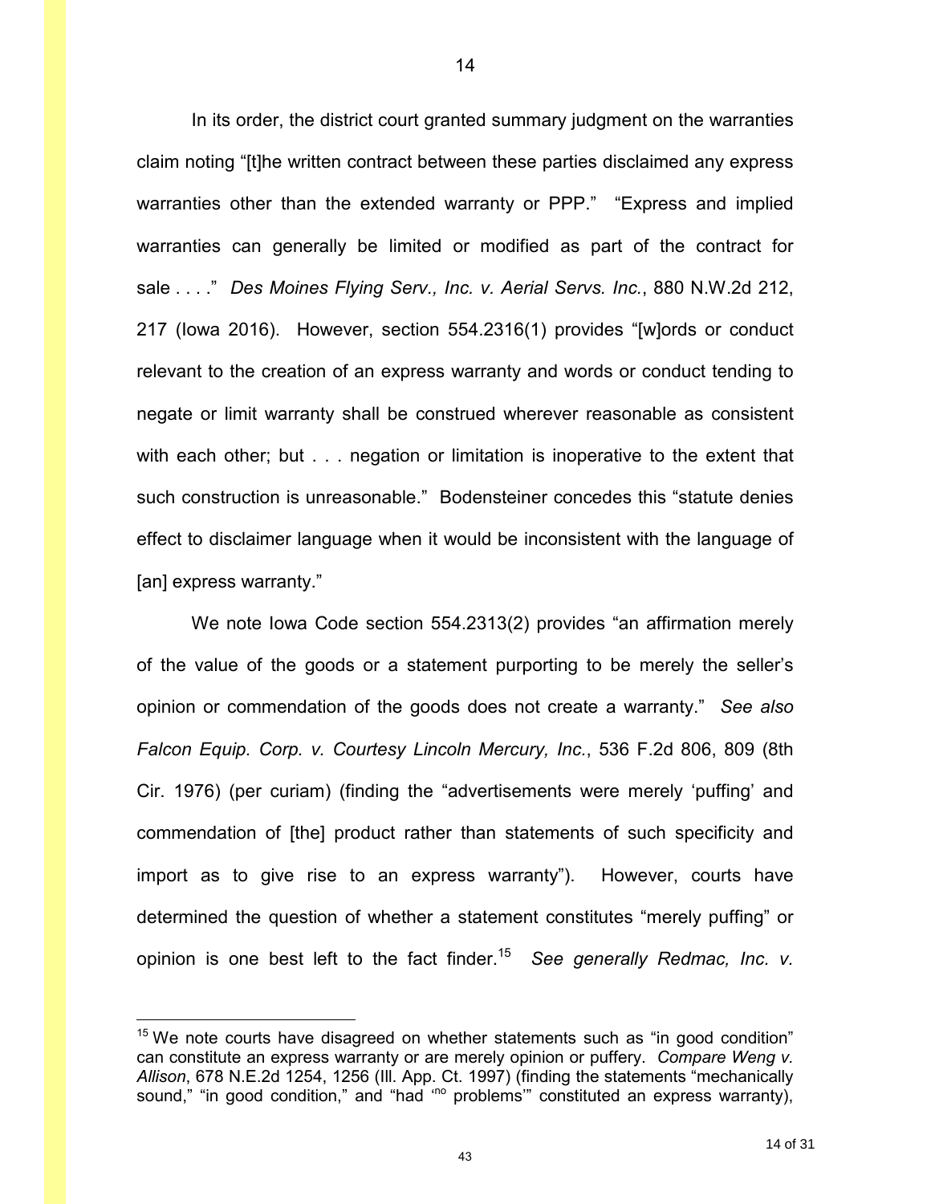In its order, the district court granted summary judgment on the warranties claim noting "[t]he written contract between these parties disclaimed any express warranties other than the extended warranty or PPP." "Express and implied warranties can generally be limited or modified as part of the contract for sale . . . ." *Des Moines Flying Serv., Inc. v. Aerial Servs. Inc.*, 880 N.W.2d 212, 217 (Iowa 2016). However, section 554.2316(1) provides "[w]ords or conduct relevant to the creation of an express warranty and words or conduct tending to negate or limit warranty shall be construed wherever reasonable as consistent with each other; but . . . negation or limitation is inoperative to the extent that such construction is unreasonable." Bodensteiner concedes this "statute denies effect to disclaimer language when it would be inconsistent with the language of [an] express warranty."

We note Iowa Code section 554.2313(2) provides "an affirmation merely of the value of the goods or a statement purporting to be merely the seller's opinion or commendation of the goods does not create a warranty." *See also Falcon Equip. Corp. v. Courtesy Lincoln Mercury, Inc.*, 536 F.2d 806, 809 (8th Cir. 1976) (per curiam) (finding the "advertisements were merely 'puffing' and commendation of [the] product rather than statements of such specificity and import as to give rise to an express warranty"). However, courts have determined the question of whether a statement constitutes "merely puffing" or opinion is one best left to the fact finder.[15] *See generally Redmac, Inc. v.*

[15] We note courts have disagreed on whether statements such as "in good condition" can constitute an express warranty or are merely opinion or puffery. *Compare Weng v. Allison*, 678 N.E.2d 1254, 1256 (Ill. App. Ct. 1997) (finding the statements "mechanically sound," "in good condition," and "had 'no problems'" constituted an express warranty),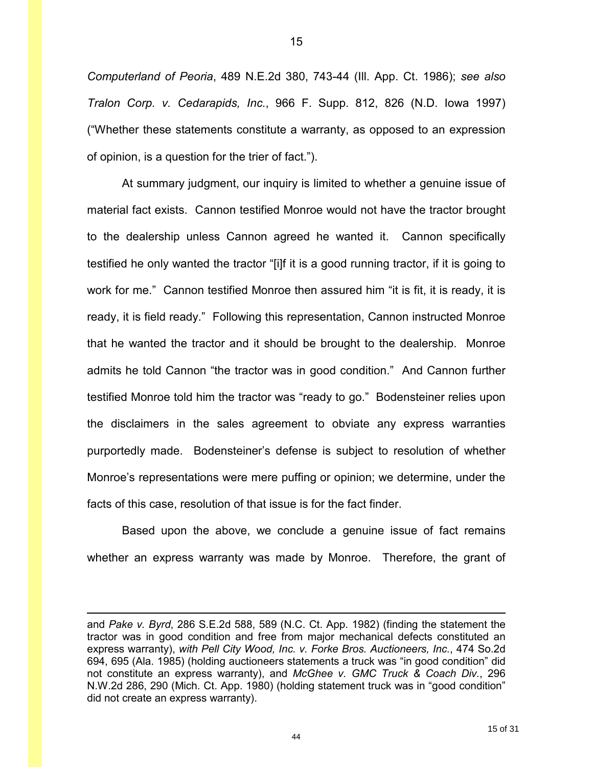*Computerland of Peoria*, 489 N.E.2d 380, 743-44 (Ill. App. Ct. 1986); *see also Tralon Corp. v. Cedarapids, Inc.*, 966 F. Supp. 812, 826 (N.D. Iowa 1997) ("Whether these statements constitute a warranty, as opposed to an expression of opinion, is a question for the trier of fact.").

At summary judgment, our inquiry is limited to whether a genuine issue of material fact exists. Cannon testified Monroe would not have the tractor brought to the dealership unless Cannon agreed he wanted it. Cannon specifically testified he only wanted the tractor "[i]f it is a good running tractor, if it is going to work for me." Cannon testified Monroe then assured him "it is fit, it is ready, it is ready, it is field ready." Following this representation, Cannon instructed Monroe that he wanted the tractor and it should be brought to the dealership. Monroe admits he told Cannon "the tractor was in good condition." And Cannon further testified Monroe told him the tractor was "ready to go." Bodensteiner relies upon the disclaimers in the sales agreement to obviate any express warranties purportedly made. Bodensteiner's defense is subject to resolution of whether Monroe's representations were mere puffing or opinion; we determine, under the facts of this case, resolution of that issue is for the fact finder.

Based upon the above, we conclude a genuine issue of fact remains whether an express warranty was made by Monroe. Therefore, the grant of

---

and *Pake v. Byrd*, 286 S.E.2d 588, 589 (N.C. Ct. App. 1982) (finding the statement the tractor was in good condition and free from major mechanical defects constituted an express warranty), *with Pell City Wood, Inc. v. Forke Bros. Auctioneers, Inc.*, 474 So.2d 694, 695 (Ala. 1985) (holding auctioneers statements a truck was "in good condition" did not constitute an express warranty), and *McGhee v. GMC Truck & Coach Div.*, 296 N.W.2d 286, 290 (Mich. Ct. App. 1980) (holding statement truck was in "good condition" did not create an express warranty).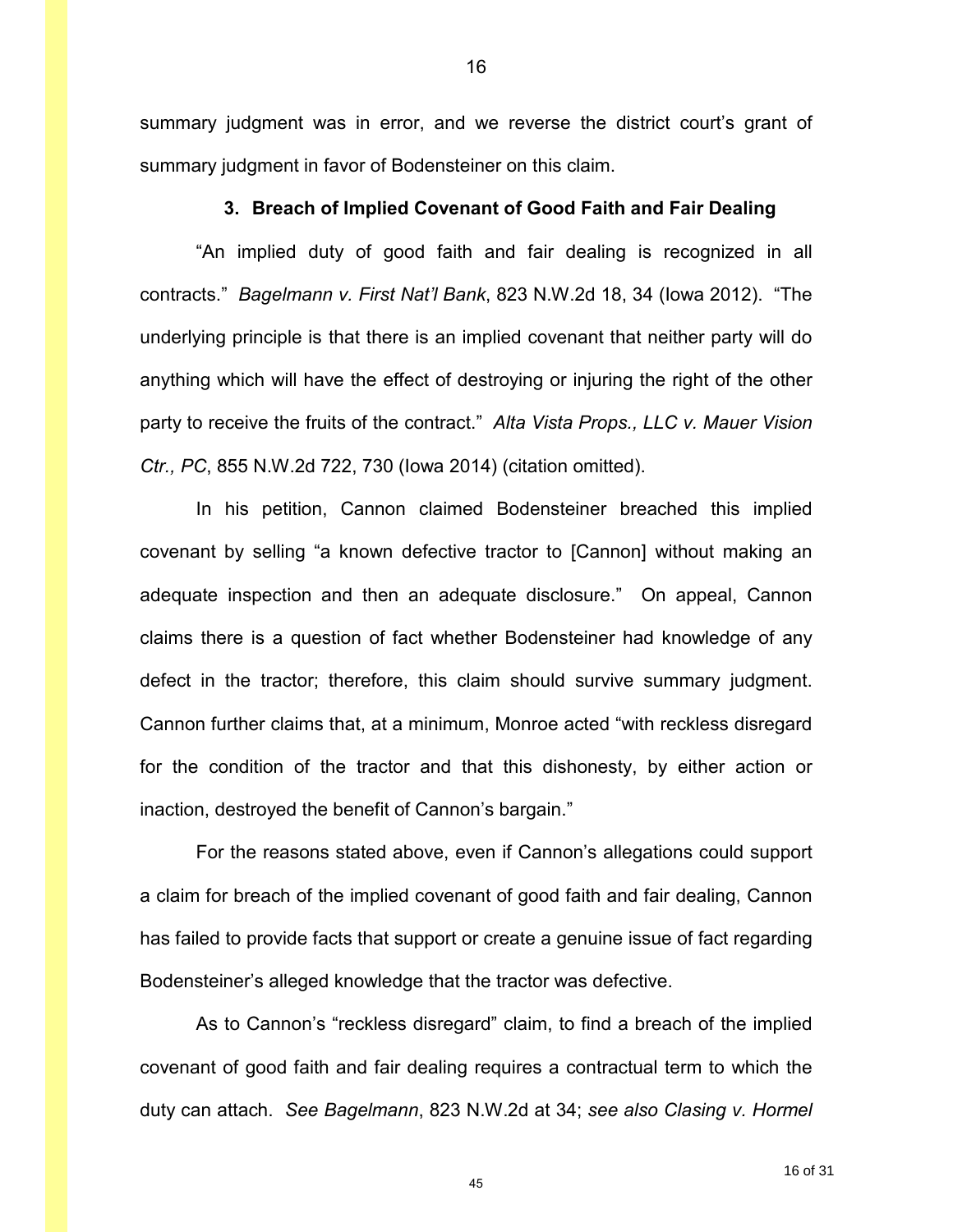summary judgment was in error, and we reverse the district court's grant of summary judgment in favor of Bodensteiner on this claim.

### 3. Breach of Implied Covenant of Good Faith and Fair Dealing

"An implied duty of good faith and fair dealing is recognized in all contracts." *Bagelmann v. First Nat'l Bank*, 823 N.W.2d 18, 34 (Iowa 2012). "The underlying principle is that there is an implied covenant that neither party will do anything which will have the effect of destroying or injuring the right of the other party to receive the fruits of the contract." *Alta Vista Props., LLC v. Mauer Vision Ctr., PC*, 855 N.W.2d 722, 730 (Iowa 2014) (citation omitted).

In his petition, Cannon claimed Bodensteiner breached this implied covenant by selling "a known defective tractor to [Cannon] without making an adequate inspection and then an adequate disclosure." On appeal, Cannon claims there is a question of fact whether Bodensteiner had knowledge of any defect in the tractor; therefore, this claim should survive summary judgment. Cannon further claims that, at a minimum, Monroe acted "with reckless disregard for the condition of the tractor and that this dishonesty, by either action or inaction, destroyed the benefit of Cannon's bargain."

For the reasons stated above, even if Cannon's allegations could support a claim for breach of the implied covenant of good faith and fair dealing, Cannon has failed to provide facts that support or create a genuine issue of fact regarding Bodensteiner's alleged knowledge that the tractor was defective.

As to Cannon's "reckless disregard" claim, to find a breach of the implied covenant of good faith and fair dealing requires a contractual term to which the duty can attach. *See Bagelmann*, 823 N.W.2d at 34; *see also Clasing v. Hormel*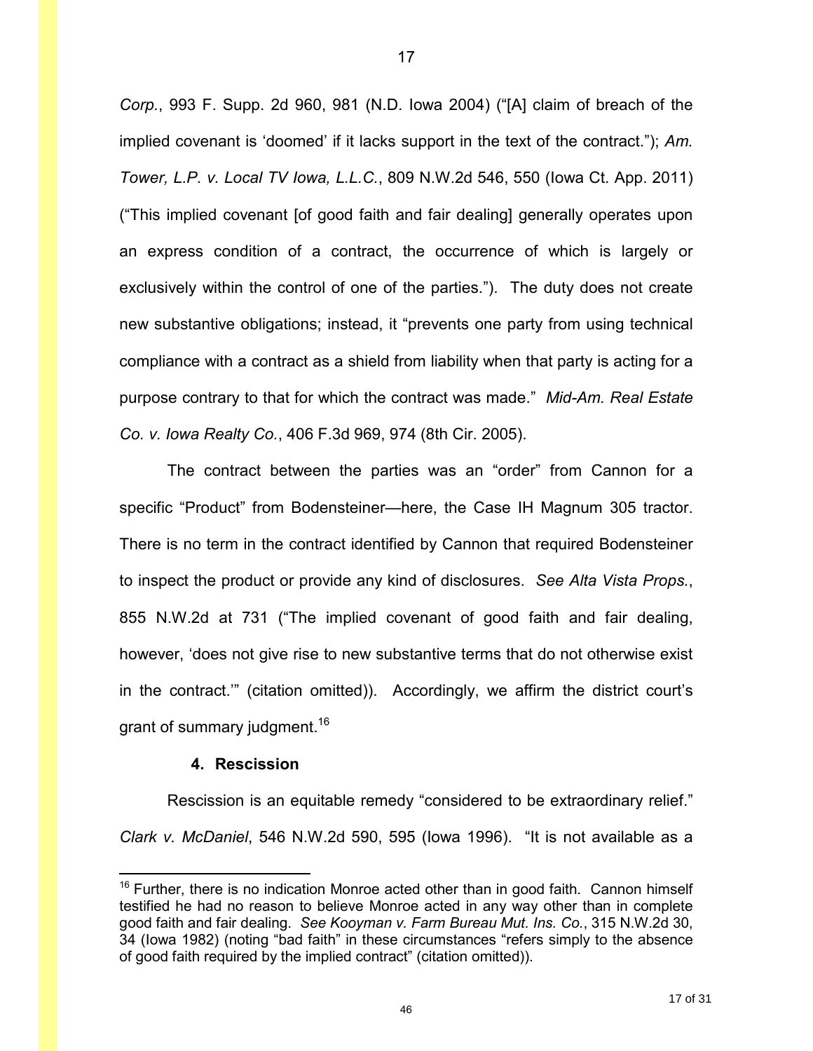*Corp.*, 993 F. Supp. 2d 960, 981 (N.D. Iowa 2004) ("[A] claim of breach of the implied covenant is 'doomed' if it lacks support in the text of the contract."); *Am. Tower, L.P. v. Local TV Iowa, L.L.C.*, 809 N.W.2d 546, 550 (Iowa Ct. App. 2011) ("This implied covenant [of good faith and fair dealing] generally operates upon an express condition of a contract, the occurrence of which is largely or exclusively within the control of one of the parties."). The duty does not create new substantive obligations; instead, it "prevents one party from using technical compliance with a contract as a shield from liability when that party is acting for a purpose contrary to that for which the contract was made." *Mid-Am. Real Estate Co. v. Iowa Realty Co.*, 406 F.3d 969, 974 (8th Cir. 2005).

The contract between the parties was an "order" from Cannon for a specific "Product" from Bodensteiner—here, the Case IH Magnum 305 tractor. There is no term in the contract identified by Cannon that required Bodensteiner to inspect the product or provide any kind of disclosures. *See Alta Vista Props.*, 855 N.W.2d at 731 ("The implied covenant of good faith and fair dealing, however, 'does not give rise to new substantive terms that do not otherwise exist in the contract.'" (citation omitted)). Accordingly, we affirm the district court's grant of summary judgment.[16]

#### 4. Rescission

Rescission is an equitable remedy "considered to be extraordinary relief." *Clark v. McDaniel*, 546 N.W.2d 590, 595 (Iowa 1996). "It is not available as a

---

[16] Further, there is no indication Monroe acted other than in good faith. Cannon himself testified he had no reason to believe Monroe acted in any way other than in complete good faith and fair dealing. *See Kooyman v. Farm Bureau Mut. Ins. Co.*, 315 N.W.2d 30, 34 (Iowa 1982) (noting "bad faith" in these circumstances "refers simply to the absence of good faith required by the implied contract" (citation omitted)).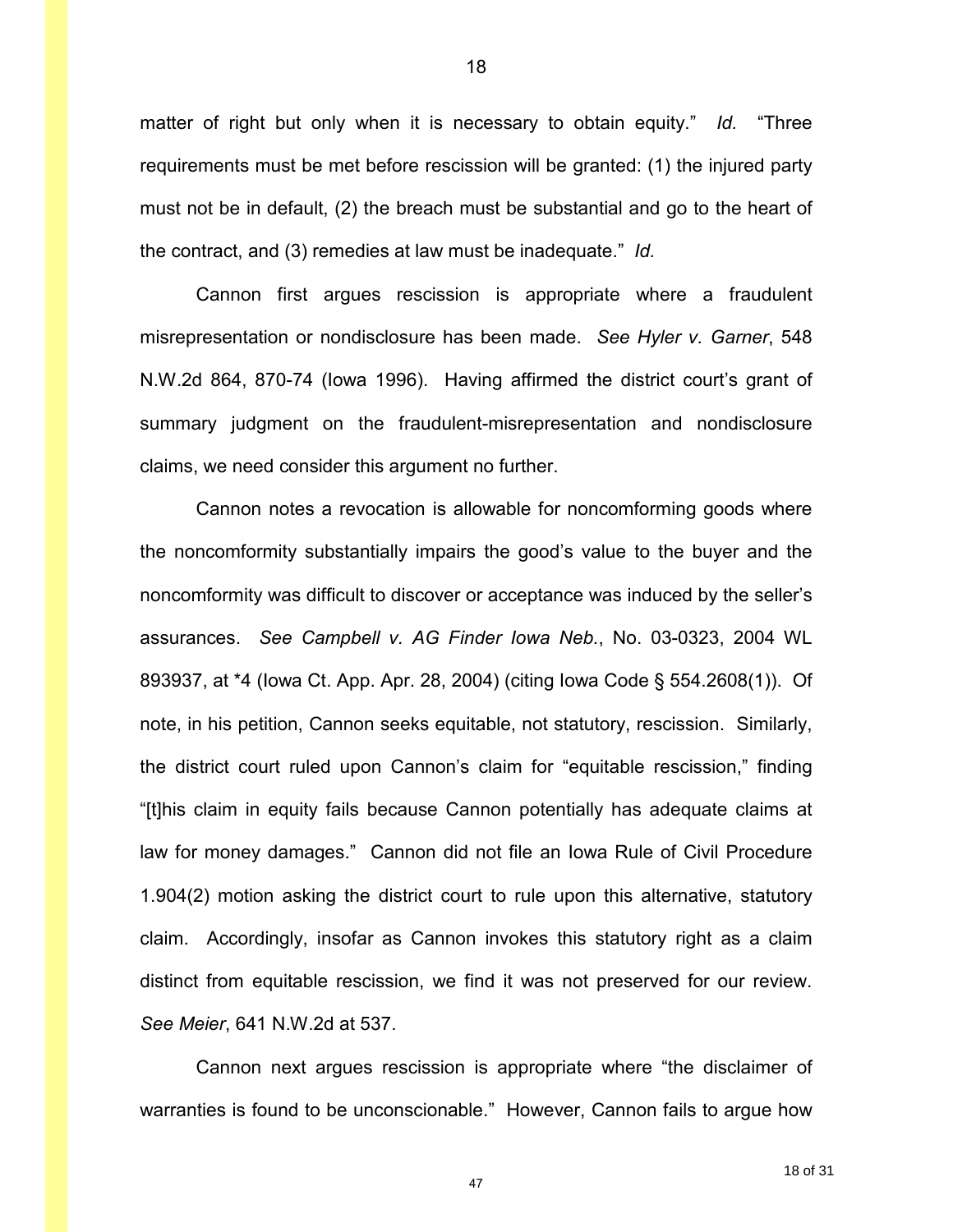matter of right but only when it is necessary to obtain equity." *Id.* "Three requirements must be met before rescission will be granted: (1) the injured party must not be in default, (2) the breach must be substantial and go to the heart of the contract, and (3) remedies at law must be inadequate." *Id.*

Cannon first argues rescission is appropriate where a fraudulent misrepresentation or nondisclosure has been made. *See Hyler v. Garner*, 548 N.W.2d 864, 870-74 (Iowa 1996). Having affirmed the district court's grant of summary judgment on the fraudulent-misrepresentation and nondisclosure claims, we need consider this argument no further.

Cannon notes a revocation is allowable for noncomforming goods where the noncomformity substantially impairs the good's value to the buyer and the noncomformity was difficult to discover or acceptance was induced by the seller's assurances. *See Campbell v. AG Finder Iowa Neb.*, No. 03-0323, 2004 WL 893937, at *4 (Iowa Ct. App. Apr. 28, 2004) (citing Iowa Code § 554.2608(1)). Of note, in his petition, Cannon seeks equitable, not statutory, rescission. Similarly, the district court ruled upon Cannon's claim for "equitable rescission," finding "[t]his claim in equity fails because Cannon potentially has adequate claims at law for money damages." Cannon did not file an Iowa Rule of Civil Procedure 1.904(2) motion asking the district court to rule upon this alternative, statutory claim. Accordingly, insofar as Cannon invokes this statutory right as a claim distinct from equitable rescission, we find it was not preserved for our review. *See Meier*, 641 N.W.2d at 537.

Cannon next argues rescission is appropriate where "the disclaimer of warranties is found to be unconscionable." However, Cannon fails to argue how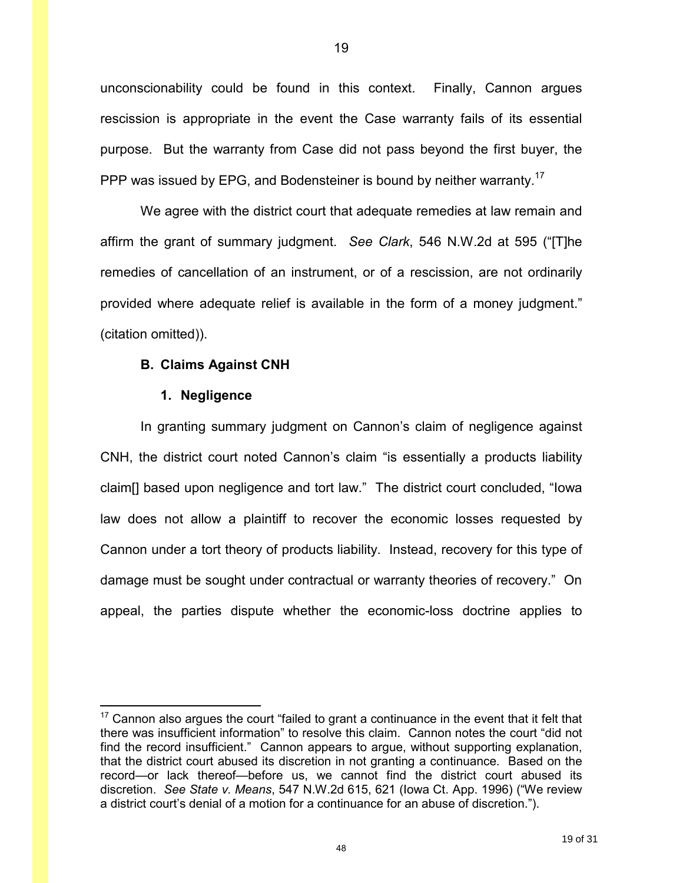unconscionability could be found in this context. Finally, Cannon argues rescission is appropriate in the event the Case warranty fails of its essential purpose. But the warranty from Case did not pass beyond the first buyer, the PPP was issued by EPG, and Bodensteiner is bound by neither warranty.[17]

We agree with the district court that adequate remedies at law remain and affirm the grant of summary judgment. *See Clark*, 546 N.W.2d at 595 ("[T]he remedies of cancellation of an instrument, or of a rescission, are not ordinarily provided where adequate relief is available in the form of a money judgment." (citation omitted)).

**B. Claims Against CNH**

**1. Negligence**

In granting summary judgment on Cannon's claim of negligence against CNH, the district court noted Cannon's claim "is essentially a products liability claim[] based upon negligence and tort law." The district court concluded, "Iowa law does not allow a plaintiff to recover the economic losses requested by Cannon under a tort theory of products liability. Instead, recovery for this type of damage must be sought under contractual or warranty theories of recovery." On appeal, the parties dispute whether the economic-loss doctrine applies to

---

[17] Cannon also argues the court "failed to grant a continuance in the event that it felt that there was insufficient information" to resolve this claim. Cannon notes the court "did not find the record insufficient." Cannon appears to argue, without supporting explanation, that the district court abused its discretion in not granting a continuance. Based on the record—or lack thereof—before us, we cannot find the district court abused its discretion. *See State v. Means*, 547 N.W.2d 615, 621 (Iowa Ct. App. 1996) ("We review a district court's denial of a motion for a continuance for an abuse of discretion.").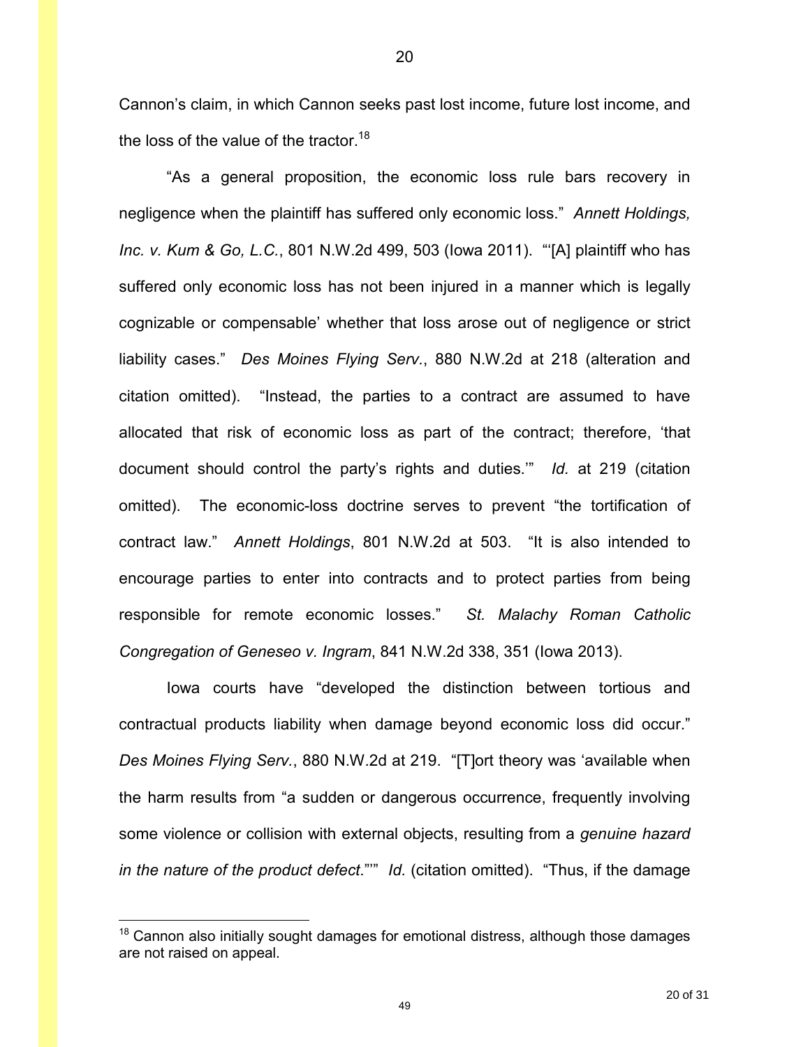Cannon's claim, in which Cannon seeks past lost income, future lost income, and the loss of the value of the tractor.[18]

"As a general proposition, the economic loss rule bars recovery in negligence when the plaintiff has suffered only economic loss." *Annett Holdings, Inc. v. Kum & Go, L.C.*, 801 N.W.2d 499, 503 (Iowa 2011). "'[A] plaintiff who has suffered only economic loss has not been injured in a manner which is legally cognizable or compensable' whether that loss arose out of negligence or strict liability cases." *Des Moines Flying Serv.*, 880 N.W.2d at 218 (alteration and citation omitted). "Instead, the parties to a contract are assumed to have allocated that risk of economic loss as part of the contract; therefore, 'that document should control the party's rights and duties.'" *Id.* at 219 (citation omitted). The economic-loss doctrine serves to prevent "the tortification of contract law." *Annett Holdings*, 801 N.W.2d at 503. "It is also intended to encourage parties to enter into contracts and to protect parties from being responsible for remote economic losses." *St. Malachy Roman Catholic Congregation of Geneseo v. Ingram*, 841 N.W.2d 338, 351 (Iowa 2013).

Iowa courts have "developed the distinction between tortious and contractual products liability when damage beyond economic loss did occur." *Des Moines Flying Serv.*, 880 N.W.2d at 219. "[T]ort theory was 'available when the harm results from "a sudden or dangerous occurrence, frequently involving some violence or collision with external objects, resulting from a *genuine hazard in the nature of the product defect*."'" *Id.* (citation omitted). "Thus, if the damage

[18] Cannon also initially sought damages for emotional distress, although those damages are not raised on appeal.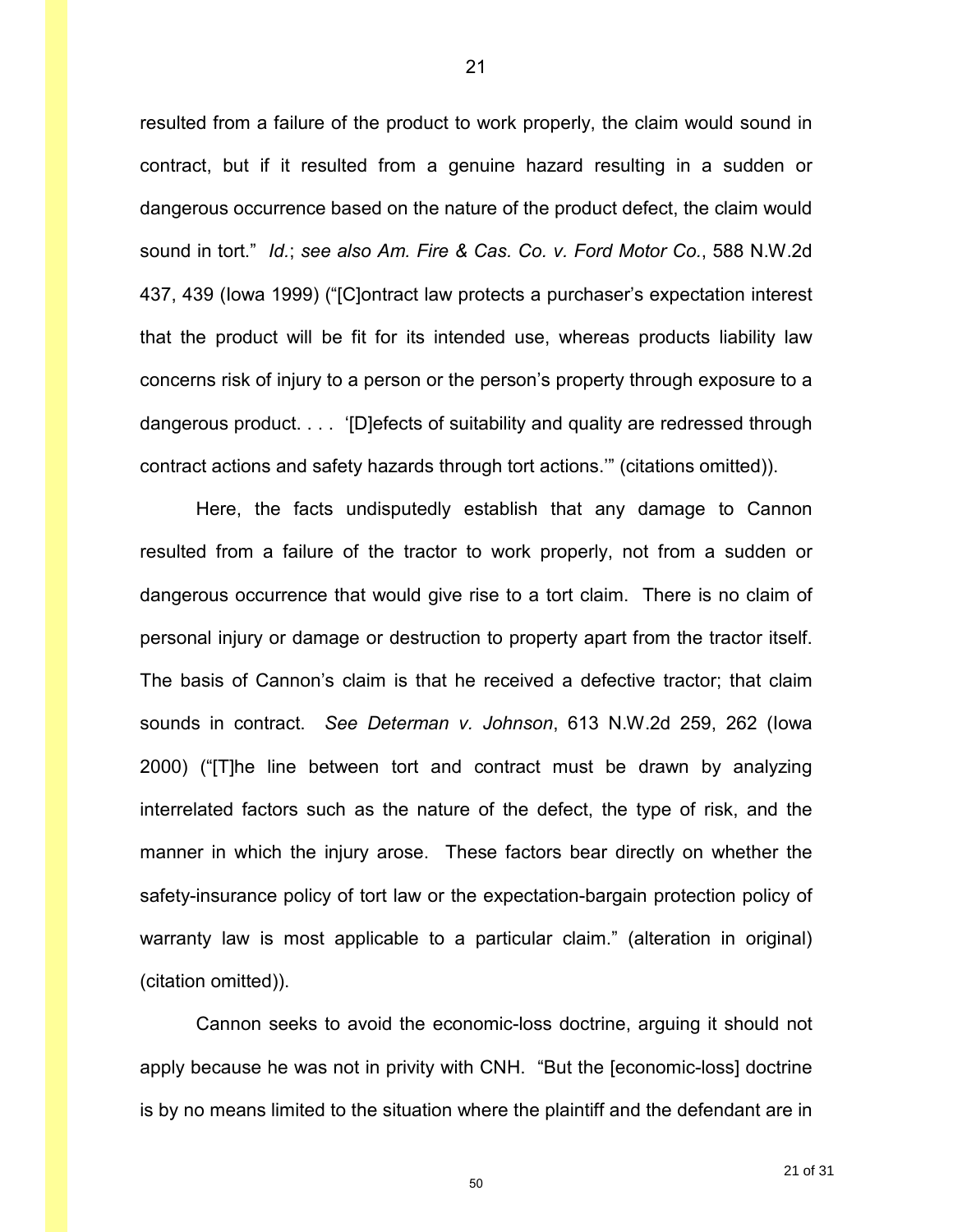resulted from a failure of the product to work properly, the claim would sound in contract, but if it resulted from a genuine hazard resulting in a sudden or dangerous occurrence based on the nature of the product defect, the claim would sound in tort." *Id.*; *see also Am. Fire & Cas. Co. v. Ford Motor Co.*, 588 N.W.2d 437, 439 (Iowa 1999) ("[C]ontract law protects a purchaser's expectation interest that the product will be fit for its intended use, whereas products liability law concerns risk of injury to a person or the person's property through exposure to a dangerous product. . . . '[D]efects of suitability and quality are redressed through contract actions and safety hazards through tort actions.'" (citations omitted)).

Here, the facts undisputedly establish that any damage to Cannon resulted from a failure of the tractor to work properly, not from a sudden or dangerous occurrence that would give rise to a tort claim. There is no claim of personal injury or damage or destruction to property apart from the tractor itself. The basis of Cannon's claim is that he received a defective tractor; that claim sounds in contract. *See Determan v. Johnson*, 613 N.W.2d 259, 262 (Iowa 2000) ("[T]he line between tort and contract must be drawn by analyzing interrelated factors such as the nature of the defect, the type of risk, and the manner in which the injury arose. These factors bear directly on whether the safety-insurance policy of tort law or the expectation-bargain protection policy of warranty law is most applicable to a particular claim." (alteration in original) (citation omitted)).

Cannon seeks to avoid the economic-loss doctrine, arguing it should not apply because he was not in privity with CNH. "But the [economic-loss] doctrine is by no means limited to the situation where the plaintiff and the defendant are in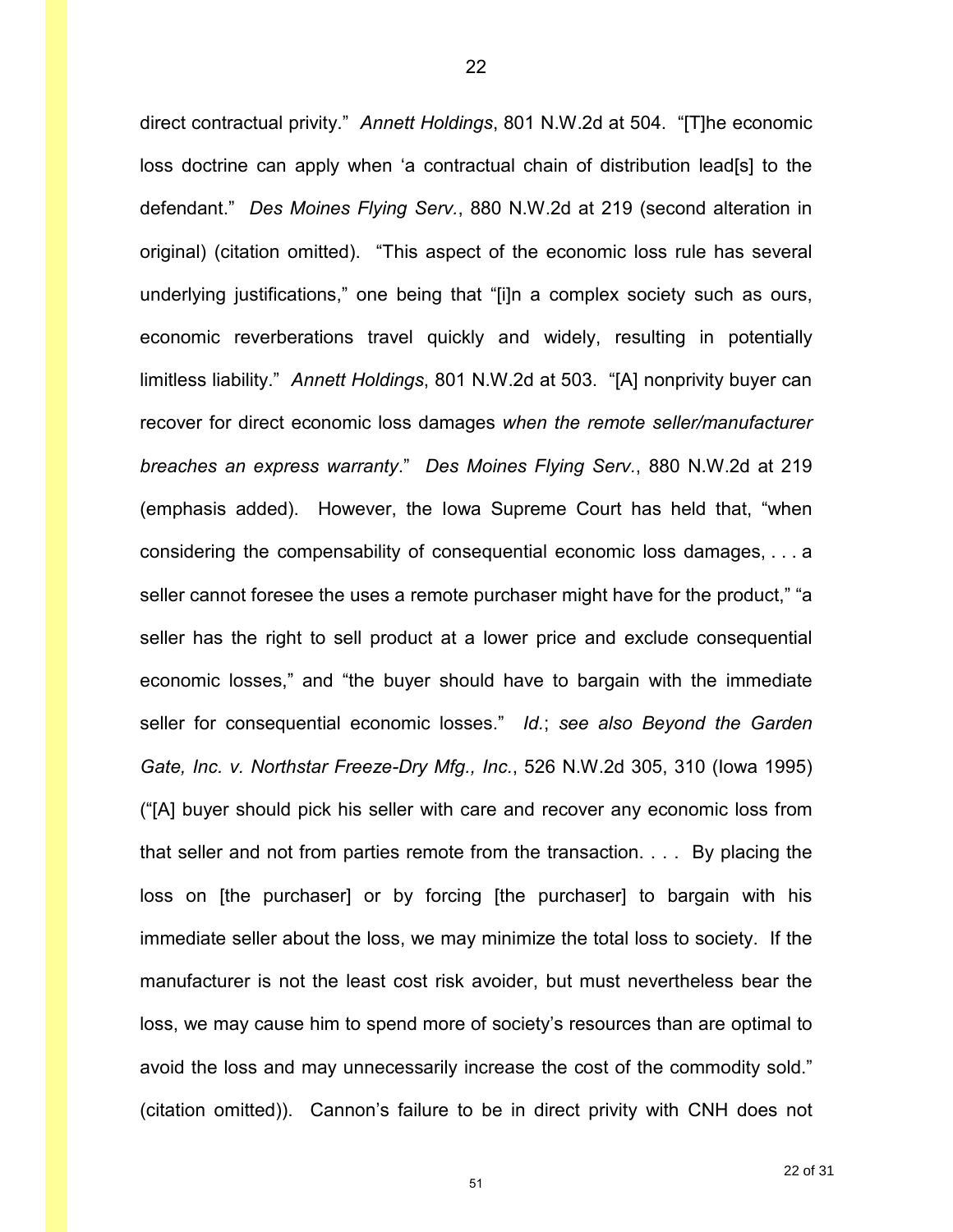direct contractual privity." *Annett Holdings*, 801 N.W.2d at 504. "[T]he economic loss doctrine can apply when 'a contractual chain of distribution lead[s] to the defendant." *Des Moines Flying Serv.*, 880 N.W.2d at 219 (second alteration in original) (citation omitted). "This aspect of the economic loss rule has several underlying justifications," one being that "[i]n a complex society such as ours, economic reverberations travel quickly and widely, resulting in potentially limitless liability." *Annett Holdings*, 801 N.W.2d at 503. "[A] nonprivity buyer can recover for direct economic loss damages *when the remote seller/manufacturer breaches an express warranty*." *Des Moines Flying Serv.*, 880 N.W.2d at 219 (emphasis added). However, the Iowa Supreme Court has held that, "when considering the compensability of consequential economic loss damages, . . . a seller cannot foresee the uses a remote purchaser might have for the product," "a seller has the right to sell product at a lower price and exclude consequential economic losses," and "the buyer should have to bargain with the immediate seller for consequential economic losses." *Id.*; *see also Beyond the Garden Gate, Inc. v. Northstar Freeze-Dry Mfg., Inc.*, 526 N.W.2d 305, 310 (Iowa 1995) ("[A] buyer should pick his seller with care and recover any economic loss from that seller and not from parties remote from the transaction. . . . By placing the loss on [the purchaser] or by forcing [the purchaser] to bargain with his immediate seller about the loss, we may minimize the total loss to society. If the manufacturer is not the least cost risk avoider, but must nevertheless bear the loss, we may cause him to spend more of society's resources than are optimal to avoid the loss and may unnecessarily increase the cost of the commodity sold." (citation omitted)). Cannon's failure to be in direct privity with CNH does not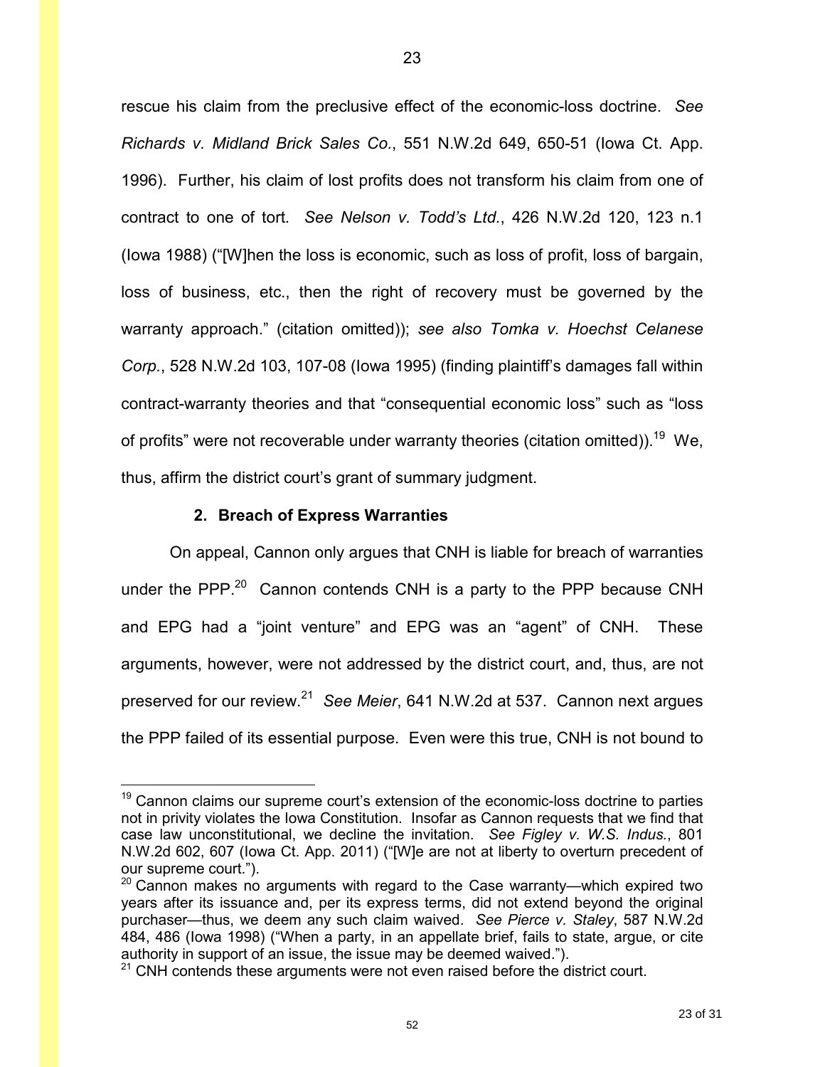rescue his claim from the preclusive effect of the economic-loss doctrine. *See Richards v. Midland Brick Sales Co.*, 551 N.W.2d 649, 650-51 (Iowa Ct. App. 1996). Further, his claim of lost profits does not transform his claim from one of contract to one of tort. *See Nelson v. Todd's Ltd.*, 426 N.W.2d 120, 123 n.1 (Iowa 1988) ("[W]hen the loss is economic, such as loss of profit, loss of bargain, loss of business, etc., then the right of recovery must be governed by the warranty approach." (citation omitted)); *see also Tomka v. Hoechst Celanese Corp.*, 528 N.W.2d 103, 107-08 (Iowa 1995) (finding plaintiff's damages fall within contract-warranty theories and that "consequential economic loss" such as "loss of profits" were not recoverable under warranty theories (citation omitted)).[19] We, thus, affirm the district court's grant of summary judgment.

**2. Breach of Express Warranties**

On appeal, Cannon only argues that CNH is liable for breach of warranties under the PPP.[20] Cannon contends CNH is a party to the PPP because CNH and EPG had a "joint venture" and EPG was an "agent" of CNH. These arguments, however, were not addressed by the district court, and, thus, are not preserved for our review.[21] *See Meier*, 641 N.W.2d at 537. Cannon next argues the PPP failed of its essential purpose. Even were this true, CNH is not bound to

[19] Cannon claims our supreme court's extension of the economic-loss doctrine to parties not in privity violates the Iowa Constitution. Insofar as Cannon requests that we find that case law unconstitutional, we decline the invitation. *See Figley v. W.S. Indus.*, 801 N.W.2d 602, 607 (Iowa Ct. App. 2011) ("[W]e are not at liberty to overturn precedent of our supreme court.").

[20] Cannon makes no arguments with regard to the Case warranty—which expired two years after its issuance and, per its express terms, did not extend beyond the original purchaser—thus, we deem any such claim waived. *See Pierce v. Staley*, 587 N.W.2d 484, 486 (Iowa 1998) ("When a party, in an appellate brief, fails to state, argue, or cite authority in support of an issue, the issue may be deemed waived.").

[21] CNH contends these arguments were not even raised before the district court.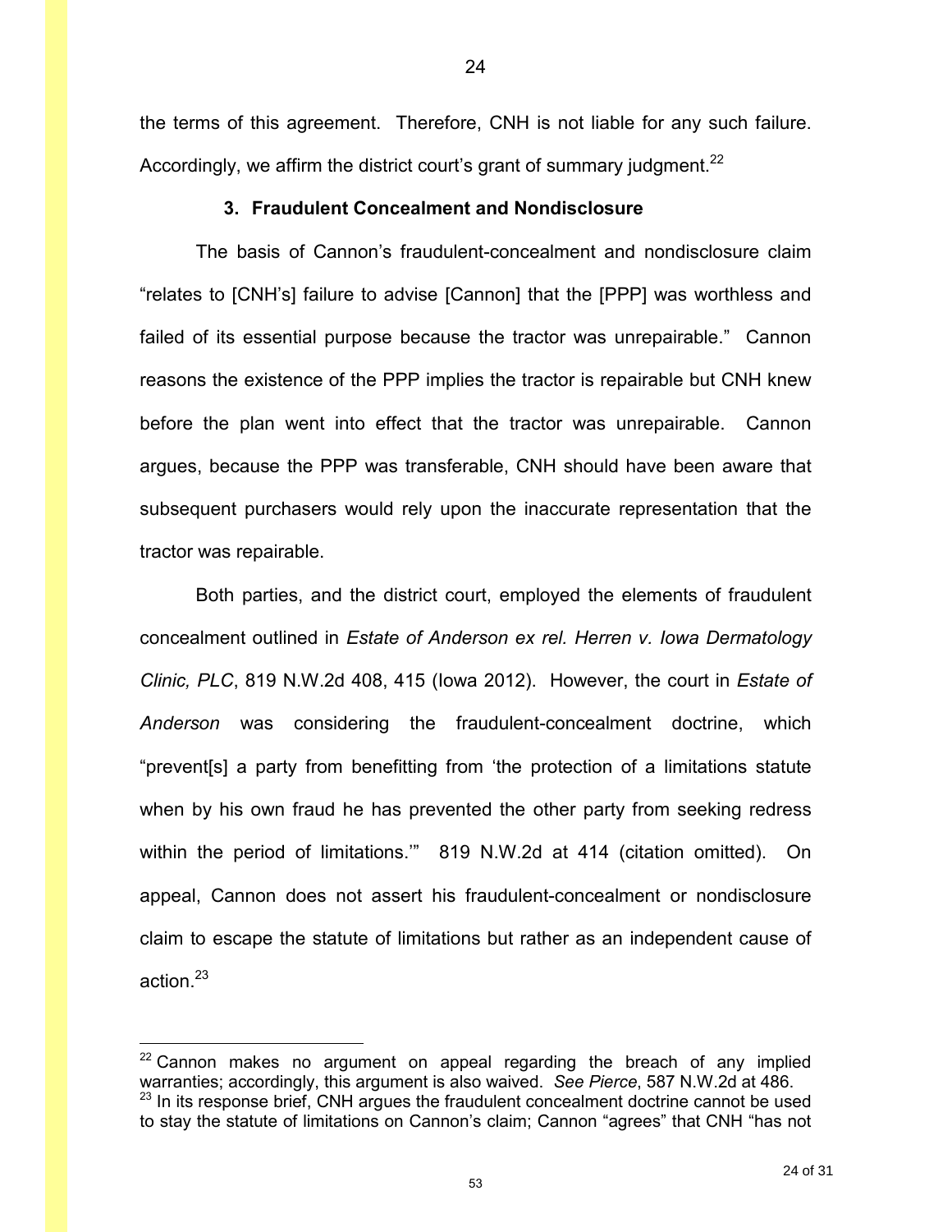the terms of this agreement. Therefore, CNH is not liable for any such failure. Accordingly, we affirm the district court's grant of summary judgment.[22]

### 3. Fraudulent Concealment and Nondisclosure

The basis of Cannon's fraudulent-concealment and nondisclosure claim "relates to [CNH's] failure to advise [Cannon] that the [PPP] was worthless and failed of its essential purpose because the tractor was unrepairable." Cannon reasons the existence of the PPP implies the tractor is repairable but CNH knew before the plan went into effect that the tractor was unrepairable. Cannon argues, because the PPP was transferable, CNH should have been aware that subsequent purchasers would rely upon the inaccurate representation that the tractor was repairable.

Both parties, and the district court, employed the elements of fraudulent concealment outlined in *Estate of Anderson ex rel. Herren v. Iowa Dermatology Clinic, PLC*, 819 N.W.2d 408, 415 (Iowa 2012). However, the court in *Estate of Anderson* was considering the fraudulent-concealment doctrine, which "prevent[s] a party from benefitting from 'the protection of a limitations statute when by his own fraud he has prevented the other party from seeking redress within the period of limitations.'" 819 N.W.2d at 414 (citation omitted). On appeal, Cannon does not assert his fraudulent-concealment or nondisclosure claim to escape the statute of limitations but rather as an independent cause of action.[23]

---

[22] Cannon makes no argument on appeal regarding the breach of any implied warranties; accordingly, this argument is also waived. *See Pierce*, 587 N.W.2d at 486.

[23] In its response brief, CNH argues the fraudulent concealment doctrine cannot be used to stay the statute of limitations on Cannon's claim; Cannon "agrees" that CNH "has not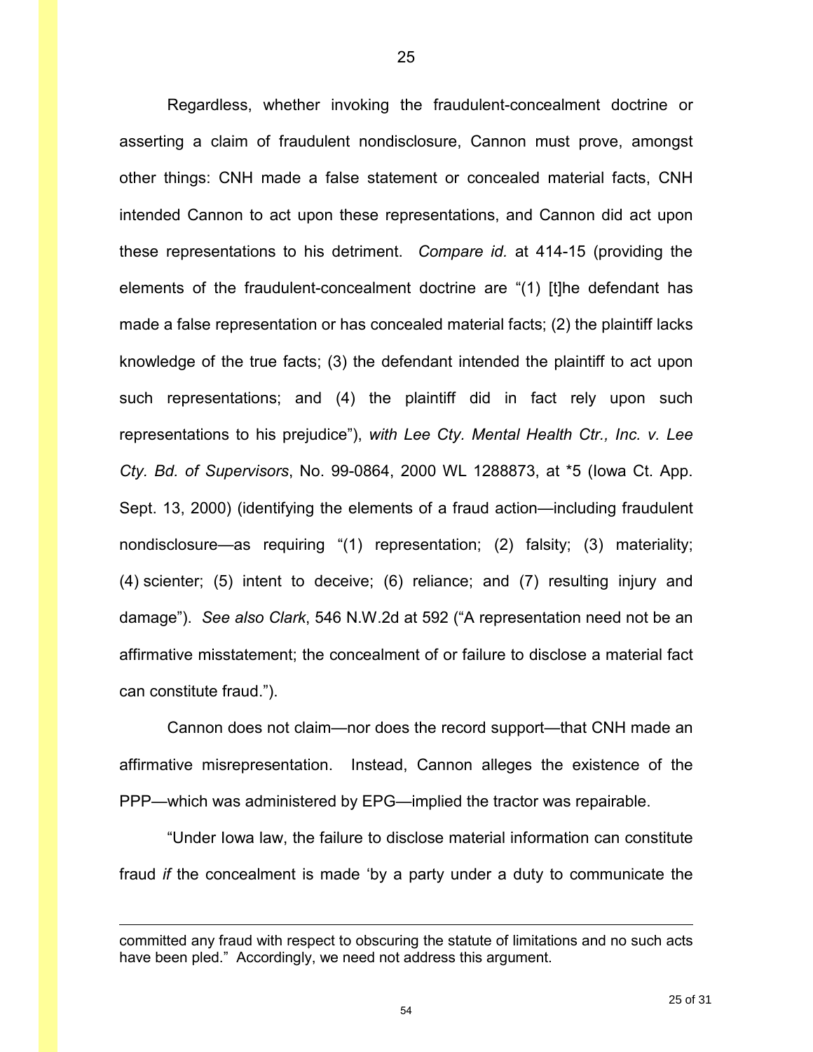Regardless, whether invoking the fraudulent-concealment doctrine or asserting a claim of fraudulent nondisclosure, Cannon must prove, amongst other things: CNH made a false statement or concealed material facts, CNH intended Cannon to act upon these representations, and Cannon did act upon these representations to his detriment. *Compare id.* at 414-15 (providing the elements of the fraudulent-concealment doctrine are "(1) [t]he defendant has made a false representation or has concealed material facts; (2) the plaintiff lacks knowledge of the true facts; (3) the defendant intended the plaintiff to act upon such representations; and (4) the plaintiff did in fact rely upon such representations to his prejudice"), *with Lee Cty. Mental Health Ctr., Inc. v. Lee Cty. Bd. of Supervisors*, No. 99-0864, 2000 WL 1288873, at *5 (Iowa Ct. App. Sept. 13, 2000) (identifying the elements of a fraud action—including fraudulent nondisclosure—as requiring "(1) representation; (2) falsity; (3) materiality; (4) scienter; (5) intent to deceive; (6) reliance; and (7) resulting injury and damage"). *See also Clark*, 546 N.W.2d at 592 ("A representation need not be an affirmative misstatement; the concealment of or failure to disclose a material fact can constitute fraud.").

Cannon does not claim—nor does the record support—that CNH made an affirmative misrepresentation. Instead, Cannon alleges the existence of the PPP—which was administered by EPG—implied the tractor was repairable.

"Under Iowa law, the failure to disclose material information can constitute fraud *if* the concealment is made 'by a party under a duty to communicate the

---

committed any fraud with respect to obscuring the statute of limitations and no such acts have been pled." Accordingly, we need not address this argument.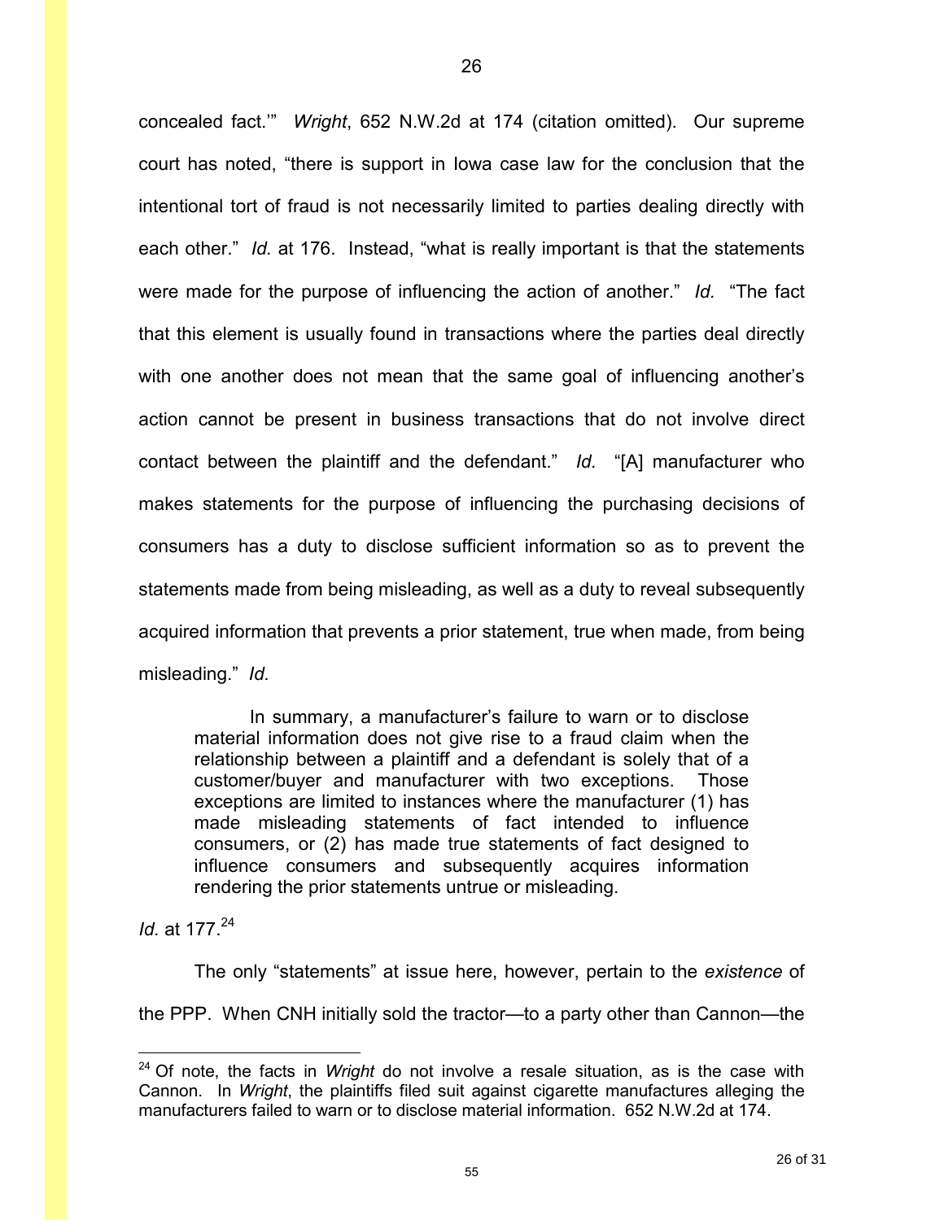concealed fact.'" *Wright*, 652 N.W.2d at 174 (citation omitted). Our supreme court has noted, "there is support in Iowa case law for the conclusion that the intentional tort of fraud is not necessarily limited to parties dealing directly with each other." *Id.* at 176. Instead, "what is really important is that the statements were made for the purpose of influencing the action of another." *Id.* "The fact that this element is usually found in transactions where the parties deal directly with one another does not mean that the same goal of influencing another's action cannot be present in business transactions that do not involve direct contact between the plaintiff and the defendant." *Id.* "[A] manufacturer who makes statements for the purpose of influencing the purchasing decisions of consumers has a duty to disclose sufficient information so as to prevent the statements made from being misleading, as well as a duty to reveal subsequently acquired information that prevents a prior statement, true when made, from being misleading." *Id.*

> In summary, a manufacturer's failure to warn or to disclose material information does not give rise to a fraud claim when the relationship between a plaintiff and a defendant is solely that of a customer/buyer and manufacturer with two exceptions. Those exceptions are limited to instances where the manufacturer (1) has made misleading statements of fact intended to influence consumers, or (2) has made true statements of fact designed to influence consumers and subsequently acquires information rendering the prior statements untrue or misleading.

*Id.* at 177.[24]

The only "statements" at issue here, however, pertain to the *existence* of the PPP. When CNH initially sold the tractor—to a party other than Cannon—the

---

[24] Of note, the facts in *Wright* do not involve a resale situation, as is the case with Cannon. In *Wright*, the plaintiffs filed suit against cigarette manufactures alleging the manufacturers failed to warn or to disclose material information. 652 N.W.2d at 174.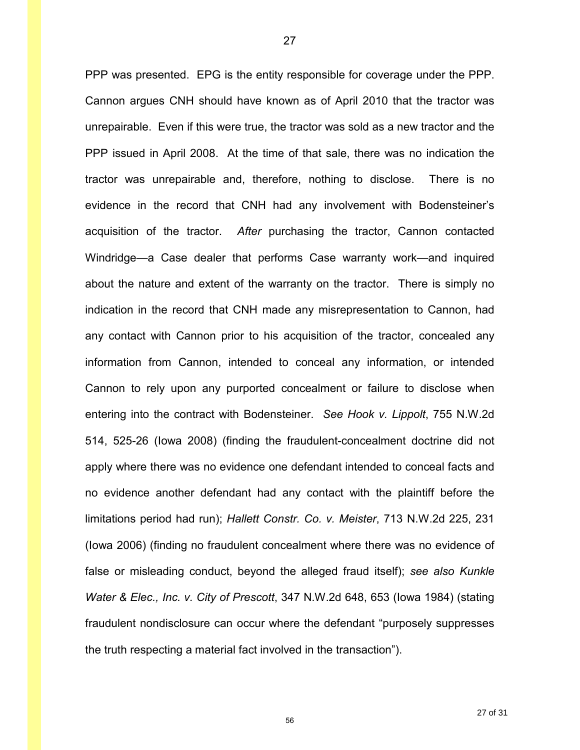PPP was presented. EPG is the entity responsible for coverage under the PPP. Cannon argues CNH should have known as of April 2010 that the tractor was unrepairable. Even if this were true, the tractor was sold as a new tractor and the PPP issued in April 2008. At the time of that sale, there was no indication the tractor was unrepairable and, therefore, nothing to disclose. There is no evidence in the record that CNH had any involvement with Bodensteiner's acquisition of the tractor. *After* purchasing the tractor, Cannon contacted Windridge—a Case dealer that performs Case warranty work—and inquired about the nature and extent of the warranty on the tractor. There is simply no indication in the record that CNH made any misrepresentation to Cannon, had any contact with Cannon prior to his acquisition of the tractor, concealed any information from Cannon, intended to conceal any information, or intended Cannon to rely upon any purported concealment or failure to disclose when entering into the contract with Bodensteiner. *See Hook v. Lippolt*, 755 N.W.2d 514, 525-26 (Iowa 2008) (finding the fraudulent-concealment doctrine did not apply where there was no evidence one defendant intended to conceal facts and no evidence another defendant had any contact with the plaintiff before the limitations period had run); *Hallett Constr. Co. v. Meister*, 713 N.W.2d 225, 231 (Iowa 2006) (finding no fraudulent concealment where there was no evidence of false or misleading conduct, beyond the alleged fraud itself); *see also Kunkle Water & Elec., Inc. v. City of Prescott*, 347 N.W.2d 648, 653 (Iowa 1984) (stating fraudulent nondisclosure can occur where the defendant "purposely suppresses the truth respecting a material fact involved in the transaction").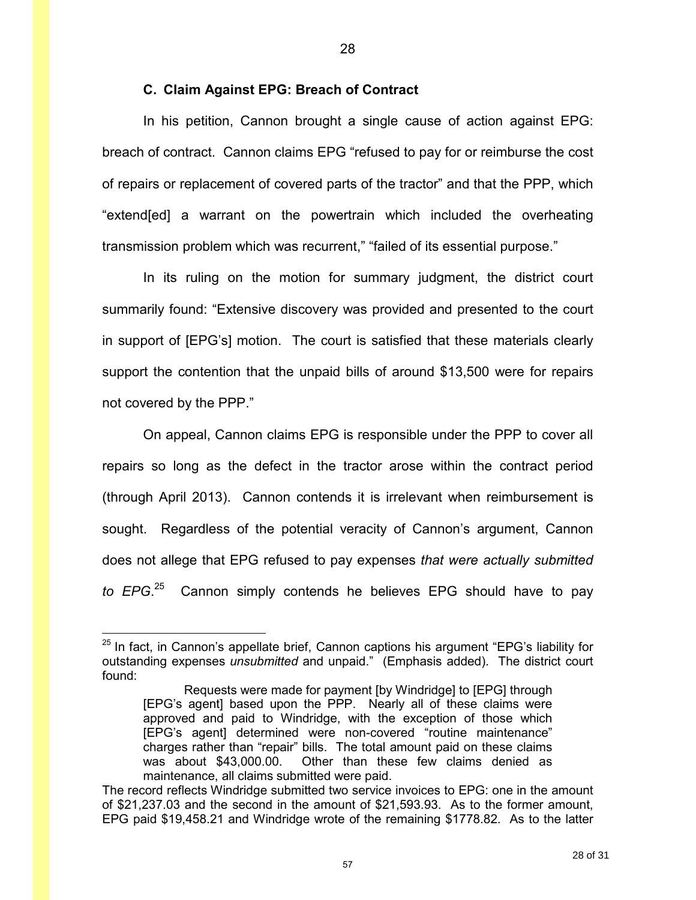### C. Claim Against EPG: Breach of Contract

In his petition, Cannon brought a single cause of action against EPG: breach of contract. Cannon claims EPG "refused to pay for or reimburse the cost of repairs or replacement of covered parts of the tractor" and that the PPP, which "extend[ed] a warrant on the powertrain which included the overheating transmission problem which was recurrent," "failed of its essential purpose."

In its ruling on the motion for summary judgment, the district court summarily found: "Extensive discovery was provided and presented to the court in support of [EPG's] motion. The court is satisfied that these materials clearly support the contention that the unpaid bills of around $13,500 were for repairs not covered by the PPP."

On appeal, Cannon claims EPG is responsible under the PPP to cover all repairs so long as the defect in the tractor arose within the contract period (through April 2013). Cannon contends it is irrelevant when reimbursement is sought. Regardless of the potential veracity of Cannon's argument, Cannon does not allege that EPG refused to pay expenses *that were actually submitted to EPG*.[25] Cannon simply contends he believes EPG should have to pay

---

[25] In fact, in Cannon's appellate brief, Cannon captions his argument "EPG's liability for outstanding expenses *unsubmitted* and unpaid." (Emphasis added). The district court found:

> Requests were made for payment [by Windridge] to [EPG] through [EPG's agent] based upon the PPP. Nearly all of these claims were approved and paid to Windridge, with the exception of those which [EPG's agent] determined were non-covered "routine maintenance" charges rather than "repair" bills. The total amount paid on these claims was about $43,000.00. Other than these few claims denied as maintenance, all claims submitted were paid.

The record reflects Windridge submitted two service invoices to EPG: one in the amount of $21,237.03 and the second in the amount of $21,593.93. As to the former amount, EPG paid $19,458.21 and Windridge wrote of the remaining $1778.82. As to the latter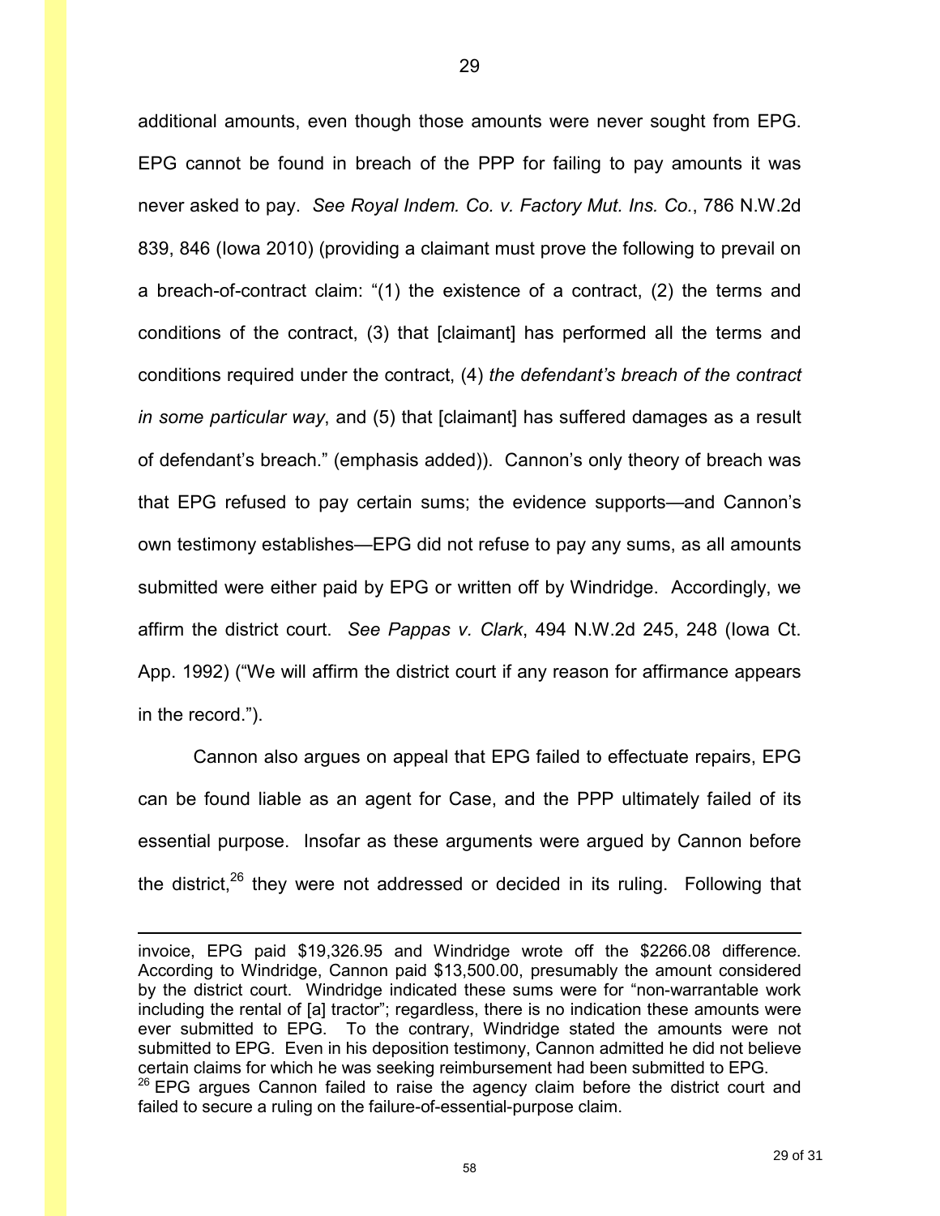additional amounts, even though those amounts were never sought from EPG. EPG cannot be found in breach of the PPP for failing to pay amounts it was never asked to pay. *See Royal Indem. Co. v. Factory Mut. Ins. Co.*, 786 N.W.2d 839, 846 (Iowa 2010) (providing a claimant must prove the following to prevail on a breach-of-contract claim: "(1) the existence of a contract, (2) the terms and conditions of the contract, (3) that [claimant] has performed all the terms and conditions required under the contract, (4) *the defendant's breach of the contract in some particular way*, and (5) that [claimant] has suffered damages as a result of defendant's breach." (emphasis added)). Cannon's only theory of breach was that EPG refused to pay certain sums; the evidence supports—and Cannon's own testimony establishes—EPG did not refuse to pay any sums, as all amounts submitted were either paid by EPG or written off by Windridge. Accordingly, we affirm the district court. *See Pappas v. Clark*, 494 N.W.2d 245, 248 (Iowa Ct. App. 1992) ("We will affirm the district court if any reason for affirmance appears in the record.").

Cannon also argues on appeal that EPG failed to effectuate repairs, EPG can be found liable as an agent for Case, and the PPP ultimately failed of its essential purpose. Insofar as these arguments were argued by Cannon before the district,[26] they were not addressed or decided in its ruling. Following that

---

invoice, EPG paid $19,326.95 and Windridge wrote off the $2266.08 difference. According to Windridge, Cannon paid $13,500.00, presumably the amount considered by the district court. Windridge indicated these sums were for "non-warrantable work including the rental of [a] tractor"; regardless, there is no indication these amounts were ever submitted to EPG. To the contrary, Windridge stated the amounts were not submitted to EPG. Even in his deposition testimony, Cannon admitted he did not believe certain claims for which he was seeking reimbursement had been submitted to EPG.

[26] EPG argues Cannon failed to raise the agency claim before the district court and failed to secure a ruling on the failure-of-essential-purpose claim.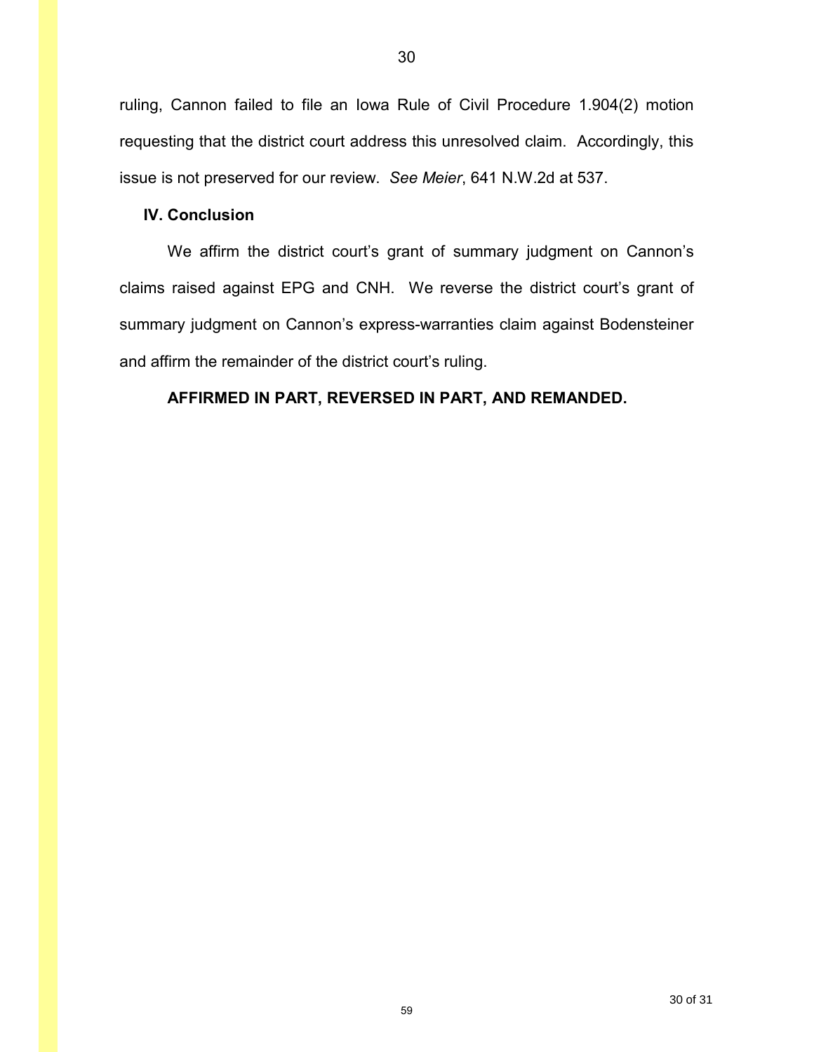ruling, Cannon failed to file an Iowa Rule of Civil Procedure 1.904(2) motion requesting that the district court address this unresolved claim. Accordingly, this issue is not preserved for our review. *See Meier*, 641 N.W.2d at 537.

## IV. Conclusion

We affirm the district court's grant of summary judgment on Cannon's claims raised against EPG and CNH. We reverse the district court's grant of summary judgment on Cannon's express-warranties claim against Bodensteiner and affirm the remainder of the district court's ruling.

**AFFIRMED IN PART, REVERSED IN PART, AND REMANDED.**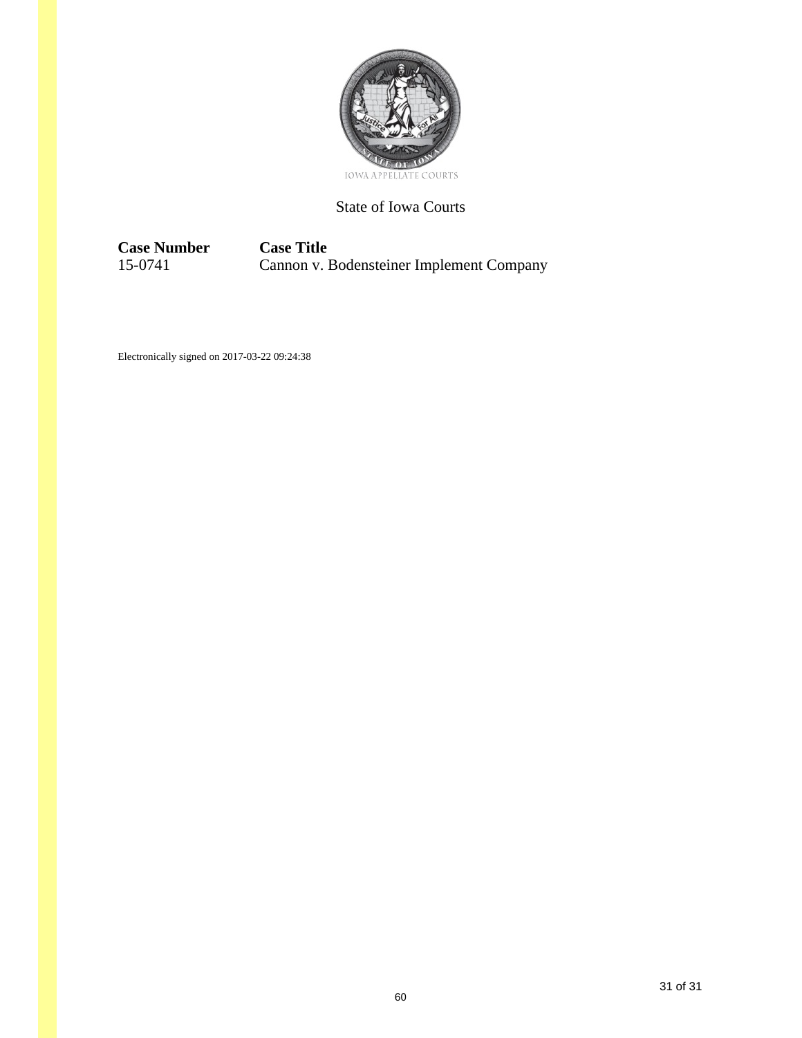IOWA APPELLATE COURTS

State of Iowa Courts

| **Case Number** | **Case Title** |
|---|---|
| 15-0741 | Cannon v. Bodensteiner Implement Company |

Electronically signed on 2017-03-22 09:24:38